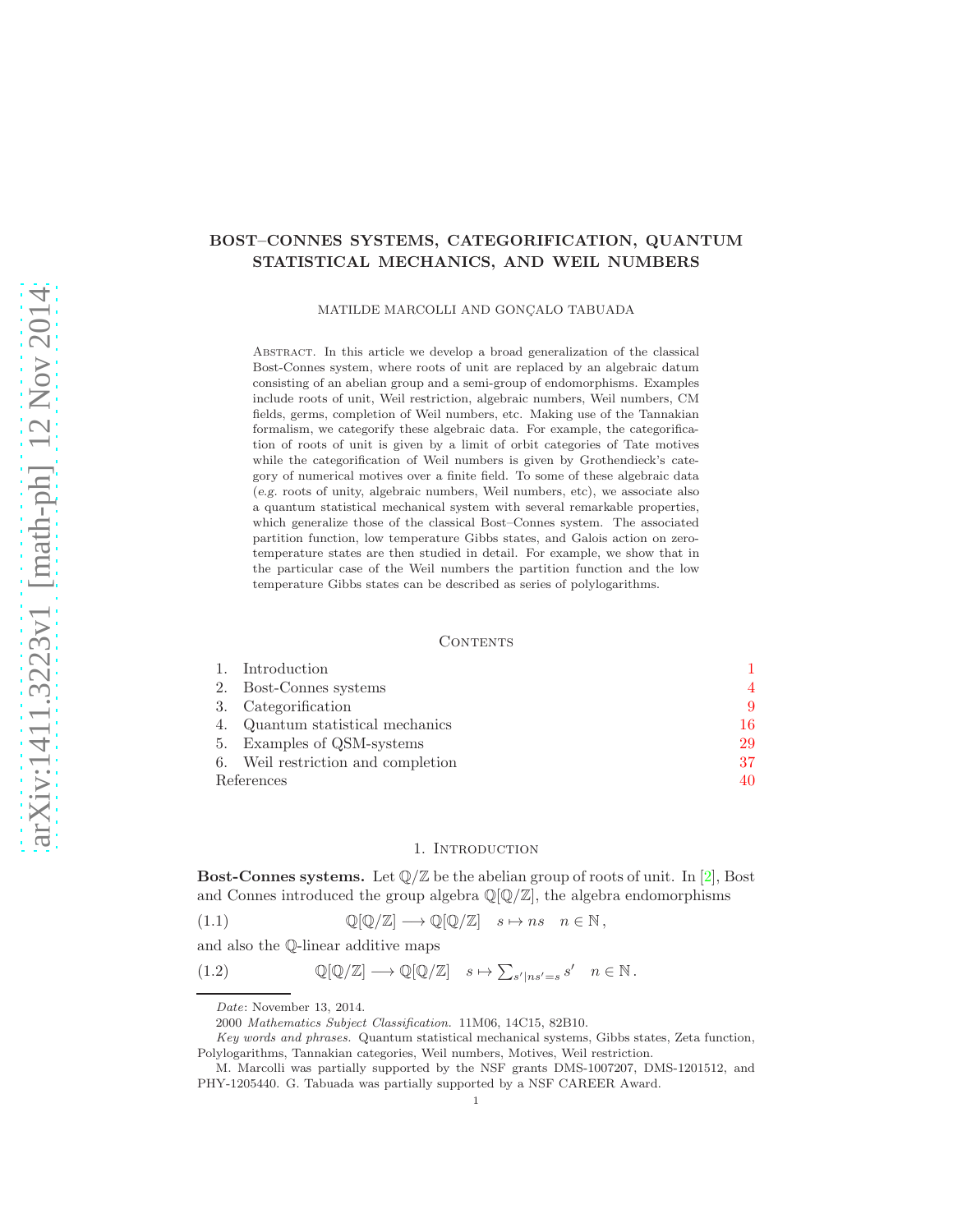# BOST–CONNES SYSTEMS, CATEGORIFICATION, QUANTUM STATISTICAL MECHANICS, AND WEIL NUMBERS

MATILDE MARCOLLI AND GONÇALO TABUADA

Abstract. In this article we develop a broad generalization of the classical Bost-Connes system, where roots of unit are replaced by an algebraic datum consisting of an abelian group and a semi-group of endomorphisms. Examples include roots of unit, Weil restriction, algebraic numbers, Weil numbers, CM fields, germs, completion of Weil numbers, etc. Making use of the Tannakian formalism, we categorify these algebraic data. For example, the categorification of roots of unit is given by a limit of orbit categories of Tate motives while the categorification of Weil numbers is given by Grothendieck's category of numerical motives over a finite field. To some of these algebraic data (*e.g.* roots of unity, algebraic numbers, Weil numbers, etc), we associate also a quantum statistical mechanical system with several remarkable properties, which generalize those of the classical Bost–Connes system. The associated partition function, low temperature Gibbs states, and Galois action on zero-temperature states are then studied in detail. For example, we show that in the particular case of the Weil numbers the partition function and the low temperature Gibbs states can be described as series of polylogarithms.

## Contents

| | | |
|---|---|---|
| 1. | Introduction | 1 |
| 2. | Bost-Connes systems | 4 |
| 3. | Categorification | 9 |
| 4. | Quantum statistical mechanics | 16 |
| 5. | Examples of QSM-systems | 29 |
| 6. | Weil restriction and completion | 37 |
| | References | 40 |

## 1. Introduction

**Bost-Connes systems.** Let $\mathbb{Q}/\mathbb{Z}$ be the abelian group of roots of unit. In [2], Bost and Connes introduced the group algebra $\mathbb{Q}[\mathbb{Q}/\mathbb{Z}]$, the algebra endomorphisms

$$\mathbb{Q}[\mathbb{Q}/\mathbb{Z}] \longrightarrow \mathbb{Q}[\mathbb{Q}/\mathbb{Z}] \quad s \mapsto ns \quad n \in \mathbb{N}\,, \tag{1.1}$$

and also the $\mathbb{Q}$-linear additive maps

$$\mathbb{Q}[\mathbb{Q}/\mathbb{Z}] \longrightarrow \mathbb{Q}[\mathbb{Q}/\mathbb{Z}] \quad s \mapsto \textstyle\sum_{s' | ns' = s} s' \quad n \in \mathbb{N}\,. \tag{1.2}$$

---

*Date*: November 13, 2014.

2000 *Mathematics Subject Classification.* 11M06, 14C15, 82B10.

*Key words and phrases.* Quantum statistical mechanical systems, Gibbs states, Zeta function, Polylogarithms, Tannakian categories, Weil numbers, Motives, Weil restriction.

M. Marcolli was partially supported by the NSF grants DMS-1007207, DMS-1201512, and PHY-1205440. G. Tabuada was partially supported by a NSF CAREER Award.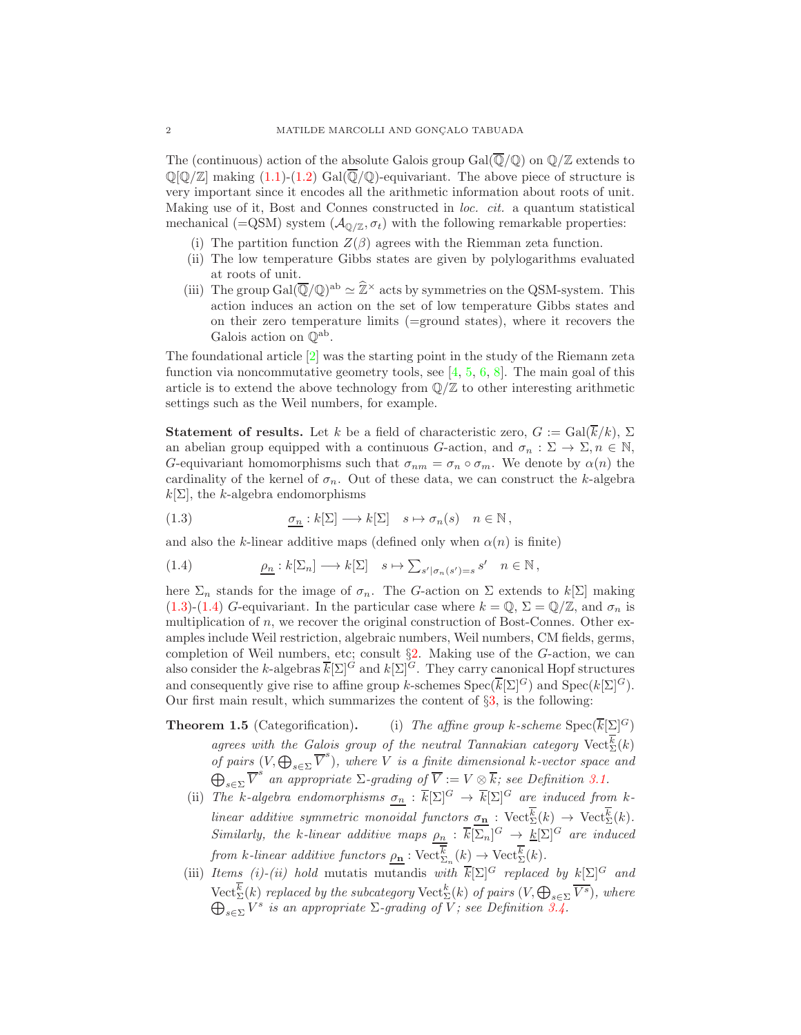The (continuous) action of the absolute Galois group $\mathrm{Gal}(\overline{\mathbb{Q}}/\mathbb{Q})$ on $\mathbb{Q}/\mathbb{Z}$ extends to $\mathbb{Q}[\mathbb{Q}/\mathbb{Z}]$ making (1.1)-(1.2) $\mathrm{Gal}(\overline{\mathbb{Q}}/\mathbb{Q})$-equivariant. The above piece of structure is very important since it encodes all the arithmetic information about roots of unit. Making use of it, Bost and Connes constructed in *loc. cit.* a quantum statistical mechanical (=QSM) system $(\mathcal{A}_{\mathbb{Q}/\mathbb{Z}}, \sigma_t)$ with the following remarkable properties:

- (i) The partition function $Z(\beta)$ agrees with the Riemman zeta function.
- (ii) The low temperature Gibbs states are given by polylogarithms evaluated at roots of unit.
- (iii) The group $\mathrm{Gal}(\overline{\mathbb{Q}}/\mathbb{Q})^{\mathrm{ab}} \simeq \widehat{\mathbb{Z}}^\times$ acts by symmetries on the QSM-system. This action induces an action on the set of low temperature Gibbs states and on their zero temperature limits (=ground states), where it recovers the Galois action on $\mathbb{Q}^{\mathrm{ab}}$.

The foundational article [2] was the starting point in the study of the Riemann zeta function via noncommutative geometry tools, see [4, 5, 6, 8]. The main goal of this article is to extend the above technology from $\mathbb{Q}/\mathbb{Z}$ to other interesting arithmetic settings such as the Weil numbers, for example.

**Statement of results.** Let $k$ be a field of characteristic zero, $G := \mathrm{Gal}(\overline{k}/k)$, $\Sigma$ an abelian group equipped with a continuous $G$-action, and $\sigma_n : \Sigma \to \Sigma, n \in \mathbb{N}$, $G$-equivariant homomorphisms such that $\sigma_{nm} = \sigma_n \circ \sigma_m$. We denote by $\alpha(n)$ the cardinality of the kernel of $\sigma_n$. Out of these data, we can construct the $k$-algebra $k[\Sigma]$, the $k$-algebra endomorphisms

$$\underline{\sigma_n} : k[\Sigma] \longrightarrow k[\Sigma] \quad s \mapsto \sigma_n(s) \quad n \in \mathbb{N}\,, \tag{1.3}$$

and also the $k$-linear additive maps (defined only when $\alpha(n)$ is finite)

$$\underline{\rho_n} : k[\Sigma_n] \longrightarrow k[\Sigma] \quad s \mapsto \textstyle\sum_{s'|\sigma_n(s')=s} s' \quad n \in \mathbb{N}\,, \tag{1.4}$$

here $\Sigma_n$ stands for the image of $\sigma_n$. The $G$-action on $\Sigma$ extends to $k[\Sigma]$ making (1.3)-(1.4) $G$-equivariant. In the particular case where $k = \mathbb{Q}$, $\Sigma = \mathbb{Q}/\mathbb{Z}$, and $\sigma_n$ is multiplication of $n$, we recover the original construction of Bost-Connes. Other examples include Weil restriction, algebraic numbers, Weil numbers, CM fields, germs, completion of Weil numbers, etc; consult §2. Making use of the $G$-action, we can also consider the $k$-algebras $\overline{k}[\Sigma]^G$ and $k[\Sigma]^G$. They carry canonical Hopf structures and consequently give rise to affine group $k$-schemes $\mathrm{Spec}(\overline{k}[\Sigma]^G)$ and $\mathrm{Spec}(k[\Sigma]^G)$. Our first main result, which summarizes the content of §3, is the following:

**Theorem 1.5** (Categorification)**.**

- (i) *The affine group $k$-scheme $\mathrm{Spec}(\overline{k}[\Sigma]^G)$ agrees with the Galois group of the neutral Tannakian category $\mathrm{Vect}_\Sigma^{\overline{k}}(k)$ of pairs $(V, \bigoplus_{s\in\Sigma} \overline{V}^s)$, where $V$ is a finite dimensional $k$-vector space and $\bigoplus_{s\in\Sigma} \overline{V}^s$ an appropriate $\Sigma$-grading of $\overline{V} := V \otimes \overline{k}$; see Definition 3.1.*
- (ii) *The $k$-algebra endomorphisms $\underline{\sigma_n} : \overline{k}[\Sigma]^G \to \overline{k}[\Sigma]^G$ are induced from $k$-linear additive symmetric monoidal functors $\underline{\sigma_{\mathbf{n}}} : \mathrm{Vect}_\Sigma^{\overline{k}}(k) \to \mathrm{Vect}_\Sigma^{\overline{k}}(k)$. Similarly, the $k$-linear additive maps $\underline{\rho_n} : \overline{k}[\Sigma_n]^G \to \underline{k}[\Sigma]^G$ are induced from $k$-linear additive functors $\underline{\rho_{\mathbf{n}}} : \mathrm{Vect}_{\Sigma_n}^{\overline{k}}(k) \to \mathrm{Vect}_\Sigma^{\overline{k}}(k)$.*
- (iii) *Items (i)-(ii) hold* mutatis mutandis *with $\overline{k}[\Sigma]^G$ replaced by $k[\Sigma]^G$ and $\mathrm{Vect}_\Sigma^{\overline{k}}(k)$ replaced by the subcategory $\mathrm{Vect}_\Sigma^{k}(k)$ of pairs $(V, \bigoplus_{s\in\Sigma} \overline{V^s})$, where $\bigoplus_{s\in\Sigma} V^s$ is an appropriate $\Sigma$-grading of $V$; see Definition 3.4.*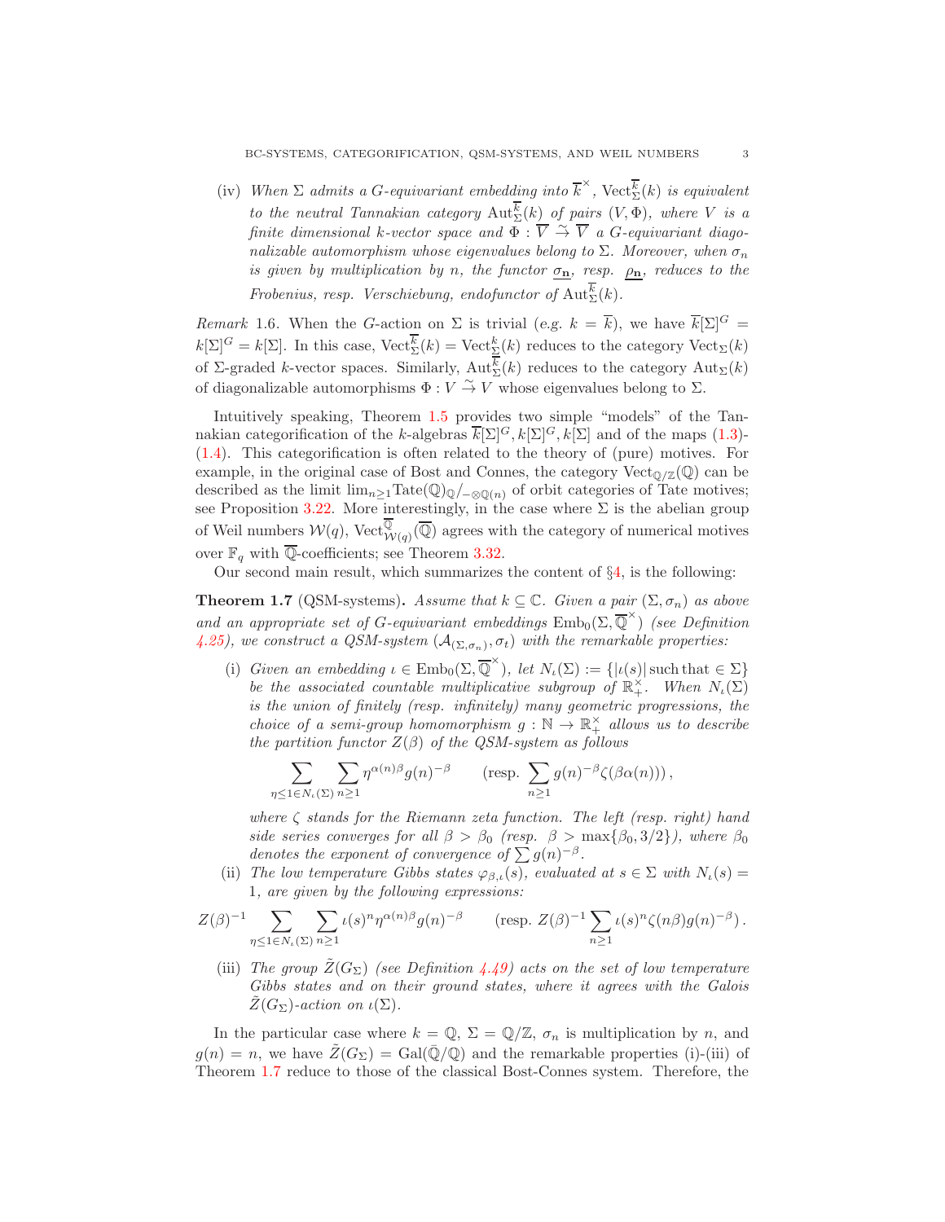(iv) *When $\Sigma$ admits a $G$-equivariant embedding into $\overline{k}^\times$, $\mathrm{Vect}_\Sigma^{\overline{k}}(k)$ is equivalent to the neutral Tannakian category $\mathrm{Aut}_\Sigma^{\overline{k}}(k)$ of pairs $(V, \Phi)$, where $V$ is a finite dimensional $k$-vector space and $\Phi : \overline{V} \stackrel{\sim}{\to} \overline{V}$ a $G$-equivariant diagonalizable automorphism whose eigenvalues belong to $\Sigma$. Moreover, when $\sigma_n$ is given by multiplication by $n$, the functor $\underline{\sigma_\mathbf{n}}$, resp. $\underline{\rho_\mathbf{n}}$, reduces to the Frobenius, resp. Verschiebung, endofunctor of $\mathrm{Aut}_\Sigma^{\overline{k}}(k)$.*

*Remark* 1.6. When the $G$-action on $\Sigma$ is trivial (e.g. $k = \overline{k}$), we have $\overline{k}[\Sigma]^G = k[\Sigma]^G = k[\Sigma]$. In this case, $\mathrm{Vect}_\Sigma^{\overline{k}}(k) = \mathrm{Vect}_\Sigma^k(k)$ reduces to the category $\mathrm{Vect}_\Sigma(k)$ of $\Sigma$-graded $k$-vector spaces. Similarly, $\mathrm{Aut}_\Sigma^{\overline{k}}(k)$ reduces to the category $\mathrm{Aut}_\Sigma(k)$ of diagonalizable automorphisms $\Phi : V \stackrel{\sim}{\to} V$ whose eigenvalues belong to $\Sigma$.

Intuitively speaking, Theorem 1.5 provides two simple "models" of the Tannakian categorification of the $k$-algebras $\overline{k}[\Sigma]^G, k[\Sigma]^G, k[\Sigma]$ and of the maps (1.3)-(1.4). This categorification is often related to the theory of (pure) motives. For example, in the original case of Bost and Connes, the category $\mathrm{Vect}_{\mathbb{Q}/\mathbb{Z}}(\mathbb{Q})$ can be described as the limit $\lim_{n \geq 1} \mathrm{Tate}(\mathbb{Q})_\mathbb{Q}/_{-\otimes \mathbb{Q}(n)}$ of orbit categories of Tate motives; see Proposition 3.22. More interestingly, in the case where $\Sigma$ is the abelian group of Weil numbers $\mathcal{W}(q)$, $\mathrm{Vect}_{\mathcal{W}(q)}^{\overline{\mathbb{Q}}}(\overline{\mathbb{Q}})$ agrees with the category of numerical motives over $\mathbb{F}_q$ with $\overline{\mathbb{Q}}$-coefficients; see Theorem 3.32.

Our second main result, which summarizes the content of §4, is the following:

**Theorem 1.7** (QSM-systems)**.** *Assume that $k \subseteq \mathbb{C}$. Given a pair $(\Sigma, \sigma_n)$ as above and an appropriate set of $G$-equivariant embeddings $\mathrm{Emb}_0(\Sigma, \overline{\mathbb{Q}}^\times)$ (see Definition 4.25), we construct a QSM-system $(\mathcal{A}_{(\Sigma,\sigma_n)}, \sigma_t)$ with the remarkable properties:*

(i) *Given an embedding $\iota \in \mathrm{Emb}_0(\Sigma, \overline{\mathbb{Q}}^\times)$, let $N_\iota(\Sigma) := \{|\iota(s)| \, \text{such that} \in \Sigma\}$ be the associated countable multiplicative subgroup of $\mathbb{R}_+^\times$. When $N_\iota(\Sigma)$ is the union of finitely (resp. infinitely) many geometric progressions, the choice of a semi-group homomorphism $g : \mathbb{N} \to \mathbb{R}_+^\times$ allows us to describe the partition functor $Z(\beta)$ of the QSM-system as follows*

$$\sum_{\eta \leq 1 \in N_\iota(\Sigma)} \sum_{n \geq 1} \eta^{\alpha(n)\beta} g(n)^{-\beta} \qquad \Big(\text{resp. } \sum_{n \geq 1} g(n)^{-\beta} \zeta(\beta \alpha(n))\Big)\,,$$

*where $\zeta$ stands for the Riemann zeta function. The left (resp. right) hand side series converges for all $\beta > \beta_0$ (resp. $\beta > \max\{\beta_0, 3/2\}$), where $\beta_0$ denotes the exponent of convergence of $\sum g(n)^{-\beta}$.*

(ii) *The low temperature Gibbs states $\varphi_{\beta,\iota}(s)$, evaluated at $s \in \Sigma$ with $N_\iota(s) = 1$, are given by the following expressions:*

$$Z(\beta)^{-1} \sum_{\eta \leq 1 \in N_\iota(\Sigma)} \sum_{n \geq 1} \iota(s)^n \eta^{\alpha(n)\beta} g(n)^{-\beta} \qquad \Big(\text{resp. } Z(\beta)^{-1} \sum_{n \geq 1} \iota(s)^n \zeta(n\beta) g(n)^{-\beta}\Big)\,.$$

(iii) *The group $\tilde{Z}(G_\Sigma)$ (see Definition 4.49) acts on the set of low temperature Gibbs states and on their ground states, where it agrees with the Galois $\tilde{Z}(G_\Sigma)$-action on $\iota(\Sigma)$.*

In the particular case where $k = \mathbb{Q}$, $\Sigma = \mathbb{Q}/\mathbb{Z}$, $\sigma_n$ is multiplication by $n$, and $g(n) = n$, we have $\tilde{Z}(G_\Sigma) = \mathrm{Gal}(\bar{\mathbb{Q}}/\mathbb{Q})$ and the remarkable properties (i)-(iii) of Theorem 1.7 reduce to those of the classical Bost-Connes system. Therefore, the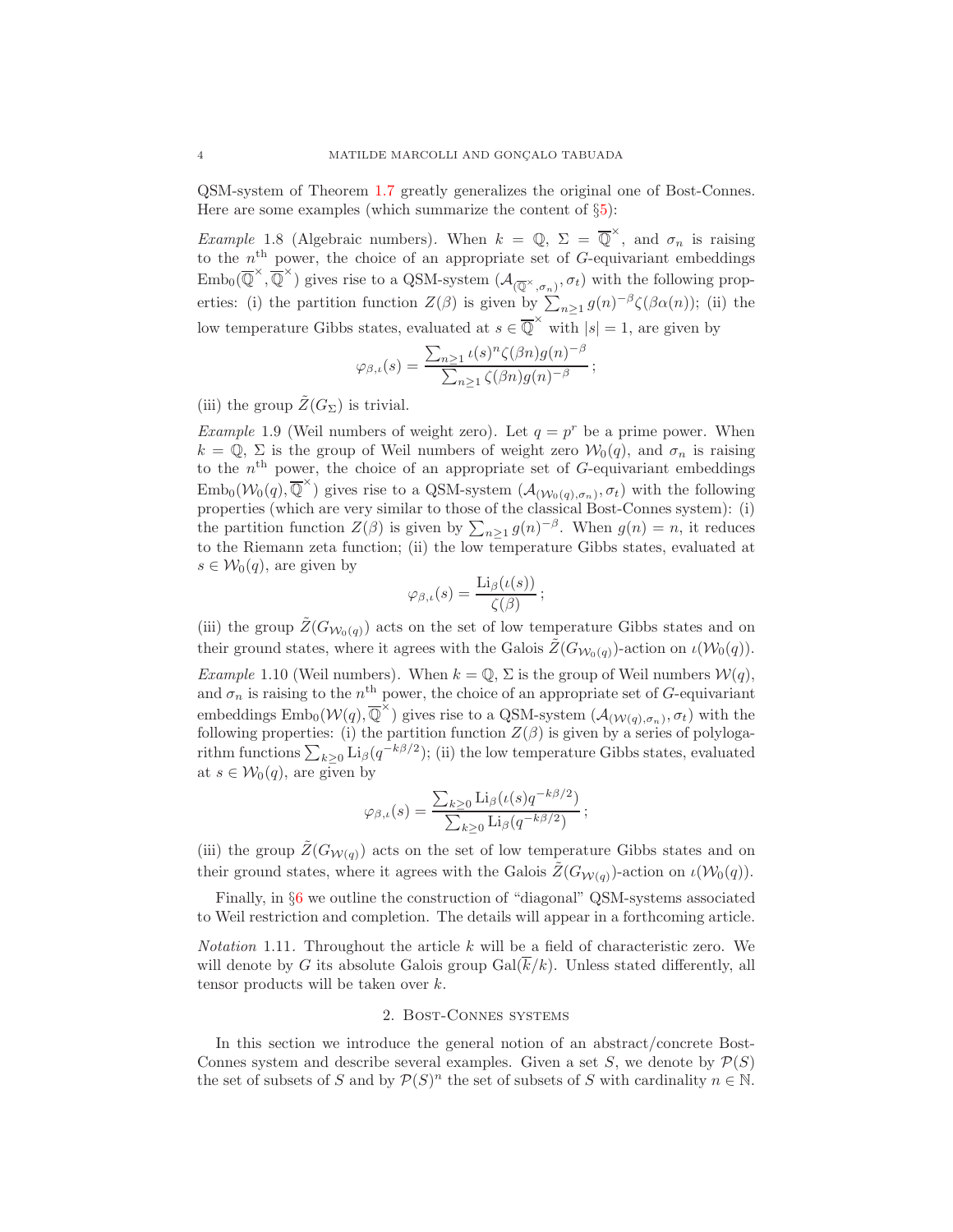QSM-system of Theorem 1.7 greatly generalizes the original one of Bost-Connes. Here are some examples (which summarize the content of §5):

*Example* 1.8 (Algebraic numbers). When $k = \mathbb{Q}$, $\Sigma = \overline{\mathbb{Q}}^\times$, and $\sigma_n$ is raising to the $n^{\text{th}}$ power, the choice of an appropriate set of $G$-equivariant embeddings $\text{Emb}_0(\overline{\mathbb{Q}}^\times, \overline{\mathbb{Q}}^\times)$ gives rise to a QSM-system $(\mathcal{A}_{(\overline{\mathbb{Q}}^\times, \sigma_n)}, \sigma_t)$ with the following properties: (i) the partition function $Z(\beta)$ is given by $\sum_{n \geq 1} g(n)^{-\beta} \zeta(\beta \alpha(n))$; (ii) the low temperature Gibbs states, evaluated at $s \in \overline{\mathbb{Q}}^\times$ with $|s| = 1$, are given by

$$\varphi_{\beta,\iota}(s) = \frac{\sum_{n\geq 1} \iota(s)^n \zeta(\beta n) g(n)^{-\beta}}{\sum_{n \geq 1} \zeta(\beta n) g(n)^{-\beta}};$$

(iii) the group $\tilde{Z}(G_\Sigma)$ is trivial.

*Example* 1.9 (Weil numbers of weight zero). Let $q = p^r$ be a prime power. When $k = \mathbb{Q}$, $\Sigma$ is the group of Weil numbers of weight zero $\mathcal{W}_0(q)$, and $\sigma_n$ is raising to the $n^{\text{th}}$ power, the choice of an appropriate set of $G$-equivariant embeddings $\text{Emb}_0(\mathcal{W}_0(q), \overline{\mathbb{Q}}^\times)$ gives rise to a QSM-system $(\mathcal{A}_{(\mathcal{W}_0(q), \sigma_n)}, \sigma_t)$ with the following properties (which are very similar to those of the classical Bost-Connes system): (i) the partition function $Z(\beta)$ is given by $\sum_{n \geq 1} g(n)^{-\beta}$. When $g(n) = n$, it reduces to the Riemann zeta function; (ii) the low temperature Gibbs states, evaluated at $s \in \mathcal{W}_0(q)$, are given by

$$\varphi_{\beta,\iota}(s) = \frac{\text{Li}_\beta(\iota(s))}{\zeta(\beta)};$$

(iii) the group $\tilde{Z}(G_{\mathcal{W}_0(q)})$ acts on the set of low temperature Gibbs states and on their ground states, where it agrees with the Galois $\tilde{Z}(G_{\mathcal{W}_0(q)})$-action on $\iota(\mathcal{W}_0(q))$.

*Example* 1.10 (Weil numbers). When $k = \mathbb{Q}$, $\Sigma$ is the group of Weil numbers $\mathcal{W}(q)$, and $\sigma_n$ is raising to the $n^{\text{th}}$ power, the choice of an appropriate set of $G$-equivariant embeddings $\text{Emb}_0(\mathcal{W}(q), \overline{\mathbb{Q}}^\times)$ gives rise to a QSM-system $(\mathcal{A}_{(\mathcal{W}(q), \sigma_n)}, \sigma_t)$ with the following properties: (i) the partition function $Z(\beta)$ is given by a series of polylogarithm functions $\sum_{k \geq 0} \text{Li}_\beta(q^{-k\beta/2})$; (ii) the low temperature Gibbs states, evaluated at $s \in \mathcal{W}_0(q)$, are given by

$$\varphi_{\beta,\iota}(s) = \frac{\sum_{k\geq 0} \text{Li}_\beta(\iota(s) q^{-k\beta/2})}{\sum_{k\geq 0} \text{Li}_\beta(q^{-k\beta/2})};$$

(iii) the group $\tilde{Z}(G_{\mathcal{W}(q)})$ acts on the set of low temperature Gibbs states and on their ground states, where it agrees with the Galois $\tilde{Z}(G_{\mathcal{W}(q)})$-action on $\iota(\mathcal{W}_0(q))$.

Finally, in §6 we outline the construction of "diagonal" QSM-systems associated to Weil restriction and completion. The details will appear in a forthcoming article.

*Notation* 1.11. Throughout the article $k$ will be a field of characteristic zero. We will denote by $G$ its absolute Galois group $\text{Gal}(\overline{k}/k)$. Unless stated differently, all tensor products will be taken over $k$.

## 2. Bost-Connes systems

In this section we introduce the general notion of an abstract/concrete Bost-Connes system and describe several examples. Given a set $S$, we denote by $\mathcal{P}(S)$ the set of subsets of $S$ and by $\mathcal{P}(S)^n$ the set of subsets of $S$ with cardinality $n \in \mathbb{N}$.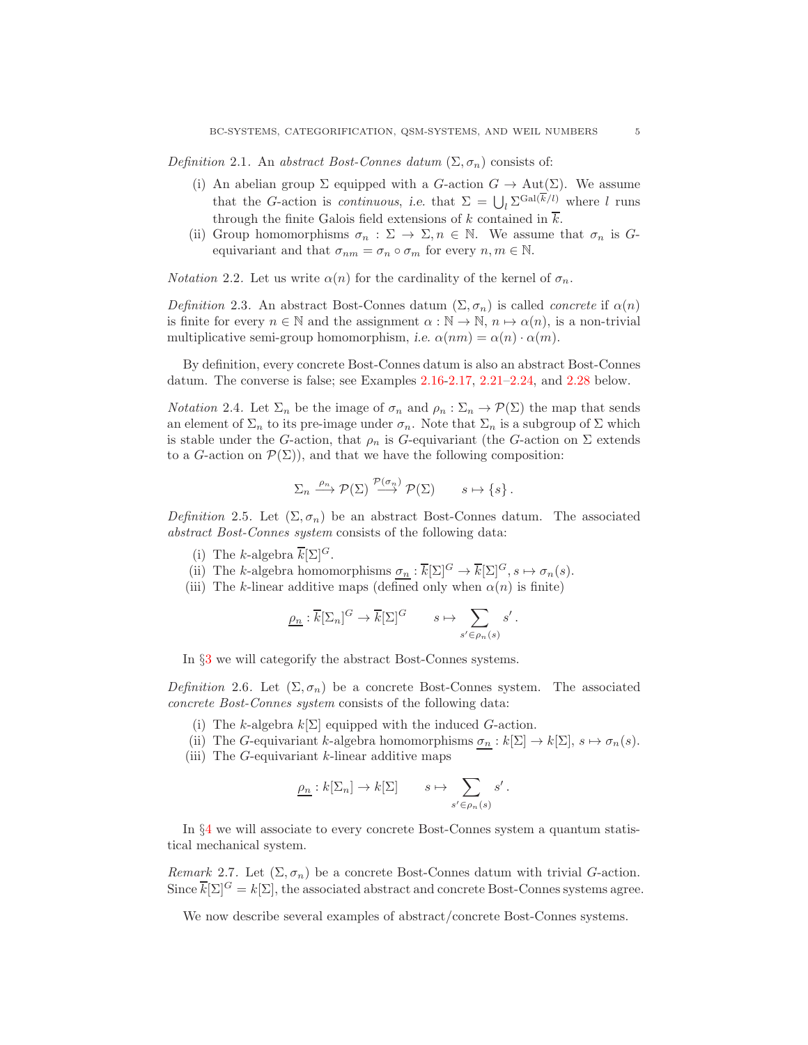*Definition* 2.1. An *abstract Bost-Connes datum* $(\Sigma, \sigma_n)$ consists of:

- (i) An abelian group $\Sigma$ equipped with a $G$-action $G \to \mathrm{Aut}(\Sigma)$. We assume that the $G$-action is *continuous*, *i.e.* that $\Sigma = \bigcup_l \Sigma^{\mathrm{Gal}(\overline{k}/l)}$ where $l$ runs through the finite Galois field extensions of $k$ contained in $\overline{k}$.
- (ii) Group homomorphisms $\sigma_n : \Sigma \to \Sigma, n \in \mathbb{N}$. We assume that $\sigma_n$ is $G$-equivariant and that $\sigma_{nm} = \sigma_n \circ \sigma_m$ for every $n, m \in \mathbb{N}$.

*Notation* 2.2. Let us write $\alpha(n)$ for the cardinality of the kernel of $\sigma_n$.

*Definition* 2.3. An abstract Bost-Connes datum $(\Sigma, \sigma_n)$ is called *concrete* if $\alpha(n)$ is finite for every $n \in \mathbb{N}$ and the assignment $\alpha : \mathbb{N} \to \mathbb{N}$, $n \mapsto \alpha(n)$, is a non-trivial multiplicative semi-group homomorphism, *i.e.* $\alpha(nm) = \alpha(n) \cdot \alpha(m)$.

By definition, every concrete Bost-Connes datum is also an abstract Bost-Connes datum. The converse is false; see Examples 2.16-2.17, 2.21–2.24, and 2.28 below.

*Notation* 2.4. Let $\Sigma_n$ be the image of $\sigma_n$ and $\rho_n : \Sigma_n \to \mathcal{P}(\Sigma)$ the map that sends an element of $\Sigma_n$ to its pre-image under $\sigma_n$. Note that $\Sigma_n$ is a subgroup of $\Sigma$ which is stable under the $G$-action, that $\rho_n$ is $G$-equivariant (the $G$-action on $\Sigma$ extends to a $G$-action on $\mathcal{P}(\Sigma)$), and that we have the following composition:

$$\Sigma_n \xrightarrow{\rho_n} \mathcal{P}(\Sigma) \xrightarrow{\mathcal{P}(\sigma_n)} \mathcal{P}(\Sigma) \qquad s \mapsto \{s\}\,.$$

*Definition* 2.5. Let $(\Sigma, \sigma_n)$ be an abstract Bost-Connes datum. The associated *abstract Bost-Connes system* consists of the following data:

- (i) The $k$-algebra $\overline{k}[\Sigma]^G$.
- (ii) The $k$-algebra homomorphisms $\underline{\sigma_n} : \overline{k}[\Sigma]^G \to \overline{k}[\Sigma]^G, s \mapsto \sigma_n(s)$.
- (iii) The $k$-linear additive maps (defined only when $\alpha(n)$ is finite)

$$\underline{\rho_n} : \overline{k}[\Sigma_n]^G \to \overline{k}[\Sigma]^G \qquad s \mapsto \sum_{s' \in \rho_n(s)} s'\,.$$

In §3 we will categorify the abstract Bost-Connes systems.

*Definition* 2.6. Let $(\Sigma, \sigma_n)$ be a concrete Bost-Connes system. The associated *concrete Bost-Connes system* consists of the following data:

- (i) The $k$-algebra $k[\Sigma]$ equipped with the induced $G$-action.
- (ii) The $G$-equivariant $k$-algebra homomorphisms $\underline{\sigma_n} : k[\Sigma] \to k[\Sigma]$, $s \mapsto \sigma_n(s)$.
- (iii) The $G$-equivariant $k$-linear additive maps

$$\underline{\rho_n} : k[\Sigma_n] \to k[\Sigma] \qquad s \mapsto \sum_{s' \in \rho_n(s)} s'\,.$$

In §4 we will associate to every concrete Bost-Connes system a quantum statistical mechanical system.

*Remark* 2.7. Let $(\Sigma, \sigma_n)$ be a concrete Bost-Connes datum with trivial $G$-action. Since $\overline{k}[\Sigma]^G = k[\Sigma]$, the associated abstract and concrete Bost-Connes systems agree.

We now describe several examples of abstract/concrete Bost-Connes systems.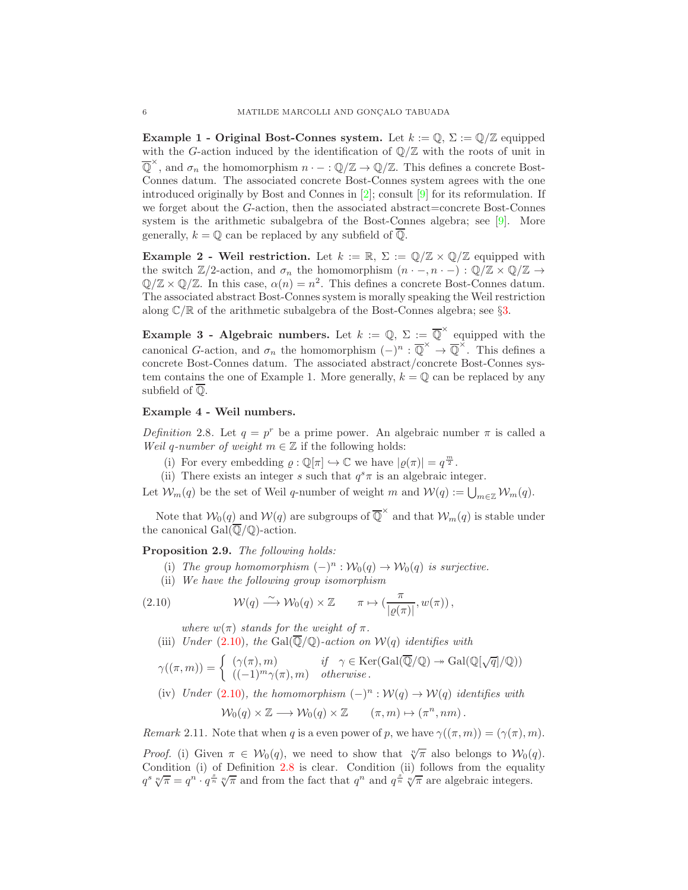**Example 1 - Original Bost-Connes system.** Let $k := \mathbb{Q}$, $\Sigma := \mathbb{Q}/\mathbb{Z}$ equipped with the $G$-action induced by the identification of $\mathbb{Q}/\mathbb{Z}$ with the roots of unit in $\overline{\mathbb{Q}}^\times$, and $\sigma_n$ the homomorphism $n \cdot - : \mathbb{Q}/\mathbb{Z} \to \mathbb{Q}/\mathbb{Z}$. This defines a concrete Bost-Connes datum. The associated concrete Bost-Connes system agrees with the one introduced originally by Bost and Connes in [2]; consult [9] for its reformulation. If we forget about the $G$-action, then the associated abstract=concrete Bost-Connes system is the arithmetic subalgebra of the Bost-Connes algebra; see [9]. More generally, $k = \mathbb{Q}$ can be replaced by any subfield of $\overline{\mathbb{Q}}$.

**Example 2 - Weil restriction.** Let $k := \mathbb{R}$, $\Sigma := \mathbb{Q}/\mathbb{Z} \times \mathbb{Q}/\mathbb{Z}$ equipped with the switch $\mathbb{Z}/2$-action, and $\sigma_n$ the homomorphism $(n \cdot -, n \cdot -) : \mathbb{Q}/\mathbb{Z} \times \mathbb{Q}/\mathbb{Z} \to \mathbb{Q}/\mathbb{Z} \times \mathbb{Q}/\mathbb{Z}$. In this case, $\alpha(n) = n^2$. This defines a concrete Bost-Connes datum. The associated abstract Bost-Connes system is morally speaking the Weil restriction along $\mathbb{C}/\mathbb{R}$ of the arithmetic subalgebra of the Bost-Connes algebra; see §3.

**Example 3 - Algebraic numbers.** Let $k := \mathbb{Q}$, $\Sigma := \overline{\mathbb{Q}}^\times$ equipped with the canonical $G$-action, and $\sigma_n$ the homomorphism $(-)^n : \overline{\mathbb{Q}}^\times \to \overline{\mathbb{Q}}^\times$. This defines a concrete Bost-Connes datum. The associated abstract/concrete Bost-Connes system contains the one of Example 1. More generally, $k = \mathbb{Q}$ can be replaced by any subfield of $\overline{\mathbb{Q}}$.

**Example 4 - Weil numbers.**

*Definition* 2.8. Let $q = p^r$ be a prime power. An algebraic number $\pi$ is called a *Weil $q$-number of weight $m \in \mathbb{Z}$* if the following holds:

(i) For every embedding $\varrho : \mathbb{Q}[\pi] \hookrightarrow \mathbb{C}$ we have $|\varrho(\pi)| = q^{\frac{m}{2}}$.

(ii) There exists an integer $s$ such that $q^s\pi$ is an algebraic integer.

Let $\mathcal{W}_m(q)$ be the set of Weil $q$-number of weight $m$ and $\mathcal{W}(q) := \bigcup_{m\in\mathbb{Z}} \mathcal{W}_m(q)$.

Note that $\mathcal{W}_0(q)$ and $\mathcal{W}(q)$ are subgroups of $\overline{\mathbb{Q}}^\times$ and that $\mathcal{W}_m(q)$ is stable under the canonical $\mathrm{Gal}(\overline{\mathbb{Q}}/\mathbb{Q})$-action.

**Proposition 2.9.** *The following holds:*

(i) *The group homomorphism $(-)^n : \mathcal{W}_0(q) \to \mathcal{W}_0(q)$ is surjective.*

(ii) *We have the following group isomorphism*

$$\mathcal{W}(q) \xrightarrow{\sim} \mathcal{W}_0(q) \times \mathbb{Z} \qquad \pi \mapsto \left(\frac{\pi}{|\varrho(\pi)|}, w(\pi)\right), \tag{2.10}$$

*where $w(\pi)$ stands for the weight of $\pi$.*

(iii) *Under (2.10), the $\mathrm{Gal}(\overline{\mathbb{Q}}/\mathbb{Q})$-action on $\mathcal{W}(q)$ identifies with*

$$\gamma((\pi, m)) = \begin{cases} (\gamma(\pi), m) & \text{if} \quad \gamma \in \mathrm{Ker}(\mathrm{Gal}(\overline{\mathbb{Q}}/\mathbb{Q}) \twoheadrightarrow \mathrm{Gal}(\mathbb{Q}[\sqrt{q}]/\mathbb{Q})) \\ ((-1)^m\gamma(\pi), m) & \text{otherwise}. \end{cases}$$

(iv) *Under (2.10), the homomorphism $(-)^n : \mathcal{W}(q) \to \mathcal{W}(q)$ identifies with*

$$\mathcal{W}_0(q) \times \mathbb{Z} \longrightarrow \mathcal{W}_0(q) \times \mathbb{Z} \qquad (\pi, m) \mapsto (\pi^n, nm).$$

*Remark* 2.11. Note that when $q$ is a even power of $p$, we have $\gamma((\pi, m)) = (\gamma(\pi), m)$.

*Proof.* (i) Given $\pi \in \mathcal{W}_0(q)$, we need to show that $\sqrt[n]{\pi}$ also belongs to $\mathcal{W}_0(q)$. Condition (i) of Definition 2.8 is clear. Condition (ii) follows from the equality $q^s \sqrt[n]{\pi} = q^n \cdot q^{\frac{s}{n}} \sqrt[n]{\pi}$ and from the fact that $q^n$ and $q^{\frac{s}{n}} \sqrt[n]{\pi}$ are algebraic integers.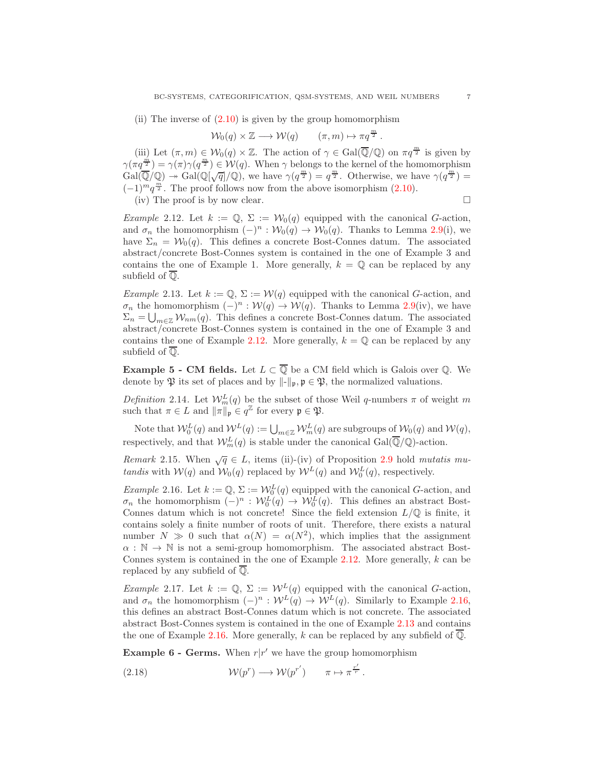(ii) The inverse of (2.10) is given by the group homomorphism

$$\mathcal{W}_0(q) \times \mathbb{Z} \longrightarrow \mathcal{W}(q) \qquad (\pi, m) \mapsto \pi q^{\frac{m}{2}}\,.$$

(iii) Let $(\pi, m) \in \mathcal{W}_0(q) \times \mathbb{Z}$. The action of $\gamma \in \mathrm{Gal}(\overline{\mathbb{Q}}/\mathbb{Q})$ on $\pi q^{\frac{m}{2}}$ is given by $\gamma(\pi q^{\frac{m}{2}}) = \gamma(\pi)\gamma(q^{\frac{m}{2}}) \in \mathcal{W}(q)$. When $\gamma$ belongs to the kernel of the homomorphism $\mathrm{Gal}(\overline{\mathbb{Q}}/\mathbb{Q}) \twoheadrightarrow \mathrm{Gal}(\mathbb{Q}[\sqrt{q}]/\mathbb{Q})$, we have $\gamma(q^{\frac{m}{2}}) = q^{\frac{m}{2}}$. Otherwise, we have $\gamma(q^{\frac{m}{2}}) = (-1)^m q^{\frac{m}{2}}$. The proof follows now from the above isomorphism (2.10).

(iv) The proof is by now clear. $\square$

*Example* 2.12. Let $k := \mathbb{Q}$, $\Sigma := \mathcal{W}_0(q)$ equipped with the canonical $G$-action, and $\sigma_n$ the homomorphism $(-)^n : \mathcal{W}_0(q) \to \mathcal{W}_0(q)$. Thanks to Lemma 2.9(i), we have $\Sigma_n = \mathcal{W}_0(q)$. This defines a concrete Bost-Connes datum. The associated abstract/concrete Bost-Connes system is contained in the one of Example 3 and contains the one of Example 1. More generally, $k = \mathbb{Q}$ can be replaced by any subfield of $\overline{\mathbb{Q}}$.

*Example* 2.13. Let $k := \mathbb{Q}$, $\Sigma := \mathcal{W}(q)$ equipped with the canonical $G$-action, and $\sigma_n$ the homomorphism $(-)^n : \mathcal{W}(q) \to \mathcal{W}(q)$. Thanks to Lemma 2.9(iv), we have $\Sigma_n = \bigcup_{m \in \mathbb{Z}} \mathcal{W}_{nm}(q)$. This defines a concrete Bost-Connes datum. The associated abstract/concrete Bost-Connes system is contained in the one of Example 3 and contains the one of Example 2.12. More generally, $k = \mathbb{Q}$ can be replaced by any subfield of $\overline{\mathbb{Q}}$.

**Example 5 - CM fields.** Let $L \subset \overline{\mathbb{Q}}$ be a CM field which is Galois over $\mathbb{Q}$. We denote by $\mathfrak{P}$ its set of places and by $\|\text{-}\|_{\mathfrak{p}}, \mathfrak{p} \in \mathfrak{P}$, the normalized valuations.

*Definition* 2.14. Let $\mathcal{W}^L_m(q)$ be the subset of those Weil $q$-numbers $\pi$ of weight $m$ such that $\pi \in L$ and $\|\pi\|_{\mathfrak{p}} \in q^{\mathbb{Z}}$ for every $\mathfrak{p} \in \mathfrak{P}$.

Note that $\mathcal{W}^L_0(q)$ and $\mathcal{W}^L(q) := \bigcup_{m \in \mathbb{Z}} \mathcal{W}^L_m(q)$ are subgroups of $\mathcal{W}_0(q)$ and $\mathcal{W}(q)$, respectively, and that $\mathcal{W}^L_m(q)$ is stable under the canonical $\mathrm{Gal}(\overline{\mathbb{Q}}/\mathbb{Q})$-action.

*Remark* 2.15. When $\sqrt{q} \in L$, items (ii)-(iv) of Proposition 2.9 hold *mutatis mutandis* with $\mathcal{W}(q)$ and $\mathcal{W}_0(q)$ replaced by $\mathcal{W}^L(q)$ and $\mathcal{W}^L_0(q)$, respectively.

*Example* 2.16. Let $k := \mathbb{Q}$, $\Sigma := \mathcal{W}^L_0(q)$ equipped with the canonical $G$-action, and $\sigma_n$ the homomorphism $(-)^n : \mathcal{W}^L_0(q) \to \mathcal{W}^L_0(q)$. This defines an abstract Bost-Connes datum which is not concrete! Since the field extension $L/\mathbb{Q}$ is finite, it contains solely a finite number of roots of unit. Therefore, there exists a natural number $N \gg 0$ such that $\alpha(N) = \alpha(N^2)$, which implies that the assignment $\alpha : \mathbb{N} \to \mathbb{N}$ is not a semi-group homomorphism. The associated abstract Bost-Connes system is contained in the one of Example 2.12. More generally, $k$ can be replaced by any subfield of $\overline{\mathbb{Q}}$.

*Example* 2.17. Let $k := \mathbb{Q}$, $\Sigma := \mathcal{W}^L(q)$ equipped with the canonical $G$-action, and $\sigma_n$ the homomorphism $(-)^n : \mathcal{W}^L(q) \to \mathcal{W}^L(q)$. Similarly to Example 2.16, this defines an abstract Bost-Connes datum which is not concrete. The associated abstract Bost-Connes system is contained in the one of Example 2.13 and contains the one of Example 2.16. More generally, $k$ can be replaced by any subfield of $\overline{\mathbb{Q}}$.

**Example 6 - Germs.** When $r|r'$ we have the group homomorphism

$$\mathcal{W}(p^r) \longrightarrow \mathcal{W}(p^{r'}) \qquad \pi \mapsto \pi^{\frac{r'}{r}}\,. \tag{2.18}$$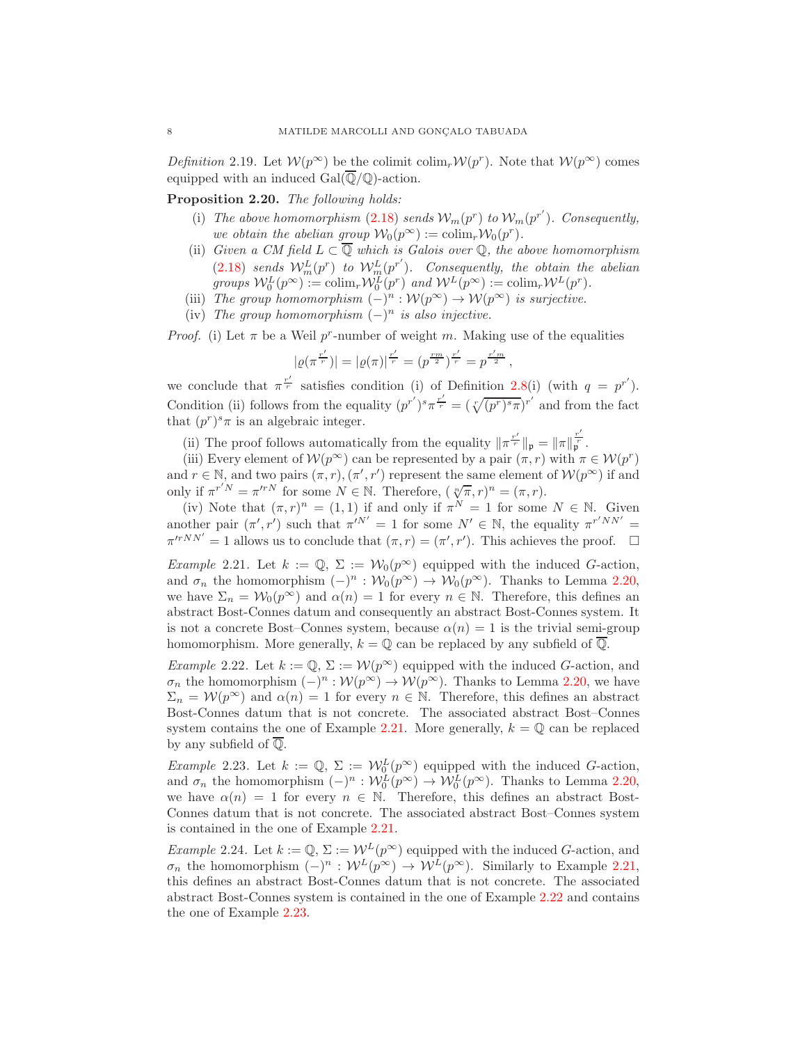*Definition* 2.19. Let $\mathcal{W}(p^\infty)$ be the colimit $\mathrm{colim}_r \mathcal{W}(p^r)$. Note that $\mathcal{W}(p^\infty)$ comes equipped with an induced $\mathrm{Gal}(\overline{\mathbb{Q}}/\mathbb{Q})$-action.

**Proposition 2.20.** *The following holds:*

(i) *The above homomorphism* (2.18) *sends $\mathcal{W}_m(p^r)$ to $\mathcal{W}_m(p^{r'})$. Consequently, we obtain the abelian group $\mathcal{W}_0(p^\infty) := \mathrm{colim}_r \mathcal{W}_0(p^r)$.*

(ii) *Given a CM field $L \subset \overline{\mathbb{Q}}$ which is Galois over $\mathbb{Q}$, the above homomorphism* (2.18) *sends $\mathcal{W}^L_m(p^r)$ to $\mathcal{W}^L_m(p^{r'})$. Consequently, the obtain the abelian groups $\mathcal{W}^L_0(p^\infty) := \mathrm{colim}_r \mathcal{W}^L_0(p^r)$ and $\mathcal{W}^L(p^\infty) := \mathrm{colim}_r \mathcal{W}^L(p^r)$.*

(iii) *The group homomorphism $(-)^n : \mathcal{W}(p^\infty) \to \mathcal{W}(p^\infty)$ is surjective.*

(iv) *The group homomorphism $(-)^n$ is also injective.*

*Proof.* (i) Let $\pi$ be a Weil $p^r$-number of weight $m$. Making use of the equalities

$$|\varrho(\pi^{\frac{r'}{r}})| = |\varrho(\pi)|^{\frac{r'}{r}} = (p^{\frac{rm}{2}})^{\frac{r'}{r}} = p^{\frac{r'm}{2}}\,,$$

we conclude that $\pi^{\frac{r'}{r}}$ satisfies condition (i) of Definition 2.8(i) (with $q = p^{r'}$). Condition (ii) follows from the equality $(p^{r'})^s \pi^{\frac{r'}{r}} = (\sqrt[r]{(p^r)^s\pi})^{r'}$ and from the fact that $(p^r)^s\pi$ is an algebraic integer.

(ii) The proof follows automatically from the equality $\|\pi^{\frac{r'}{r}}\|_{\mathfrak{p}} = \|\pi\|_{\mathfrak{p}}^{\frac{r'}{r}}$.

(iii) Every element of $\mathcal{W}(p^\infty)$ can be represented by a pair $(\pi, r)$ with $\pi \in \mathcal{W}(p^r)$ and $r \in \mathbb{N}$, and two pairs $(\pi, r), (\pi', r')$ represent the same element of $\mathcal{W}(p^\infty)$ if and only if $\pi^{r'N} = \pi'^{rN}$ for some $N \in \mathbb{N}$. Therefore, $(\sqrt[n]{\pi}, r)^n = (\pi, r)$.

(iv) Note that $(\pi, r)^n = (1, 1)$ if and only if $\pi^N = 1$ for some $N \in \mathbb{N}$. Given another pair $(\pi', r')$ such that $\pi'^{N'} = 1$ for some $N' \in \mathbb{N}$, the equality $\pi^{r'NN'} = \pi'^{rNN'} = 1$ allows us to conclude that $(\pi, r) = (\pi', r')$. This achieves the proof. □

*Example* 2.21. Let $k := \mathbb{Q}$, $\Sigma := \mathcal{W}_0(p^\infty)$ equipped with the induced $G$-action, and $\sigma_n$ the homomorphism $(-)^n : \mathcal{W}_0(p^\infty) \to \mathcal{W}_0(p^\infty)$. Thanks to Lemma 2.20, we have $\Sigma_n = \mathcal{W}_0(p^\infty)$ and $\alpha(n) = 1$ for every $n \in \mathbb{N}$. Therefore, this defines an abstract Bost-Connes datum and consequently an abstract Bost-Connes system. It is not a concrete Bost–Connes system, because $\alpha(n) = 1$ is the trivial semi-group homomorphism. More generally, $k = \mathbb{Q}$ can be replaced by any subfield of $\overline{\mathbb{Q}}$.

*Example* 2.22. Let $k := \mathbb{Q}$, $\Sigma := \mathcal{W}(p^\infty)$ equipped with the induced $G$-action, and $\sigma_n$ the homomorphism $(-)^n : \mathcal{W}(p^\infty) \to \mathcal{W}(p^\infty)$. Thanks to Lemma 2.20, we have $\Sigma_n = \mathcal{W}(p^\infty)$ and $\alpha(n) = 1$ for every $n \in \mathbb{N}$. Therefore, this defines an abstract Bost-Connes datum that is not concrete. The associated abstract Bost–Connes system contains the one of Example 2.21. More generally, $k = \mathbb{Q}$ can be replaced by any subfield of $\overline{\mathbb{Q}}$.

*Example* 2.23. Let $k := \mathbb{Q}$, $\Sigma := \mathcal{W}^L_0(p^\infty)$ equipped with the induced $G$-action, and $\sigma_n$ the homomorphism $(-)^n : \mathcal{W}^L_0(p^\infty) \to \mathcal{W}^L_0(p^\infty)$. Thanks to Lemma 2.20, we have $\alpha(n) = 1$ for every $n \in \mathbb{N}$. Therefore, this defines an abstract Bost-Connes datum that is not concrete. The associated abstract Bost–Connes system is contained in the one of Example 2.21.

*Example* 2.24. Let $k := \mathbb{Q}$, $\Sigma := \mathcal{W}^L(p^\infty)$ equipped with the induced $G$-action, and $\sigma_n$ the homomorphism $(-)^n : \mathcal{W}^L(p^\infty) \to \mathcal{W}^L(p^\infty)$. Similarly to Example 2.21, this defines an abstract Bost-Connes datum that is not concrete. The associated abstract Bost-Connes system is contained in the one of Example 2.22 and contains the one of Example 2.23.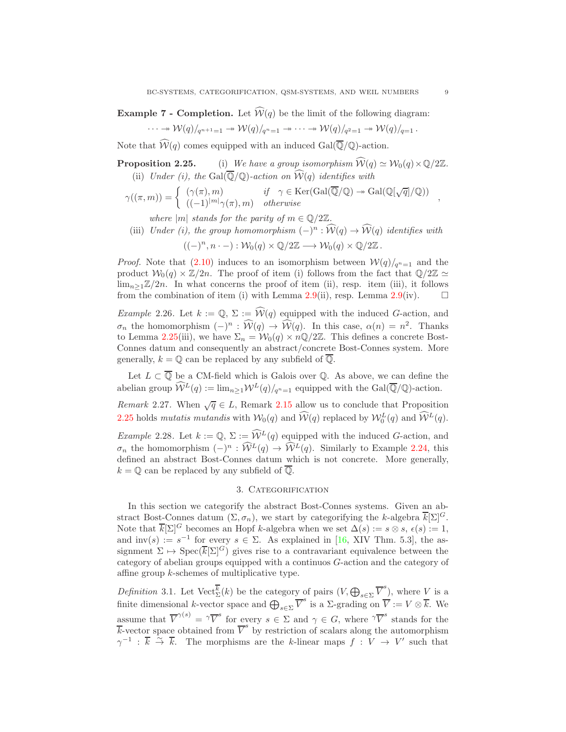**Example 7 - Completion.** Let $\widehat{\mathcal{W}}(q)$ be the limit of the following diagram:

$$\cdots \twoheadrightarrow \mathcal{W}(q)/_{q^{n+1}=1} \twoheadrightarrow \mathcal{W}(q)/_{q^n=1} \twoheadrightarrow \cdots \twoheadrightarrow \mathcal{W}(q)/_{q^2=1} \twoheadrightarrow \mathcal{W}(q)/_{q=1}\,.$$

Note that $\widehat{\mathcal{W}}(q)$ comes equipped with an induced $\mathrm{Gal}(\overline{\mathbb{Q}}/\mathbb{Q})$-action.

**Proposition 2.25.** (i) *We have a group isomorphism $\widehat{\mathcal{W}}(q) \simeq \mathcal{W}_0(q) \times \mathbb{Q}/2\mathbb{Z}$.*

(ii) *Under (i), the $\mathrm{Gal}(\overline{\mathbb{Q}}/\mathbb{Q})$-action on $\widehat{\mathcal{W}}(q)$ identifies with*

$$\gamma((\pi, m)) = \begin{cases} (\gamma(\pi), m) & \text{if } \quad \gamma \in \mathrm{Ker}(\mathrm{Gal}(\overline{\mathbb{Q}}/\mathbb{Q}) \twoheadrightarrow \mathrm{Gal}(\mathbb{Q}[\sqrt{q}]/\mathbb{Q})) \\ ((-1)^{|m|}\gamma(\pi), m) & \text{otherwise} \end{cases},$$

*where $|m|$ stands for the parity of $m \in \mathbb{Q}/2\mathbb{Z}$.*

(iii) *Under (i), the group homomorphism $(-)^n : \widehat{\mathcal{W}}(q) \to \widehat{\mathcal{W}}(q)$ identifies with*

$$((-)^n, n \cdot -) : \mathcal{W}_0(q) \times \mathbb{Q}/2\mathbb{Z} \longrightarrow \mathcal{W}_0(q) \times \mathbb{Q}/2\mathbb{Z}\,.$$

*Proof.* Note that (2.10) induces to an isomorphism between $\mathcal{W}(q)/_{q^n=1}$ and the product $\mathcal{W}_0(q) \times \mathbb{Z}/2n$. The proof of item (i) follows from the fact that $\mathbb{Q}/2\mathbb{Z} \simeq \lim_{n\geq 1}\mathbb{Z}/2n$. In what concerns the proof of item (ii), resp. item (iii), it follows from the combination of item (i) with Lemma 2.9(ii), resp. Lemma 2.9(iv). □

*Example* 2.26. Let $k := \mathbb{Q}$, $\Sigma := \widehat{\mathcal{W}}(q)$ equipped with the induced $G$-action, and $\sigma_n$ the homomorphism $(-)^n : \widehat{\mathcal{W}}(q) \to \widehat{\mathcal{W}}(q)$. In this case, $\alpha(n) = n^2$. Thanks to Lemma 2.25(iii), we have $\Sigma_n = \mathcal{W}_0(q) \times n\mathbb{Q}/2\mathbb{Z}$. This defines a concrete Bost-Connes datum and consequently an abstract/concrete Bost-Connes system. More generally, $k = \mathbb{Q}$ can be replaced by any subfield of $\overline{\mathbb{Q}}$.

Let $L \subset \overline{\mathbb{Q}}$ be a CM-field which is Galois over $\mathbb{Q}$. As above, we can define the abelian group $\widehat{\mathcal{W}}^L(q) := \lim_{n\geq 1}\mathcal{W}^L(q)/_{q^n=1}$ equipped with the $\mathrm{Gal}(\overline{\mathbb{Q}}/\mathbb{Q})$-action.

*Remark* 2.27. When $\sqrt{q} \in L$, Remark 2.15 allow us to conclude that Proposition 2.25 holds *mutatis mutandis* with $\mathcal{W}_0(q)$ and $\widehat{\mathcal{W}}(q)$ replaced by $\mathcal{W}_0^L(q)$ and $\widehat{\mathcal{W}}^L(q)$.

*Example* 2.28. Let $k := \mathbb{Q}$, $\Sigma := \widehat{\mathcal{W}}^L(q)$ equipped with the induced $G$-action, and $\sigma_n$ the homomorphism $(-)^n : \widehat{\mathcal{W}}^L(q) \to \widehat{\mathcal{W}}^L(q)$. Similarly to Example 2.24, this defined an abstract Bost-Connes datum which is not concrete. More generally, $k = \mathbb{Q}$ can be replaced by any subfield of $\overline{\mathbb{Q}}$.

## 3. Categorification

In this section we categorify the abstract Bost-Connes systems. Given an abstract Bost-Connes datum $(\Sigma, \sigma_n)$, we start by categorifying the $k$-algebra $\overline{k}[\Sigma]^G$. Note that $\overline{k}[\Sigma]^G$ becomes an Hopf $k$-algebra when we set $\Delta(s) := s \otimes s$, $\epsilon(s) := 1$, and $\mathrm{inv}(s) := s^{-1}$ for every $s \in \Sigma$. As explained in [16, XIV Thm. 5.3], the assignment $\Sigma \mapsto \mathrm{Spec}(\overline{k}[\Sigma]^G)$ gives rise to a contravariant equivalence between the category of abelian groups equipped with a continuos $G$-action and the category of affine group $k$-schemes of multiplicative type.

*Definition* 3.1. Let $\mathrm{Vect}_\Sigma^{\overline{k}}(k)$ be the category of pairs $(V, \bigoplus_{s\in\Sigma}\overline{V}^s)$, where $V$ is a finite dimensional $k$-vector space and $\bigoplus_{s\in\Sigma}\overline{V}^s$ is a $\Sigma$-grading on $\overline{V} := V \otimes \overline{k}$. We assume that $\overline{V}^{\gamma(s)} = {}^\gamma\overline{V}^s$ for every $s \in \Sigma$ and $\gamma \in G$, where ${}^\gamma\overline{V}^s$ stands for the $\overline{k}$-vector space obtained from $\overline{V}^s$ by restriction of scalars along the automorphism $\gamma^{-1} : \overline{k} \xrightarrow{\sim} \overline{k}$. The morphisms are the $k$-linear maps $f : V \to V'$ such that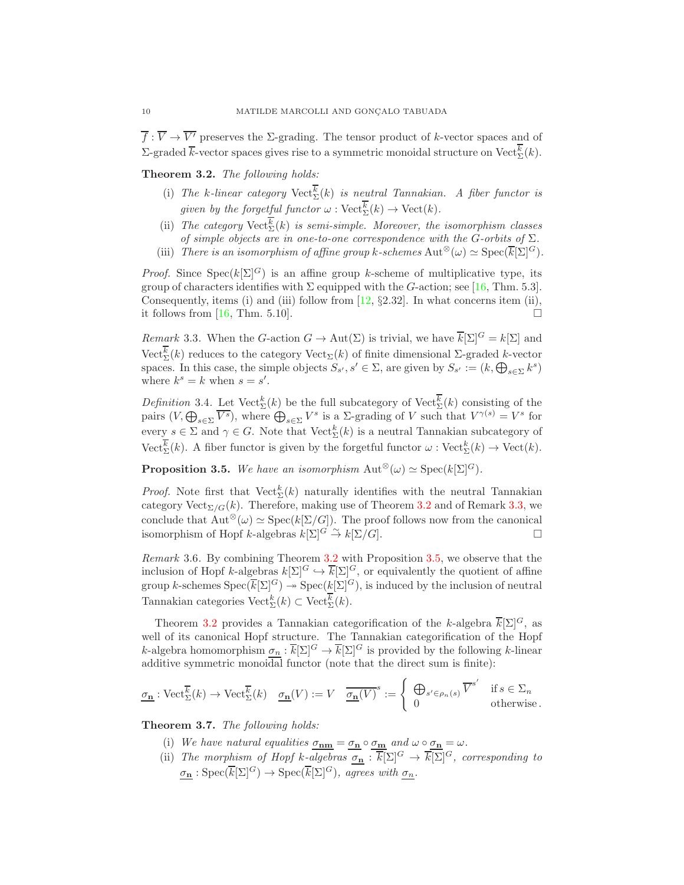$\overline{f}: \overline{V} \to \overline{V'}$ preserves the $\Sigma$-grading. The tensor product of $k$-vector spaces and of $\Sigma$-graded $\overline{k}$-vector spaces gives rise to a symmetric monoidal structure on $\mathrm{Vect}_\Sigma^{\overline{k}}(k)$.

**Theorem 3.2.** *The following holds:*

- (i) *The $k$-linear category $\mathrm{Vect}_\Sigma^{\overline{k}}(k)$ is neutral Tannakian. A fiber functor is given by the forgetful functor $\omega: \mathrm{Vect}_\Sigma^{\overline{k}}(k) \to \mathrm{Vect}(k)$.*
- (ii) *The category $\mathrm{Vect}_\Sigma^{\overline{k}}(k)$ is semi-simple. Moreover, the isomorphism classes of simple objects are in one-to-one correspondence with the $G$-orbits of $\Sigma$.*
- (iii) *There is an isomorphism of affine group $k$-schemes $\mathrm{Aut}^\otimes(\omega) \simeq \mathrm{Spec}(\overline{k}[\Sigma]^G)$.*

*Proof.* Since $\mathrm{Spec}(k[\Sigma]^G)$ is an affine group $k$-scheme of multiplicative type, its group of characters identifies with $\Sigma$ equipped with the $G$-action; see [16, Thm. 5.3]. Consequently, items (i) and (iii) follow from [12, §2.32]. In what concerns item (ii), it follows from [16, Thm. 5.10]. □

*Remark* 3.3. When the $G$-action $G \to \mathrm{Aut}(\Sigma)$ is trivial, we have $\overline{k}[\Sigma]^G = k[\Sigma]$ and $\mathrm{Vect}_\Sigma^{\overline{k}}(k)$ reduces to the category $\mathrm{Vect}_\Sigma(k)$ of finite dimensional $\Sigma$-graded $k$-vector spaces. In this case, the simple objects $S_{s'}, s' \in \Sigma$, are given by $S_{s'} := (k, \bigoplus_{s \in \Sigma} k^s)$ where $k^s = k$ when $s = s'$.

*Definition* 3.4. Let $\mathrm{Vect}_\Sigma^k(k)$ be the full subcategory of $\mathrm{Vect}_\Sigma^{\overline{k}}(k)$ consisting of the pairs $(V, \bigoplus_{s \in \Sigma} \overline{V^s})$, where $\bigoplus_{s \in \Sigma} V^s$ is a $\Sigma$-grading of $V$ such that $V^{\gamma(s)} = V^s$ for every $s \in \Sigma$ and $\gamma \in G$. Note that $\mathrm{Vect}_\Sigma^k(k)$ is a neutral Tannakian subcategory of $\mathrm{Vect}_\Sigma^{\overline{k}}(k)$. A fiber functor is given by the forgetful functor $\omega: \mathrm{Vect}_\Sigma^k(k) \to \mathrm{Vect}(k)$.

**Proposition 3.5.** *We have an isomorphism $\mathrm{Aut}^\otimes(\omega) \simeq \mathrm{Spec}(k[\Sigma]^G)$.*

*Proof.* Note first that $\mathrm{Vect}_\Sigma^k(k)$ naturally identifies with the neutral Tannakian category $\mathrm{Vect}_{\Sigma/G}(k)$. Therefore, making use of Theorem 3.2 and of Remark 3.3, we conclude that $\mathrm{Aut}^\otimes(\omega) \simeq \mathrm{Spec}(k[\Sigma/G])$. The proof follows now from the canonical isomorphism of Hopf $k$-algebras $k[\Sigma]^G \overset{\sim}{\to} k[\Sigma/G]$. □

*Remark* 3.6. By combining Theorem 3.2 with Proposition 3.5, we observe that the inclusion of Hopf $k$-algebras $k[\Sigma]^G \hookrightarrow \overline{k}[\Sigma]^G$, or equivalently the quotient of affine group $k$-schemes $\mathrm{Spec}(\overline{k}[\Sigma]^G) \twoheadrightarrow \mathrm{Spec}(k[\Sigma]^G)$, is induced by the inclusion of neutral Tannakian categories $\mathrm{Vect}_\Sigma^k(k) \subset \mathrm{Vect}_\Sigma^{\overline{k}}(k)$.

Theorem 3.2 provides a Tannakian categorification of the $k$-algebra $\overline{k}[\Sigma]^G$, as well of its canonical Hopf structure. The Tannakian categorification of the Hopf $k$-algebra homomorphism $\sigma_n: \overline{k}[\Sigma]^G \to \overline{k}[\Sigma]^G$ is provided by the following $k$-linear additive symmetric monoidal functor (note that the direct sum is finite):

$$\underline{\sigma_{\mathbf{n}}}: \mathrm{Vect}_\Sigma^{\overline{k}}(k) \to \mathrm{Vect}_\Sigma^{\overline{k}}(k) \quad \underline{\sigma_{\mathbf{n}}}(V) := V \quad \overline{\underline{\sigma_{\mathbf{n}}}(V)}^s := \begin{cases} \bigoplus_{s' \in \rho_n(s)} \overline{V}^{s'} & \text{if } s \in \Sigma_n \\ 0 & \text{otherwise}. \end{cases}$$

**Theorem 3.7.** *The following holds:*

- (i) *We have natural equalities $\underline{\sigma_{\mathbf{nm}}} = \underline{\sigma_{\mathbf{n}}} \circ \underline{\sigma_{\mathbf{m}}}$ and $\omega \circ \underline{\sigma_{\mathbf{n}}} = \omega$.*
- (ii) *The morphism of Hopf $k$-algebras $\underline{\sigma_{\mathbf{n}}}: \overline{k}[\Sigma]^G \to \overline{k}[\Sigma]^G$, corresponding to $\underline{\sigma_{\mathbf{n}}}: \mathrm{Spec}(\overline{k}[\Sigma]^G) \to \mathrm{Spec}(\overline{k}[\Sigma]^G)$, agrees with $\sigma_n$.*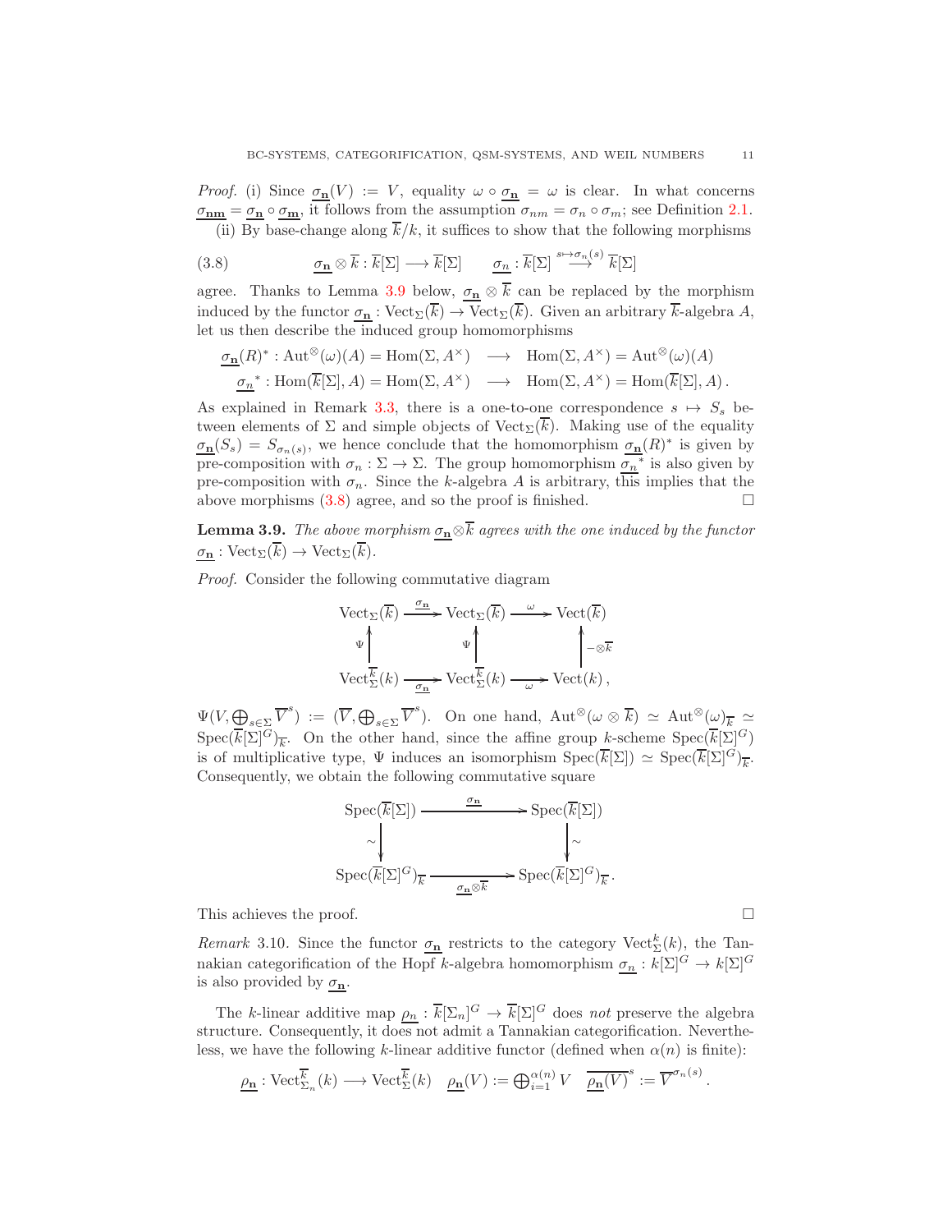*Proof.* (i) Since $\underline{\sigma_{\mathbf{n}}}(V) := V$, equality $\omega \circ \underline{\sigma_{\mathbf{n}}} = \omega$ is clear. In what concerns $\underline{\sigma_{\mathbf{nm}}} = \underline{\sigma_{\mathbf{n}}} \circ \underline{\sigma_{\mathbf{m}}}$, it follows from the assumption $\sigma_{nm} = \sigma_n \circ \sigma_m$; see Definition 2.1.

(ii) By base-change along $\overline{k}/k$, it suffices to show that the following morphisms

$$\underline{\sigma_{\mathbf{n}}} \otimes \overline{k} : \overline{k}[\Sigma] \longrightarrow \overline{k}[\Sigma] \qquad \underline{\sigma_n} : \overline{k}[\Sigma] \stackrel{s \mapsto \sigma_n(s)}{\longrightarrow} \overline{k}[\Sigma] \tag{3.8}$$

agree. Thanks to Lemma 3.9 below, $\underline{\sigma_{\mathbf{n}}} \otimes \overline{k}$ can be replaced by the morphism induced by the functor $\underline{\sigma_{\mathbf{n}}} : \mathrm{Vect}_\Sigma(\overline{k}) \to \mathrm{Vect}_\Sigma(\overline{k})$. Given an arbitrary $\overline{k}$-algebra $A$, let us then describe the induced group homomorphisms

$$\underline{\sigma_{\mathbf{n}}}(R)^* : \mathrm{Aut}^\otimes(\omega)(A) = \mathrm{Hom}(\Sigma, A^\times) \longrightarrow \mathrm{Hom}(\Sigma, A^\times) = \mathrm{Aut}^\otimes(\omega)(A)$$
$$\underline{\sigma_n}^* : \mathrm{Hom}(\overline{k}[\Sigma], A) = \mathrm{Hom}(\Sigma, A^\times) \longrightarrow \mathrm{Hom}(\Sigma, A^\times) = \mathrm{Hom}(\overline{k}[\Sigma], A)\,.$$

As explained in Remark 3.3, there is a one-to-one correspondence $s \mapsto S_s$ between elements of $\Sigma$ and simple objects of $\mathrm{Vect}_\Sigma(\overline{k})$. Making use of the equality $\underline{\sigma_{\mathbf{n}}}(S_s) = S_{\sigma_n(s)}$, we hence conclude that the homomorphism $\underline{\sigma_{\mathbf{n}}}(R)^*$ is given by pre-composition with $\sigma_n : \Sigma \to \Sigma$. The group homomorphism $\underline{\sigma_n}^*$ is also given by pre-composition with $\sigma_n$. Since the $k$-algebra $A$ is arbitrary, this implies that the above morphisms (3.8) agree, and so the proof is finished. □

**Lemma 3.9.** *The above morphism $\underline{\sigma_{\mathbf{n}}} \otimes \overline{k}$ agrees with the one induced by the functor $\underline{\sigma_{\mathbf{n}}} : \mathrm{Vect}_\Sigma(\overline{k}) \to \mathrm{Vect}_\Sigma(\overline{k})$.*

*Proof.* Consider the following commutative diagram

$$\begin{array}{ccccc}
\mathrm{Vect}_\Sigma(\overline{k}) & \xrightarrow{\underline{\sigma_{\mathbf{n}}}} & \mathrm{Vect}_\Sigma(\overline{k}) & \xrightarrow{\omega} & \mathrm{Vect}(\overline{k}) \\
\uparrow \Psi & & \uparrow \Psi & & \uparrow -\otimes\overline{k} \\
\mathrm{Vect}_\Sigma^{\overline{k}}(k) & \xrightarrow[\underline{\sigma_{\mathbf{n}}}]{} & \mathrm{Vect}_\Sigma^{\overline{k}}(k) & \xrightarrow[\omega]{} & \mathrm{Vect}(k)\,,
\end{array}$$

$\Psi(V, \bigoplus_{s\in\Sigma} \overline{V}^s) := (\overline{V}, \bigoplus_{s\in\Sigma} \overline{V}^s)$. On one hand, $\mathrm{Aut}^\otimes(\omega \otimes \overline{k}) \simeq \mathrm{Aut}^\otimes(\omega)_{\overline{k}} \simeq \mathrm{Spec}(\overline{k}[\Sigma]^G)_{\overline{k}}$. On the other hand, since the affine group $k$-scheme $\mathrm{Spec}(\overline{k}[\Sigma]^G)$ is of multiplicative type, $\Psi$ induces an isomorphism $\mathrm{Spec}(\overline{k}[\Sigma]) \simeq \mathrm{Spec}(\overline{k}[\Sigma]^G)_{\overline{k}}$. Consequently, we obtain the following commutative square

$$\begin{array}{ccc}
\mathrm{Spec}(\overline{k}[\Sigma]) & \xrightarrow{\underline{\sigma_{\mathbf{n}}}} & \mathrm{Spec}(\overline{k}[\Sigma]) \\
\downarrow \sim & & \downarrow \sim \\
\mathrm{Spec}(\overline{k}[\Sigma]^G)_{\overline{k}} & \xrightarrow[\underline{\sigma_{\mathbf{n}}}\otimes\overline{k}]{} & \mathrm{Spec}(\overline{k}[\Sigma]^G)_{\overline{k}}\,.
\end{array}$$

This achieves the proof. □

*Remark* 3.10. Since the functor $\underline{\sigma_{\mathbf{n}}}$ restricts to the category $\mathrm{Vect}_\Sigma^k(k)$, the Tannakian categorification of the Hopf $k$-algebra homomorphism $\underline{\sigma_n} : k[\Sigma]^G \to k[\Sigma]^G$ is also provided by $\underline{\sigma_{\mathbf{n}}}$.

The $k$-linear additive map $\underline{\rho_n} : \overline{k}[\Sigma_n]^G \to \overline{k}[\Sigma]^G$ does *not* preserve the algebra structure. Consequently, it does not admit a Tannakian categorification. Nevertheless, we have the following $k$-linear additive functor (defined when $\alpha(n)$ is finite):

$$\underline{\rho_{\mathbf{n}}} : \mathrm{Vect}_{\Sigma_n}^{\overline{k}}(k) \longrightarrow \mathrm{Vect}_\Sigma^{\overline{k}}(k) \quad \underline{\rho_{\mathbf{n}}}(V) := \textstyle\bigoplus_{i=1}^{\alpha(n)} V \quad \overline{\underline{\rho_{\mathbf{n}}}(V)}^s := \overline{V}^{\sigma_n(s)}\,.$$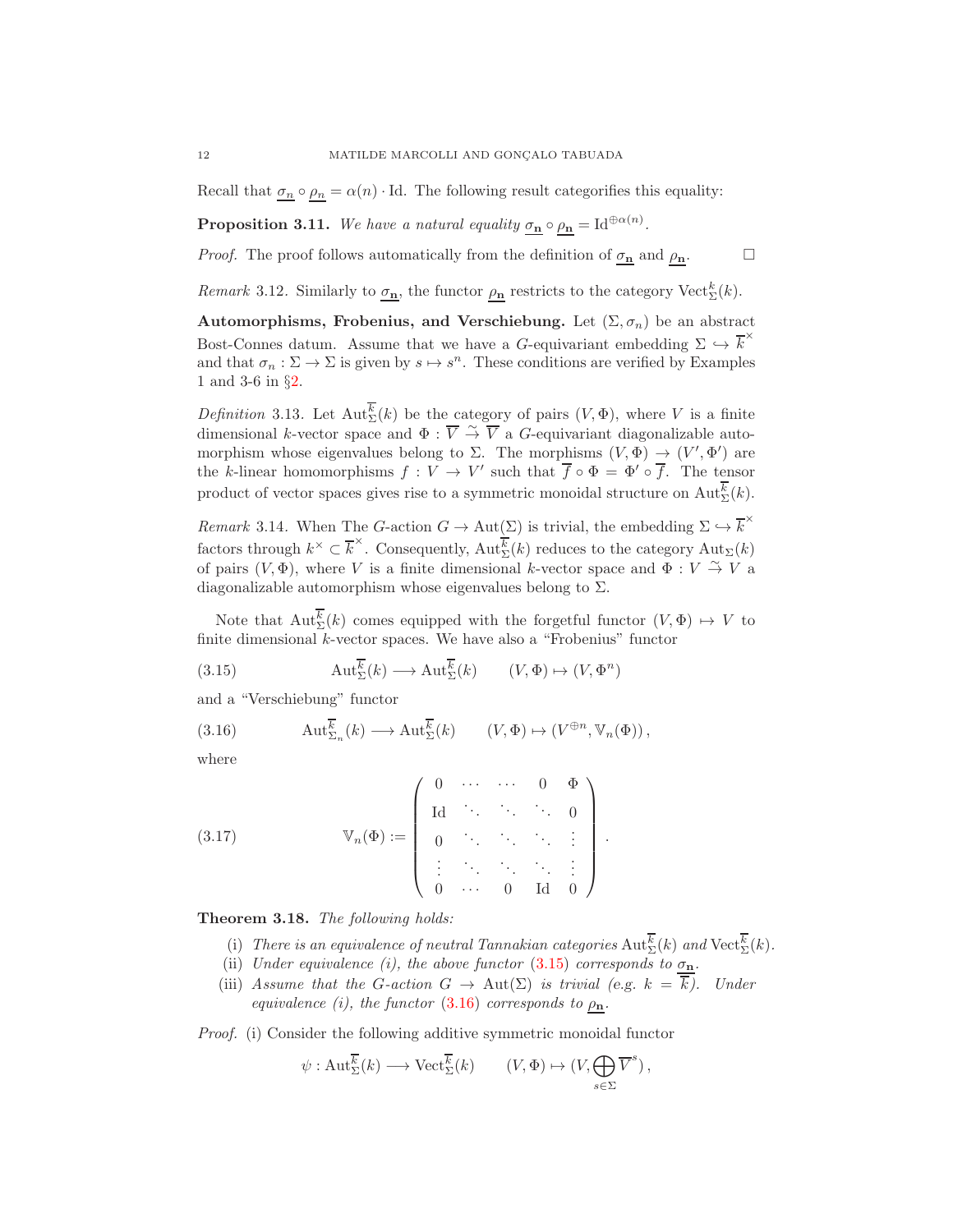Recall that $\underline{\sigma_n} \circ \underline{\rho_n} = \alpha(n) \cdot \mathrm{Id}$. The following result categorifies this equality:

**Proposition 3.11.** *We have a natural equality $\underline{\sigma_{\mathbf{n}}} \circ \underline{\rho_{\mathbf{n}}} = \mathrm{Id}^{\oplus \alpha(n)}$.*

*Proof.* The proof follows automatically from the definition of $\underline{\sigma_{\mathbf{n}}}$ and $\underline{\rho_{\mathbf{n}}}$. □

*Remark* 3.12. Similarly to $\underline{\sigma_{\mathbf{n}}}$, the functor $\underline{\rho_{\mathbf{n}}}$ restricts to the category $\mathrm{Vect}_\Sigma^k(k)$.

**Automorphisms, Frobenius, and Verschiebung.** Let $(\Sigma, \sigma_n)$ be an abstract Bost-Connes datum. Assume that we have a $G$-equivariant embedding $\Sigma \hookrightarrow \overline{k}^\times$ and that $\sigma_n : \Sigma \to \Sigma$ is given by $s \mapsto s^n$. These conditions are verified by Examples 1 and 3-6 in §2.

*Definition* 3.13. Let $\mathrm{Aut}_\Sigma^{\overline{k}}(k)$ be the category of pairs $(V, \Phi)$, where $V$ is a finite dimensional $k$-vector space and $\Phi : \overline{V} \xrightarrow{\sim} \overline{V}$ a $G$-equivariant diagonalizable automorphism whose eigenvalues belong to $\Sigma$. The morphisms $(V, \Phi) \to (V', \Phi')$ are the $k$-linear homomorphisms $f : V \to V'$ such that $\overline{f} \circ \Phi = \Phi' \circ \overline{f}$. The tensor product of vector spaces gives rise to a symmetric monoidal structure on $\mathrm{Aut}_\Sigma^{\overline{k}}(k)$.

*Remark* 3.14. When The $G$-action $G \to \mathrm{Aut}(\Sigma)$ is trivial, the embedding $\Sigma \hookrightarrow \overline{k}^\times$ factors through $k^\times \subset \overline{k}^\times$. Consequently, $\mathrm{Aut}_\Sigma^{\overline{k}}(k)$ reduces to the category $\mathrm{Aut}_\Sigma(k)$ of pairs $(V, \Phi)$, where $V$ is a finite dimensional $k$-vector space and $\Phi : V \xrightarrow{\sim} V$ a diagonalizable automorphism whose eigenvalues belong to $\Sigma$.

Note that $\mathrm{Aut}_\Sigma^{\overline{k}}(k)$ comes equipped with the forgetful functor $(V, \Phi) \mapsto V$ to finite dimensional $k$-vector spaces. We have also a "Frobenius" functor

$$\mathrm{Aut}_\Sigma^{\overline{k}}(k) \longrightarrow \mathrm{Aut}_\Sigma^{\overline{k}}(k) \qquad (V, \Phi) \mapsto (V, \Phi^n) \tag{3.15}$$

and a "Verschiebung" functor

$$\mathrm{Aut}_{\Sigma_n}^{\overline{k}}(k) \longrightarrow \mathrm{Aut}_\Sigma^{\overline{k}}(k) \qquad (V, \Phi) \mapsto (V^{\oplus n}, \mathbb{V}_n(\Phi)), \tag{3.16}$$

where

$$\mathbb{V}_n(\Phi) := \begin{pmatrix} 0 & \cdots & \cdots & 0 & \Phi \\ \mathrm{Id} & \ddots & \ddots & \ddots & 0 \\ 0 & \ddots & \ddots & \ddots & \vdots \\ \vdots & \ddots & \ddots & \ddots & \vdots \\ 0 & \cdots & 0 & \mathrm{Id} & 0 \end{pmatrix}. \tag{3.17}$$

**Theorem 3.18.** *The following holds:*

- (i) *There is an equivalence of neutral Tannakian categories $\mathrm{Aut}_\Sigma^{\overline{k}}(k)$ and $\mathrm{Vect}_\Sigma^{\overline{k}}(k)$.*
- (ii) *Under equivalence (i), the above functor (3.15) corresponds to $\underline{\sigma_{\mathbf{n}}}$.*
- (iii) *Assume that the $G$-action $G \to \mathrm{Aut}(\Sigma)$ is trivial (e.g. $k = \overline{k}$). Under equivalence (i), the functor (3.16) corresponds to $\underline{\rho_{\mathbf{n}}}$.*

*Proof.* (i) Consider the following additive symmetric monoidal functor

$$\psi : \mathrm{Aut}_\Sigma^{\overline{k}}(k) \longrightarrow \mathrm{Vect}_\Sigma^{\overline{k}}(k) \qquad (V, \Phi) \mapsto (V, \bigoplus_{s \in \Sigma} \overline{V}^s),$$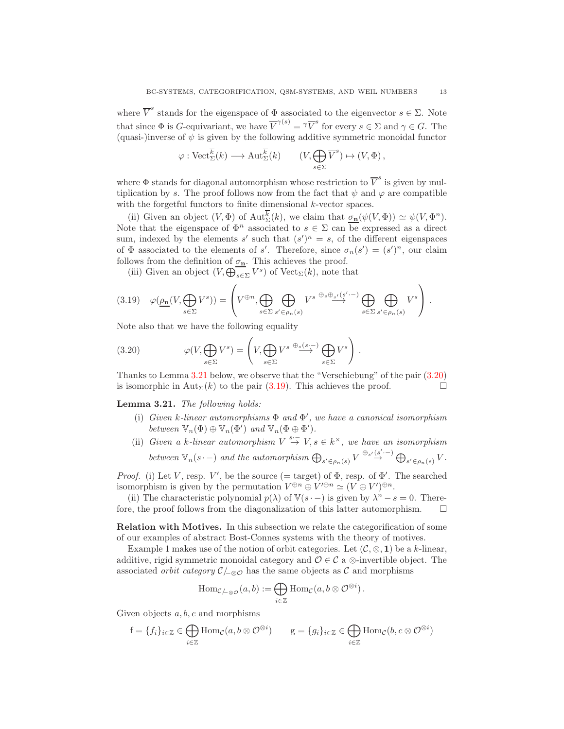where $\overline{V}^s$ stands for the eigenspace of $\Phi$ associated to the eigenvector $s \in \Sigma$. Note that since $\Phi$ is $G$-equivariant, we have $\overline{V}^{\gamma(s)} = {}^\gamma\overline{V}^s$ for every $s \in \Sigma$ and $\gamma \in G$. The (quasi-)inverse of $\psi$ is given by the following additive symmetric monoidal functor

$$\varphi : \mathrm{Vect}_\Sigma^{\overline{k}}(k) \longrightarrow \mathrm{Aut}_\Sigma^{\overline{k}}(k) \qquad (V, \bigoplus_{s\in\Sigma} \overline{V}^s) \mapsto (V, \Phi)\,,$$

where $\Phi$ stands for diagonal automorphism whose restriction to $\overline{V}^s$ is given by multiplication by $s$. The proof follows now from the fact that $\psi$ and $\varphi$ are compatible with the forgetful functors to finite dimensional $k$-vector spaces.

(ii) Given an object $(V, \Phi)$ of $\mathrm{Aut}_\Sigma^{\overline{k}}(k)$, we claim that $\underline{\sigma_{\mathbf{n}}}(\psi(V, \Phi)) \simeq \psi(V, \Phi^n)$. Note that the eigenspace of $\Phi^n$ associated to $s \in \Sigma$ can be expressed as a direct sum, indexed by the elements $s'$ such that $(s')^n = s$, of the different eigenspaces of $\Phi$ associated to the elements of $s'$. Therefore, since $\sigma_n(s') = (s')^n$, our claim follows from the definition of $\underline{\sigma_{\mathbf{n}}}$. This achieves the proof.

(iii) Given an object $(V, \bigoplus_{s\in\Sigma} V^s)$ of $\mathrm{Vect}_\Sigma(k)$, note that

$$\varphi(\underline{\rho_{\mathbf{n}}}(V, \bigoplus_{s\in\Sigma} V^s)) = \left( V^{\oplus n}, \bigoplus_{s\in\Sigma} \bigoplus_{s'\in\rho_n(s)} V^s \stackrel{\oplus_s \oplus_{s'}(s'\cdot -)}{\longrightarrow} \bigoplus_{s\in\Sigma} \bigoplus_{s'\in\rho_n(s)} V^s \right). \tag{3.19}$$

Note also that we have the following equality

$$\varphi(V, \bigoplus_{s\in\Sigma} V^s) = \left( V, \bigoplus_{s\in\Sigma} V^s \stackrel{\oplus_s(s\cdot -)}{\longrightarrow} \bigoplus_{s\in\Sigma} V^s \right). \tag{3.20}$$

Thanks to Lemma 3.21 below, we observe that the "Verschiebung" of the pair (3.20) is isomorphic in $\mathrm{Aut}_\Sigma(k)$ to the pair (3.19). This achieves the proof. $\square$

**Lemma 3.21.** *The following holds:*

- (i) *Given $k$-linear automorphisms $\Phi$ and $\Phi'$, we have a canonical isomorphism between $\mathbb{V}_n(\Phi) \oplus \mathbb{V}_n(\Phi')$ and $\mathbb{V}_n(\Phi \oplus \Phi')$.*
- (ii) *Given a $k$-linear automorphism $V \stackrel{s\cdot -}{\to} V, s \in k^\times$, we have an isomorphism between $\mathbb{V}_n(s\cdot -)$ and the automorphism $\bigoplus_{s'\in\rho_n(s)} V \stackrel{\oplus_{s'}(s'\cdot -)}{\to} \bigoplus_{s'\in\rho_n(s)} V$.*

*Proof.* (i) Let $V$, resp. $V'$, be the source (= target) of $\Phi$, resp. of $\Phi'$. The searched isomorphism is given by the permutation $V^{\oplus n} \oplus V'^{\oplus n} \simeq (V \oplus V')^{\oplus n}$.

(ii) The characteristic polynomial $p(\lambda)$ of $\mathbb{V}(s\cdot -)$ is given by $\lambda^n - s = 0$. Therefore, the proof follows from the diagonalization of this latter automorphism. $\square$

**Relation with Motives.** In this subsection we relate the categorification of some of our examples of abstract Bost-Connes systems with the theory of motives.

Example 1 makes use of the notion of orbit categories. Let $(\mathcal{C}, \otimes, \mathbf{1})$ be a $k$-linear, additive, rigid symmetric monoidal category and $\mathcal{O} \in \mathcal{C}$ a $\otimes$-invertible object. The associated *orbit category* $\mathcal{C}/_{-\otimes\mathcal{O}}$ has the same objects as $\mathcal{C}$ and morphisms

$$\mathrm{Hom}_{\mathcal{C}/_{-\otimes\mathcal{O}}}(a, b) := \bigoplus_{i\in\mathbb{Z}} \mathrm{Hom}_\mathcal{C}(a, b \otimes \mathcal{O}^{\otimes i})\,.$$

Given objects $a, b, c$ and morphisms

$$\mathrm{f} = \{f_i\}_{i\in\mathbb{Z}} \in \bigoplus_{i\in\mathbb{Z}} \mathrm{Hom}_\mathcal{C}(a, b \otimes \mathcal{O}^{\otimes i}) \qquad \mathrm{g} = \{g_i\}_{i\in\mathbb{Z}} \in \bigoplus_{i\in\mathbb{Z}} \mathrm{Hom}_\mathcal{C}(b, c \otimes \mathcal{O}^{\otimes i})$$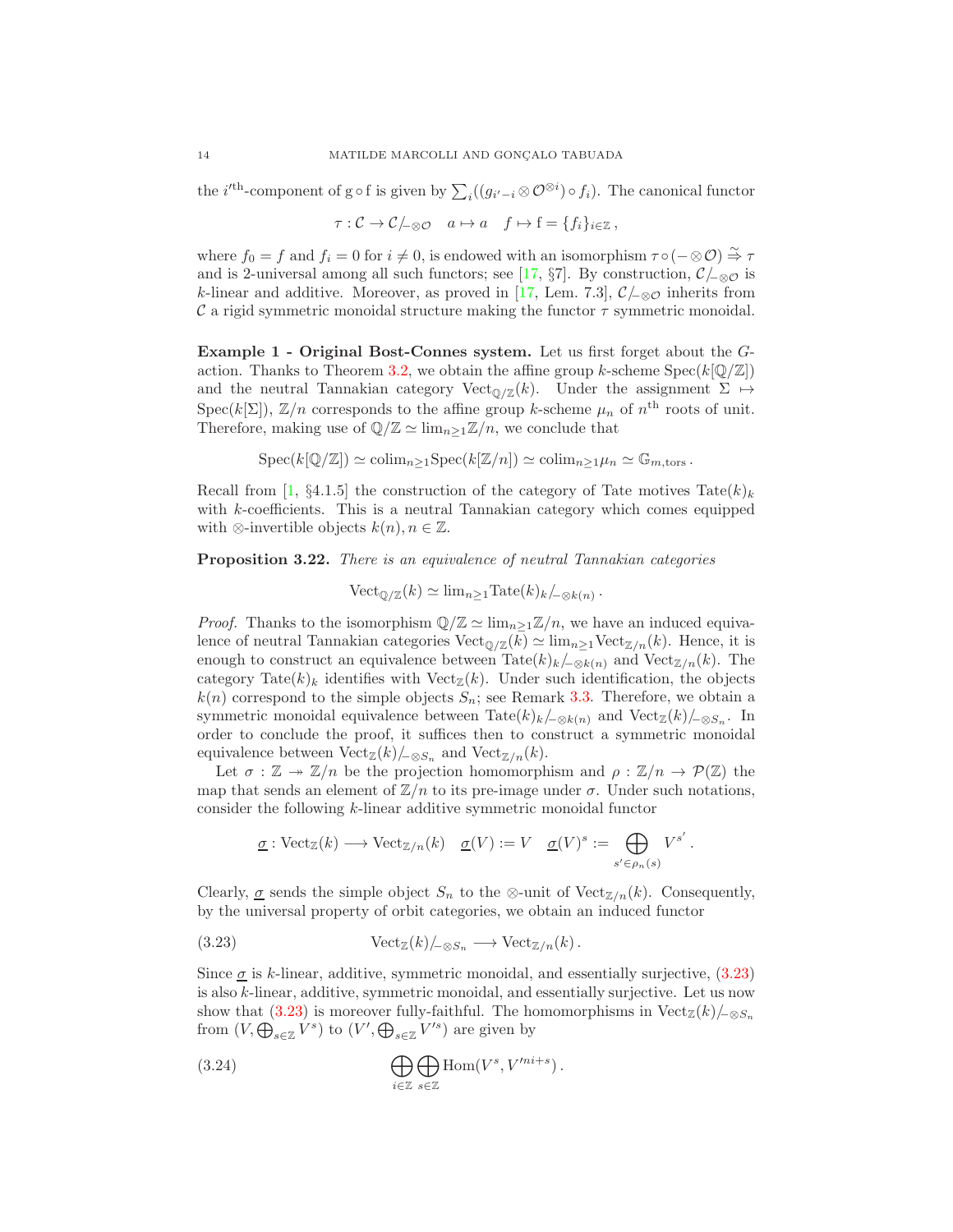the $i'^{\text{th}}$-component of $\mathrm{g}\circ\mathrm{f}$ is given by $\sum_i((g_{i'-i}\otimes \mathcal{O}^{\otimes i})\circ f_i)$. The canonical functor

$$\tau : \mathcal{C} \to \mathcal{C}/_{-\otimes\mathcal{O}} \quad a\mapsto a \quad f\mapsto \mathrm{f}=\{f_i\}_{i\in\mathbb{Z}}\,,$$

where $f_0=f$ and $f_i=0$ for $i\neq 0$, is endowed with an isomorphism $\tau\circ(-\otimes\mathcal{O})\overset{\sim}{\Rightarrow}\tau$ and is 2-universal among all such functors; see [17, §7]. By construction, $\mathcal{C}/_{-\otimes\mathcal{O}}$ is $k$-linear and additive. Moreover, as proved in [17, Lem. 7.3], $\mathcal{C}/_{-\otimes\mathcal{O}}$ inherits from $\mathcal{C}$ a rigid symmetric monoidal structure making the functor $\tau$ symmetric monoidal.

**Example 1 - Original Bost-Connes system.** Let us first forget about the $G$-action. Thanks to Theorem 3.2, we obtain the affine group $k$-scheme $\mathrm{Spec}(k[\mathbb{Q}/\mathbb{Z}])$ and the neutral Tannakian category $\mathrm{Vect}_{\mathbb{Q}/\mathbb{Z}}(k)$. Under the assignment $\Sigma\mapsto\mathrm{Spec}(k[\Sigma])$, $\mathbb{Z}/n$ corresponds to the affine group $k$-scheme $\mu_n$ of $n^{\text{th}}$ roots of unit. Therefore, making use of $\mathbb{Q}/\mathbb{Z}\simeq\mathrm{lim}_{n\geq 1}\mathbb{Z}/n$, we conclude that

$$\mathrm{Spec}(k[\mathbb{Q}/\mathbb{Z}])\simeq \mathrm{colim}_{n\geq 1}\mathrm{Spec}(k[\mathbb{Z}/n])\simeq \mathrm{colim}_{n\geq 1}\mu_n\simeq \mathbb{G}_{m,\mathrm{tors}}\,.$$

Recall from [1, §4.1.5] the construction of the category of Tate motives $\mathrm{Tate}(k)_k$ with $k$-coefficients. This is a neutral Tannakian category which comes equipped with $\otimes$-invertible objects $k(n), n\in\mathbb{Z}$.

**Proposition 3.22.** *There is an equivalence of neutral Tannakian categories*

$$\mathrm{Vect}_{\mathbb{Q}/\mathbb{Z}}(k)\simeq \mathrm{lim}_{n\geq 1}\mathrm{Tate}(k)_k/_{-\otimes k(n)}\,.$$

*Proof.* Thanks to the isomorphism $\mathbb{Q}/\mathbb{Z}\simeq\mathrm{lim}_{n\geq 1}\mathbb{Z}/n$, we have an induced equivalence of neutral Tannakian categories $\mathrm{Vect}_{\mathbb{Q}/\mathbb{Z}}(k)\simeq\mathrm{lim}_{n\geq 1}\mathrm{Vect}_{\mathbb{Z}/n}(k)$. Hence, it is enough to construct an equivalence between $\mathrm{Tate}(k)_k/_{-\otimes k(n)}$ and $\mathrm{Vect}_{\mathbb{Z}/n}(k)$. The category $\mathrm{Tate}(k)_k$ identifies with $\mathrm{Vect}_{\mathbb{Z}}(k)$. Under such identification, the objects $k(n)$ correspond to the simple objects $S_n$; see Remark 3.3. Therefore, we obtain a symmetric monoidal equivalence between $\mathrm{Tate}(k)_k/_{-\otimes k(n)}$ and $\mathrm{Vect}_{\mathbb{Z}}(k)/_{-\otimes S_n}$. In order to conclude the proof, it suffices then to construct a symmetric monoidal equivalence between $\mathrm{Vect}_{\mathbb{Z}}(k)/_{-\otimes S_n}$ and $\mathrm{Vect}_{\mathbb{Z}/n}(k)$.

Let $\sigma:\mathbb{Z}\twoheadrightarrow\mathbb{Z}/n$ be the projection homomorphism and $\rho:\mathbb{Z}/n\to\mathcal{P}(\mathbb{Z})$ the map that sends an element of $\mathbb{Z}/n$ to its pre-image under $\sigma$. Under such notations, consider the following $k$-linear additive symmetric monoidal functor

$$\underline{\sigma}:\mathrm{Vect}_{\mathbb{Z}}(k)\longrightarrow\mathrm{Vect}_{\mathbb{Z}/n}(k)\quad \underline{\sigma}(V):=V\quad \underline{\sigma}(V)^s:=\bigoplus_{s'\in\rho_n(s)}V^{s'}\,.$$

Clearly, $\underline{\sigma}$ sends the simple object $S_n$ to the $\otimes$-unit of $\mathrm{Vect}_{\mathbb{Z}/n}(k)$. Consequently, by the universal property of orbit categories, we obtain an induced functor

$$\mathrm{Vect}_{\mathbb{Z}}(k)/_{-\otimes S_n}\longrightarrow\mathrm{Vect}_{\mathbb{Z}/n}(k)\,. \tag{3.23}$$

Since $\underline{\sigma}$ is $k$-linear, additive, symmetric monoidal, and essentially surjective, (3.23) is also $k$-linear, additive, symmetric monoidal, and essentially surjective. Let us now show that (3.23) is moreover fully-faithful. The homomorphisms in $\mathrm{Vect}_{\mathbb{Z}}(k)/_{-\otimes S_n}$ from $(V,\bigoplus_{s\in\mathbb{Z}}V^s)$ to $(V',\bigoplus_{s\in\mathbb{Z}}V'^s)$ are given by

$$\bigoplus_{i\in\mathbb{Z}}\bigoplus_{s\in\mathbb{Z}}\mathrm{Hom}(V^s,V'^{ni+s})\,. \tag{3.24}$$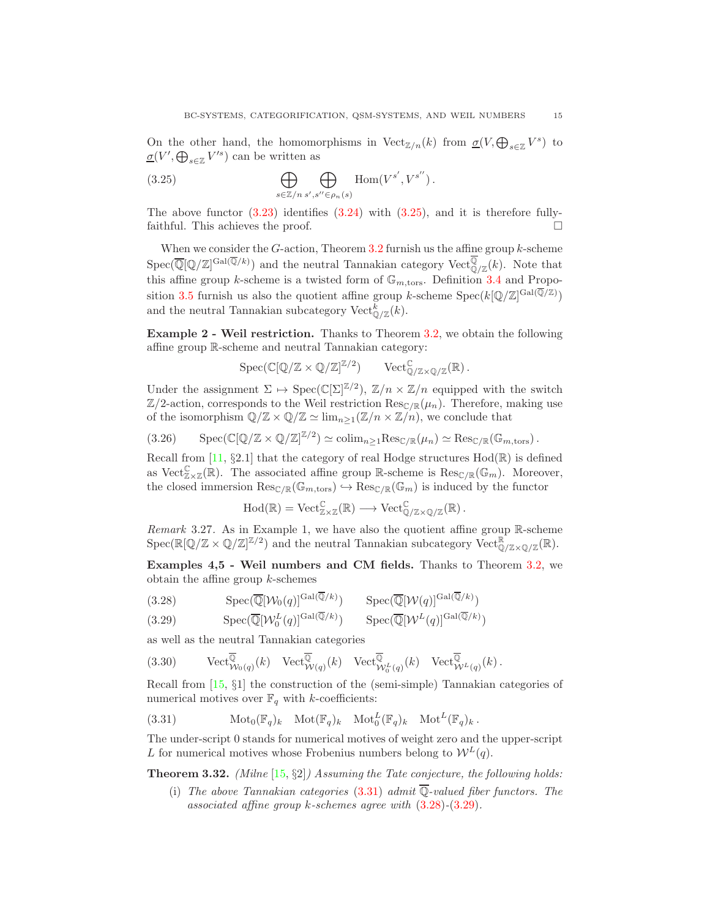On the other hand, the homomorphisms in $\mathrm{Vect}_{\mathbb{Z}/n}(k)$ from $\underline{\sigma}(V, \bigoplus_{s\in\mathbb{Z}} V^s)$ to $\underline{\sigma}(V', \bigoplus_{s\in\mathbb{Z}} V'^s)$ can be written as

$$\bigoplus_{s\in\mathbb{Z}/n} \bigoplus_{s', s'' \in \rho_n(s)} \mathrm{Hom}(V^{s'}, V^{s''}) \,. \tag{3.25}$$

The above functor (3.23) identifies (3.24) with (3.25), and it is therefore fully-faithful. This achieves the proof. □

When we consider the $G$-action, Theorem 3.2 furnish us the affine group $k$-scheme $\mathrm{Spec}(\overline{\mathbb{Q}}[\mathbb{Q}/\mathbb{Z}]^{\mathrm{Gal}(\overline{\mathbb{Q}}/k)})$ and the neutral Tannakian category $\mathrm{Vect}^{\overline{\mathbb{Q}}}_{\mathbb{Q}/\mathbb{Z}}(k)$. Note that this affine group $k$-scheme is a twisted form of $\mathbb{G}_{m,\mathrm{tors}}$. Definition 3.4 and Proposition 3.5 furnish us also the quotient affine group $k$-scheme $\mathrm{Spec}(k[\mathbb{Q}/\mathbb{Z}]^{\mathrm{Gal}(\overline{\mathbb{Q}}/\mathbb{Z})})$ and the neutral Tannakian subcategory $\mathrm{Vect}^{k}_{\mathbb{Q}/\mathbb{Z}}(k)$.

**Example 2 - Weil restriction.** Thanks to Theorem 3.2, we obtain the following affine group $\mathbb{R}$-scheme and neutral Tannakian category:

$$\mathrm{Spec}(\mathbb{C}[\mathbb{Q}/\mathbb{Z}\times\mathbb{Q}/\mathbb{Z}]^{\mathbb{Z}/2}) \qquad \mathrm{Vect}^{\mathbb{C}}_{\mathbb{Q}/\mathbb{Z}\times\mathbb{Q}/\mathbb{Z}}(\mathbb{R}) \,.$$

Under the assignment $\Sigma \mapsto \mathrm{Spec}(\mathbb{C}[\Sigma]^{\mathbb{Z}/2})$, $\mathbb{Z}/n\times\mathbb{Z}/n$ equipped with the switch $\mathbb{Z}/2$-action, corresponds to the Weil restriction $\mathrm{Res}_{\mathbb{C}/\mathbb{R}}(\mu_n)$. Therefore, making use of the isomorphism $\mathbb{Q}/\mathbb{Z}\times\mathbb{Q}/\mathbb{Z} \simeq \lim_{n\geq 1}(\mathbb{Z}/n\times\mathbb{Z}/n)$, we conclude that

$$\mathrm{Spec}(\mathbb{C}[\mathbb{Q}/\mathbb{Z}\times\mathbb{Q}/\mathbb{Z}]^{\mathbb{Z}/2}) \simeq \mathrm{colim}_{n\geq 1}\mathrm{Res}_{\mathbb{C}/\mathbb{R}}(\mu_n) \simeq \mathrm{Res}_{\mathbb{C}/\mathbb{R}}(\mathbb{G}_{m,\mathrm{tors}}) \,. \tag{3.26}$$

Recall from [11, §2.1] that the category of real Hodge structures $\mathrm{Hod}(\mathbb{R})$ is defined as $\mathrm{Vect}^{\mathbb{C}}_{\mathbb{Z}\times\mathbb{Z}}(\mathbb{R})$. The associated affine group $\mathbb{R}$-scheme is $\mathrm{Res}_{\mathbb{C}/\mathbb{R}}(\mathbb{G}_m)$. Moreover, the closed immersion $\mathrm{Res}_{\mathbb{C}/\mathbb{R}}(\mathbb{G}_{m,\mathrm{tors}}) \hookrightarrow \mathrm{Res}_{\mathbb{C}/\mathbb{R}}(\mathbb{G}_m)$ is induced by the functor

$$\mathrm{Hod}(\mathbb{R}) = \mathrm{Vect}^{\mathbb{C}}_{\mathbb{Z}\times\mathbb{Z}}(\mathbb{R}) \longrightarrow \mathrm{Vect}^{\mathbb{C}}_{\mathbb{Q}/\mathbb{Z}\times\mathbb{Q}/\mathbb{Z}}(\mathbb{R}) \,.$$

*Remark* 3.27. As in Example 1, we have also the quotient affine group $\mathbb{R}$-scheme $\mathrm{Spec}(\mathbb{R}[\mathbb{Q}/\mathbb{Z}\times\mathbb{Q}/\mathbb{Z}]^{\mathbb{Z}/2})$ and the neutral Tannakian subcategory $\mathrm{Vect}^{\mathbb{R}}_{\mathbb{Q}/\mathbb{Z}\times\mathbb{Q}/\mathbb{Z}}(\mathbb{R})$.

**Examples 4,5 - Weil numbers and CM fields.** Thanks to Theorem 3.2, we obtain the affine group $k$-schemes

$$\mathrm{Spec}(\overline{\mathbb{Q}}[\mathcal{W}_0(q)]^{\mathrm{Gal}(\overline{\mathbb{Q}}/k)}) \qquad \mathrm{Spec}(\overline{\mathbb{Q}}[\mathcal{W}(q)]^{\mathrm{Gal}(\overline{\mathbb{Q}}/k)}) \tag{3.28}$$

$$\mathrm{Spec}(\overline{\mathbb{Q}}[\mathcal{W}_0^L(q)]^{\mathrm{Gal}(\overline{\mathbb{Q}}/k)}) \qquad \mathrm{Spec}(\overline{\mathbb{Q}}[\mathcal{W}^L(q)]^{\mathrm{Gal}(\overline{\mathbb{Q}}/k)}) \tag{3.29}$$

as well as the neutral Tannakian categories

$$\mathrm{Vect}^{\overline{\mathbb{Q}}}_{\mathcal{W}_0(q)}(k) \quad \mathrm{Vect}^{\overline{\mathbb{Q}}}_{\mathcal{W}(q)}(k) \quad \mathrm{Vect}^{\overline{\mathbb{Q}}}_{\mathcal{W}_0^L(q)}(k) \quad \mathrm{Vect}^{\overline{\mathbb{Q}}}_{\mathcal{W}^L(q)}(k) \,. \tag{3.30}$$

Recall from [15, §1] the construction of the (semi-simple) Tannakian categories of numerical motives over $\mathbb{F}_q$ with $k$-coefficients:

$$\mathrm{Mot}_0(\mathbb{F}_q)_k \quad \mathrm{Mot}(\mathbb{F}_q)_k \quad \mathrm{Mot}_0^L(\mathbb{F}_q)_k \quad \mathrm{Mot}^L(\mathbb{F}_q)_k \,. \tag{3.31}$$

The under-script 0 stands for numerical motives of weight zero and the upper-script $L$ for numerical motives whose Frobenius numbers belong to $\mathcal{W}^L(q)$.

**Theorem 3.32.** *(Milne [15, §2]) Assuming the Tate conjecture, the following holds:*

(i) *The above Tannakian categories (3.31) admit $\overline{\mathbb{Q}}$-valued fiber functors. The associated affine group $k$-schemes agree with (3.28)-(3.29).*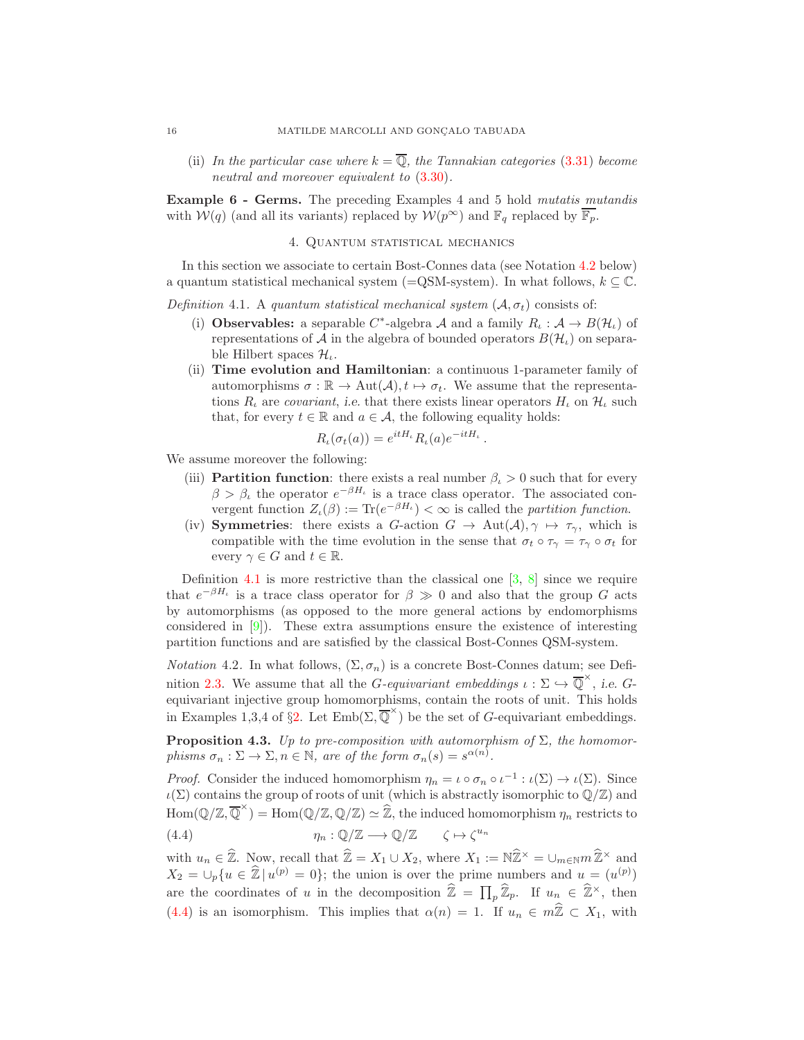(ii) *In the particular case where $k = \overline{\mathbb{Q}}$, the Tannakian categories* (3.31) *become neutral and moreover equivalent to* (3.30).

**Example 6 - Germs.** The preceding Examples 4 and 5 hold *mutatis mutandis* with $\mathcal{W}(q)$ (and all its variants) replaced by $\mathcal{W}(p^\infty)$ and $\mathbb{F}_q$ replaced by $\overline{\mathbb{F}_p}$.

## 4. Quantum statistical mechanics

In this section we associate to certain Bost-Connes data (see Notation 4.2 below) a quantum statistical mechanical system (=QSM-system). In what follows, $k \subseteq \mathbb{C}$.

*Definition* 4.1. A *quantum statistical mechanical system* $(\mathcal{A}, \sigma_t)$ consists of:

(i) **Observables:** a separable $C^*$-algebra $\mathcal{A}$ and a family $R_\iota : \mathcal{A} \to B(\mathcal{H}_\iota)$ of representations of $\mathcal{A}$ in the algebra of bounded operators $B(\mathcal{H}_\iota)$ on separable Hilbert spaces $\mathcal{H}_\iota$.

(ii) **Time evolution and Hamiltonian**: a continuous 1-parameter family of automorphisms $\sigma : \mathbb{R} \to \mathrm{Aut}(\mathcal{A}), t \mapsto \sigma_t$. We assume that the representations $R_\iota$ are *covariant*, i.e. that there exists linear operators $H_\iota$ on $\mathcal{H}_\iota$ such that, for every $t \in \mathbb{R}$ and $a \in \mathcal{A}$, the following equality holds:

$$R_\iota(\sigma_t(a)) = e^{itH_\iota} R_\iota(a) e^{-itH_\iota}\,.$$

We assume moreover the following:

(iii) **Partition function**: there exists a real number $\beta_\iota > 0$ such that for every $\beta > \beta_\iota$ the operator $e^{-\beta H_\iota}$ is a trace class operator. The associated convergent function $Z_\iota(\beta) := \mathrm{Tr}(e^{-\beta H_\iota}) < \infty$ is called the *partition function*.

(iv) **Symmetries**: there exists a $G$-action $G \to \mathrm{Aut}(\mathcal{A}), \gamma \mapsto \tau_\gamma$, which is compatible with the time evolution in the sense that $\sigma_t \circ \tau_\gamma = \tau_\gamma \circ \sigma_t$ for every $\gamma \in G$ and $t \in \mathbb{R}$.

Definition 4.1 is more restrictive than the classical one [3, 8] since we require that $e^{-\beta H_\iota}$ is a trace class operator for $\beta \gg 0$ and also that the group $G$ acts by automorphisms (as opposed to the more general actions by endomorphisms considered in [9]). These extra assumptions ensure the existence of interesting partition functions and are satisfied by the classical Bost-Connes QSM-system.

*Notation* 4.2. In what follows, $(\Sigma, \sigma_n)$ is a concrete Bost-Connes datum; see Definition 2.3. We assume that all the *$G$-equivariant embeddings* $\iota : \Sigma \hookrightarrow \overline{\mathbb{Q}}^\times$, *i.e.* $G$-equivariant injective group homomorphisms, contain the roots of unit. This holds in Examples 1,3,4 of §2. Let $\mathrm{Emb}(\Sigma, \overline{\mathbb{Q}}^\times)$ be the set of $G$-equivariant embeddings.

**Proposition 4.3.** *Up to pre-composition with automorphism of $\Sigma$, the homomorphisms $\sigma_n : \Sigma \to \Sigma, n \in \mathbb{N}$, are of the form $\sigma_n(s) = s^{\alpha(n)}$.*

*Proof.* Consider the induced homomorphism $\eta_n = \iota \circ \sigma_n \circ \iota^{-1} : \iota(\Sigma) \to \iota(\Sigma)$. Since $\iota(\Sigma)$ contains the group of roots of unit (which is abstractly isomorphic to $\mathbb{Q}/\mathbb{Z}$) and $\mathrm{Hom}(\mathbb{Q}/\mathbb{Z}, \overline{\mathbb{Q}}^\times) = \mathrm{Hom}(\mathbb{Q}/\mathbb{Z}, \mathbb{Q}/\mathbb{Z}) \simeq \widehat{\mathbb{Z}}$, the induced homomorphism $\eta_n$ restricts to

$$\eta_n : \mathbb{Q}/\mathbb{Z} \longrightarrow \mathbb{Q}/\mathbb{Z} \qquad \zeta \mapsto \zeta^{u_n} \tag{4.4}$$

with $u_n \in \widehat{\mathbb{Z}}$. Now, recall that $\widehat{\mathbb{Z}} = X_1 \cup X_2$, where $X_1 := \mathbb{N}\widehat{\mathbb{Z}}^\times = \cup_{m \in \mathbb{N}} m\,\widehat{\mathbb{Z}}^\times$ and $X_2 = \cup_p \{u \in \widehat{\mathbb{Z}} \,|\, u^{(p)} = 0\}$; the union is over the prime numbers and $u = (u^{(p)})$ are the coordinates of $u$ in the decomposition $\widehat{\mathbb{Z}} = \prod_p \widehat{\mathbb{Z}}_p$. If $u_n \in \widehat{\mathbb{Z}}^\times$, then (4.4) is an isomorphism. This implies that $\alpha(n) = 1$. If $u_n \in m\widehat{\mathbb{Z}} \subset X_1$, with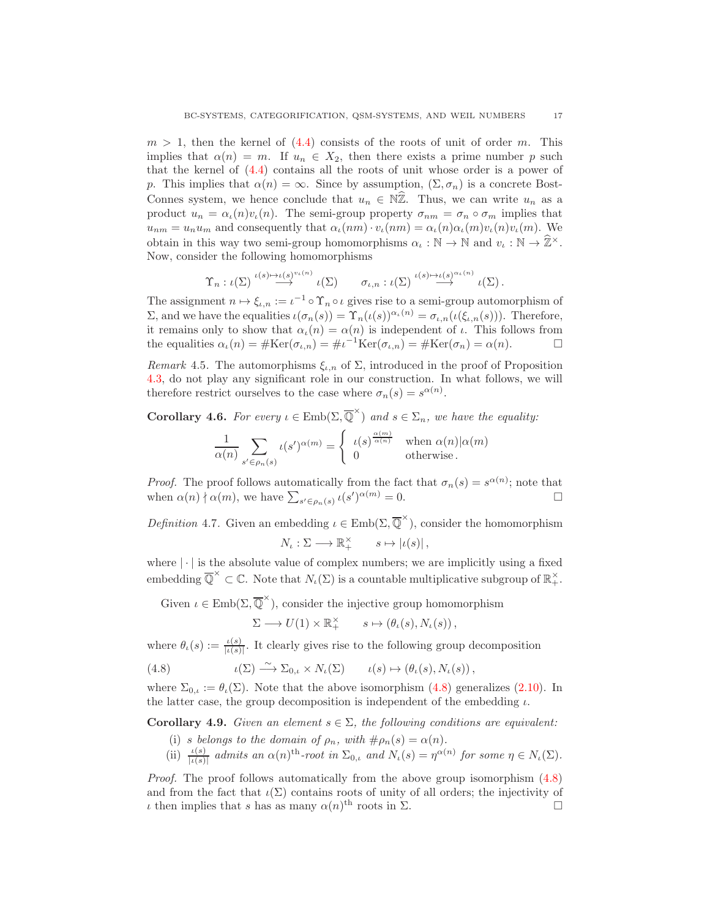$m > 1$, then the kernel of (4.4) consists of the roots of unit of order $m$. This implies that $\alpha(n) = m$. If $u_n \in X_2$, then there exists a prime number $p$ such that the kernel of (4.4) contains all the roots of unit whose order is a power of $p$. This implies that $\alpha(n) = \infty$. Since by assumption, $(\Sigma, \sigma_n)$ is a concrete Bost-Connes system, we hence conclude that $u_n \in \mathbb{N}\widehat{\mathbb{Z}}$. Thus, we can write $u_n$ as a product $u_n = \alpha_\iota(n) v_\iota(n)$. The semi-group property $\sigma_{nm} = \sigma_n \circ \sigma_m$ implies that $u_{nm} = u_n u_m$ and consequently that $\alpha_\iota(nm) \cdot v_\iota(nm) = \alpha_\iota(n)\alpha_\iota(m) v_\iota(n) v_\iota(m)$. We obtain in this way two semi-group homomorphisms $\alpha_\iota : \mathbb{N} \to \mathbb{N}$ and $v_\iota : \mathbb{N} \to \widehat{\mathbb{Z}}^\times$. Now, consider the following homomorphisms

$$\Upsilon_n : \iota(\Sigma) \overset{\iota(s) \mapsto \iota(s)^{v_\iota(n)}}{\longrightarrow} \iota(\Sigma) \qquad \sigma_{\iota,n} : \iota(\Sigma) \overset{\iota(s) \mapsto \iota(s)^{\alpha_\iota(n)}}{\longrightarrow} \iota(\Sigma).$$

The assignment $n \mapsto \xi_{\iota,n} := \iota^{-1} \circ \Upsilon_n \circ \iota$ gives rise to a semi-group automorphism of $\Sigma$, and we have the equalities $\iota(\sigma_n(s)) = \Upsilon_n(\iota(s))^{\alpha_\iota(n)} = \sigma_{\iota,n}(\iota(\xi_{\iota,n}(s)))$. Therefore, it remains only to show that $\alpha_\iota(n) = \alpha(n)$ is independent of $\iota$. This follows from the equalities $\alpha_\iota(n) = \#\mathrm{Ker}(\sigma_{\iota,n}) = \#\iota^{-1}\mathrm{Ker}(\sigma_{\iota,n}) = \#\mathrm{Ker}(\sigma_n) = \alpha(n)$. □

*Remark* 4.5. The automorphisms $\xi_{\iota,n}$ of $\Sigma$, introduced in the proof of Proposition 4.3, do not play any significant role in our construction. In what follows, we will therefore restrict ourselves to the case where $\sigma_n(s) = s^{\alpha(n)}$.

**Corollary 4.6.** *For every $\iota \in \mathrm{Emb}(\Sigma, \overline{\mathbb{Q}}^\times)$ and $s \in \Sigma_n$, we have the equality:*

$$\frac{1}{\alpha(n)} \sum_{s' \in \rho_n(s)} \iota(s')^{\alpha(m)} = \begin{cases} \iota(s)^{\frac{\alpha(m)}{\alpha(n)}} & \text{when } \alpha(n) | \alpha(m) \\ 0 & \text{otherwise}. \end{cases}$$

*Proof.* The proof follows automatically from the fact that $\sigma_n(s) = s^{\alpha(n)}$; note that when $\alpha(n) \nmid \alpha(m)$, we have $\sum_{s' \in \rho_n(s)} \iota(s')^{\alpha(m)} = 0$. □

*Definition* 4.7. Given an embedding $\iota \in \mathrm{Emb}(\Sigma, \overline{\mathbb{Q}}^\times)$, consider the homomorphism

$$N_\iota : \Sigma \longrightarrow \mathbb{R}_+^\times \qquad s \mapsto |\iota(s)|,$$

where $|\cdot|$ is the absolute value of complex numbers; we are implicitly using a fixed embedding $\overline{\mathbb{Q}}^\times \subset \mathbb{C}$. Note that $N_\iota(\Sigma)$ is a countable multiplicative subgroup of $\mathbb{R}_+^\times$.

Given $\iota \in \mathrm{Emb}(\Sigma, \overline{\mathbb{Q}}^\times)$, consider the injective group homomorphism

$$\Sigma \longrightarrow U(1) \times \mathbb{R}_+^\times \qquad s \mapsto (\theta_\iota(s), N_\iota(s)),$$

where $\theta_\iota(s) := \frac{\iota(s)}{|\iota(s)|}$. It clearly gives rise to the following group decomposition

$$\iota(\Sigma) \xrightarrow{\sim} \Sigma_{0,\iota} \times N_\iota(\Sigma) \qquad \iota(s) \mapsto (\theta_\iota(s), N_\iota(s)), \tag{4.8}$$

where $\Sigma_{0,\iota} := \theta_\iota(\Sigma)$. Note that the above isomorphism (4.8) generalizes (2.10). In the latter case, the group decomposition is independent of the embedding $\iota$.

**Corollary 4.9.** *Given an element $s \in \Sigma$, the following conditions are equivalent:*

(i) *$s$ belongs to the domain of $\rho_n$, with $\#\rho_n(s) = \alpha(n)$.*

(ii) *$\frac{\iota(s)}{|\iota(s)|}$ admits an $\alpha(n)^{\mathrm{th}}$-root in $\Sigma_{0,\iota}$ and $N_\iota(s) = \eta^{\alpha(n)}$ for some $\eta \in N_\iota(\Sigma)$.*

*Proof.* The proof follows automatically from the above group isomorphism (4.8) and from the fact that $\iota(\Sigma)$ contains roots of unity of all orders; the injectivity of $\iota$ then implies that $s$ has as many $\alpha(n)^{\mathrm{th}}$ roots in $\Sigma$. □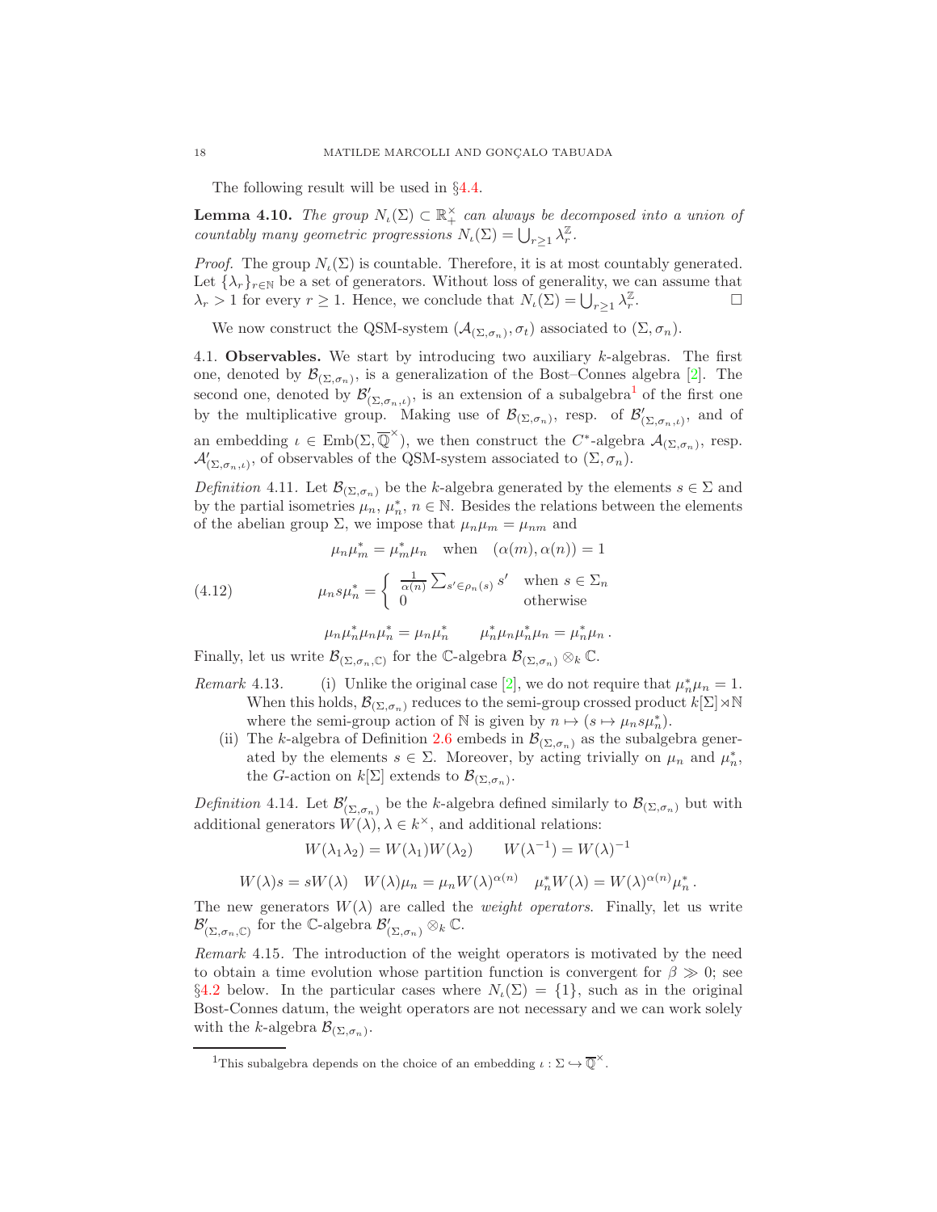The following result will be used in §4.4.

**Lemma 4.10.** *The group $N_\iota(\Sigma) \subset \mathbb{R}_+^\times$ can always be decomposed into a union of countably many geometric progressions $N_\iota(\Sigma) = \bigcup_{r\geq 1} \lambda_r^{\mathbb{Z}}$.*

*Proof.* The group $N_\iota(\Sigma)$ is countable. Therefore, it is at most countably generated. Let $\{\lambda_r\}_{r\in\mathbb{N}}$ be a set of generators. Without loss of generality, we can assume that $\lambda_r > 1$ for every $r \geq 1$. Hence, we conclude that $N_\iota(\Sigma) = \bigcup_{r\geq 1} \lambda_r^{\mathbb{Z}}$. □

We now construct the QSM-system $(\mathcal{A}_{(\Sigma,\sigma_n)}, \sigma_t)$ associated to $(\Sigma, \sigma_n)$.

## 4.1. Observables.

We start by introducing two auxiliary $k$-algebras. The first one, denoted by $\mathcal{B}_{(\Sigma,\sigma_n)}$, is a generalization of the Bost–Connes algebra [2]. The second one, denoted by $\mathcal{B}'_{(\Sigma,\sigma_n,\iota)}$, is an extension of a subalgebra[1] of the first one by the multiplicative group. Making use of $\mathcal{B}_{(\Sigma,\sigma_n)}$, resp. of $\mathcal{B}'_{(\Sigma,\sigma_n,\iota)}$, and of an embedding $\iota \in \mathrm{Emb}(\Sigma, \overline{\mathbb{Q}}^\times)$, we then construct the $C^*$-algebra $\mathcal{A}_{(\Sigma,\sigma_n)}$, resp. $\mathcal{A}'_{(\Sigma,\sigma_n,\iota)}$, of observables of the QSM-system associated to $(\Sigma, \sigma_n)$.

*Definition* 4.11. Let $\mathcal{B}_{(\Sigma,\sigma_n)}$ be the $k$-algebra generated by the elements $s \in \Sigma$ and by the partial isometries $\mu_n$, $\mu_n^*$, $n \in \mathbb{N}$. Besides the relations between the elements of the abelian group $\Sigma$, we impose that $\mu_n\mu_m = \mu_{nm}$ and

$$\mu_n\mu_m^* = \mu_m^*\mu_n \quad \text{when} \quad (\alpha(m), \alpha(n)) = 1$$

$$\mu_n s \mu_n^* = \begin{cases} \frac{1}{\alpha(n)} \sum_{s'\in\rho_n(s)} s' & \text{when } s \in \Sigma_n \\ 0 & \text{otherwise} \end{cases} \tag{4.12}$$

$$\mu_n\mu_n^*\mu_n\mu_n^* = \mu_n\mu_n^* \qquad \mu_n^*\mu_n\mu_n^*\mu_n = \mu_n^*\mu_n\,.$$

Finally, let us write $\mathcal{B}_{(\Sigma,\sigma_n,\mathbb{C})}$ for the $\mathbb{C}$-algebra $\mathcal{B}_{(\Sigma,\sigma_n)} \otimes_k \mathbb{C}$.

*Remark* 4.13.
- (i) Unlike the original case [2], we do not require that $\mu_n^*\mu_n = 1$. When this holds, $\mathcal{B}_{(\Sigma,\sigma_n)}$ reduces to the semi-group crossed product $k[\Sigma] \rtimes \mathbb{N}$ where the semi-group action of $\mathbb{N}$ is given by $n \mapsto (s \mapsto \mu_n s \mu_n^*)$.
- (ii) The $k$-algebra of Definition 2.6 embeds in $\mathcal{B}_{(\Sigma,\sigma_n)}$ as the subalgebra generated by the elements $s \in \Sigma$. Moreover, by acting trivially on $\mu_n$ and $\mu_n^*$, the $G$-action on $k[\Sigma]$ extends to $\mathcal{B}_{(\Sigma,\sigma_n)}$.

*Definition* 4.14. Let $\mathcal{B}'_{(\Sigma,\sigma_n)}$ be the $k$-algebra defined similarly to $\mathcal{B}_{(\Sigma,\sigma_n)}$ but with additional generators $W(\lambda)$, $\lambda \in k^\times$, and additional relations:

$$W(\lambda_1\lambda_2) = W(\lambda_1)W(\lambda_2) \qquad W(\lambda^{-1}) = W(\lambda)^{-1}$$

$$W(\lambda)s = sW(\lambda) \quad W(\lambda)\mu_n = \mu_n W(\lambda)^{\alpha(n)} \quad \mu_n^* W(\lambda) = W(\lambda)^{\alpha(n)}\mu_n^*\,.$$

The new generators $W(\lambda)$ are called the *weight operators*. Finally, let us write $\mathcal{B}'_{(\Sigma,\sigma_n,\mathbb{C})}$ for the $\mathbb{C}$-algebra $\mathcal{B}'_{(\Sigma,\sigma_n)} \otimes_k \mathbb{C}$.

*Remark* 4.15. The introduction of the weight operators is motivated by the need to obtain a time evolution whose partition function is convergent for $\beta \gg 0$; see §4.2 below. In the particular cases where $N_\iota(\Sigma) = \{1\}$, such as in the original Bost-Connes datum, the weight operators are not necessary and we can work solely with the $k$-algebra $\mathcal{B}_{(\Sigma,\sigma_n)}$.

---

[1] This subalgebra depends on the choice of an embedding $\iota : \Sigma \hookrightarrow \overline{\mathbb{Q}}^\times$.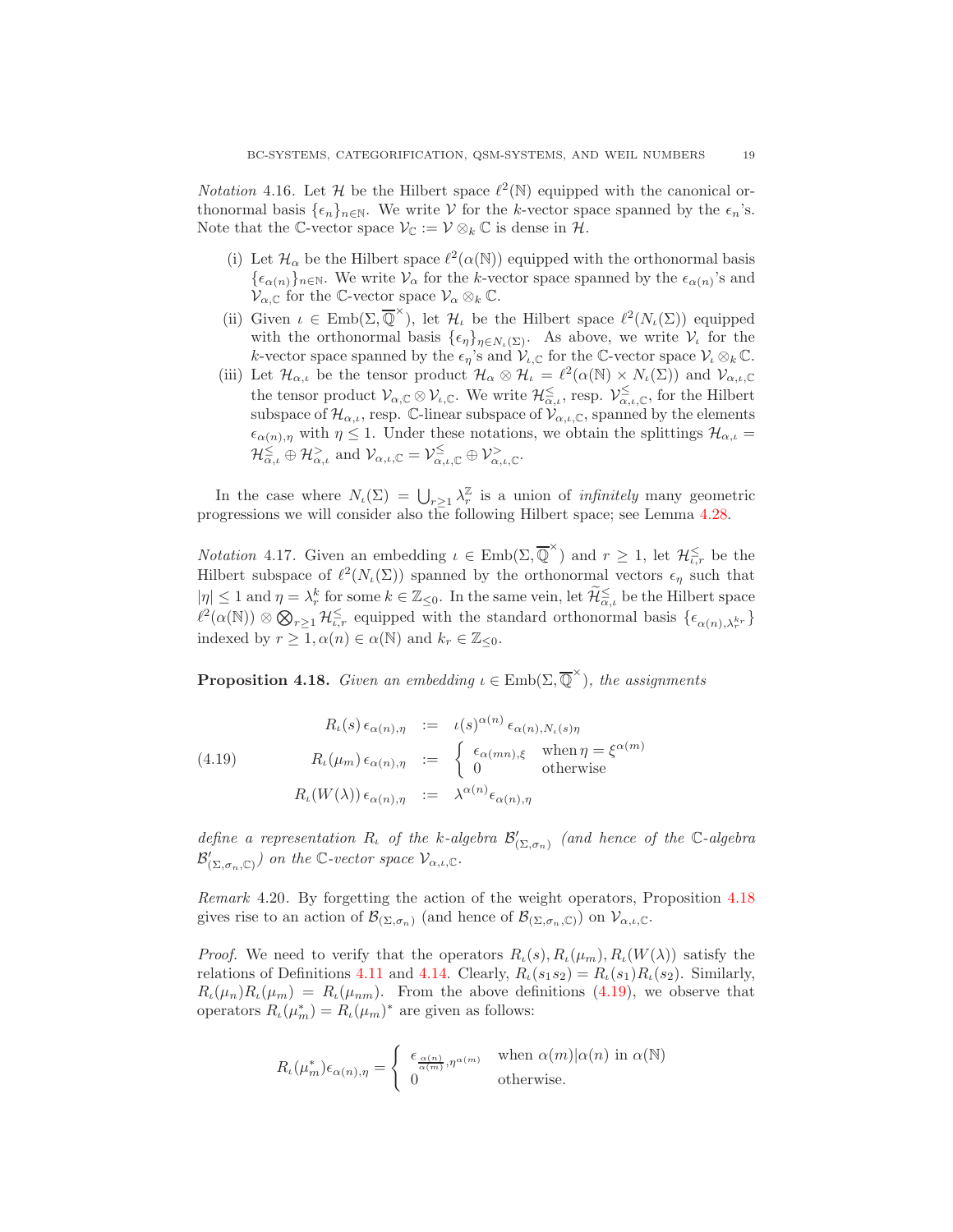*Notation* 4.16. Let $\mathcal{H}$ be the Hilbert space $\ell^2(\mathbb{N})$ equipped with the canonical orthonormal basis $\{\epsilon_n\}_{n\in\mathbb{N}}$. We write $\mathcal{V}$ for the $k$-vector space spanned by the $\epsilon_n$'s. Note that the $\mathbb{C}$-vector space $\mathcal{V}_{\mathbb{C}} := \mathcal{V}\otimes_k \mathbb{C}$ is dense in $\mathcal{H}$.

(i) Let $\mathcal{H}_\alpha$ be the Hilbert space $\ell^2(\alpha(\mathbb{N}))$ equipped with the orthonormal basis $\{\epsilon_{\alpha(n)}\}_{n\in\mathbb{N}}$. We write $\mathcal{V}_\alpha$ for the $k$-vector space spanned by the $\epsilon_{\alpha(n)}$'s and $\mathcal{V}_{\alpha,\mathbb{C}}$ for the $\mathbb{C}$-vector space $\mathcal{V}_\alpha \otimes_k \mathbb{C}$.

(ii) Given $\iota \in \mathrm{Emb}(\Sigma, \overline{\mathbb{Q}}^\times)$, let $\mathcal{H}_\iota$ be the Hilbert space $\ell^2(N_\iota(\Sigma))$ equipped with the orthonormal basis $\{\epsilon_\eta\}_{\eta\in N_\iota(\Sigma)}$. As above, we write $\mathcal{V}_\iota$ for the $k$-vector space spanned by the $\epsilon_\eta$'s and $\mathcal{V}_{\iota,\mathbb{C}}$ for the $\mathbb{C}$-vector space $\mathcal{V}_\iota\otimes_k\mathbb{C}$.

(iii) Let $\mathcal{H}_{\alpha,\iota}$ be the tensor product $\mathcal{H}_\alpha\otimes\mathcal{H}_\iota = \ell^2(\alpha(\mathbb{N})\times N_\iota(\Sigma))$ and $\mathcal{V}_{\alpha,\iota,\mathbb{C}}$ the tensor product $\mathcal{V}_{\alpha,\mathbb{C}}\otimes\mathcal{V}_{\iota,\mathbb{C}}$. We write $\mathcal{H}^{\leq}_{\alpha,\iota}$, resp. $\mathcal{V}^{\leq}_{\alpha,\iota,\mathbb{C}}$, for the Hilbert subspace of $\mathcal{H}_{\alpha,\iota}$, resp. $\mathbb{C}$-linear subspace of $\mathcal{V}_{\alpha,\iota,\mathbb{C}}$, spanned by the elements $\epsilon_{\alpha(n),\eta}$ with $\eta\leq 1$. Under these notations, we obtain the splittings $\mathcal{H}_{\alpha,\iota} = \mathcal{H}^{\leq}_{\alpha,\iota}\oplus\mathcal{H}^{>}_{\alpha,\iota}$ and $\mathcal{V}_{\alpha,\iota,\mathbb{C}} = \mathcal{V}^{\leq}_{\alpha,\iota,\mathbb{C}}\oplus\mathcal{V}^{>}_{\alpha,\iota,\mathbb{C}}$.

In the case where $N_\iota(\Sigma) = \bigcup_{r\geq 1}\lambda_r^{\mathbb{Z}}$ is a union of *infinitely* many geometric progressions we will consider also the following Hilbert space; see Lemma 4.28.

*Notation* 4.17. Given an embedding $\iota\in\mathrm{Emb}(\Sigma,\overline{\mathbb{Q}}^\times)$ and $r\geq 1$, let $\mathcal{H}^{\leq}_{\iota,r}$ be the Hilbert subspace of $\ell^2(N_\iota(\Sigma))$ spanned by the orthonormal vectors $\epsilon_\eta$ such that $|\eta|\leq 1$ and $\eta=\lambda_r^k$ for some $k\in\mathbb{Z}_{\leq 0}$. In the same vein, let $\widetilde{\mathcal{H}}^{\leq}_{\alpha,\iota}$ be the Hilbert space $\ell^2(\alpha(\mathbb{N}))\otimes\bigotimes_{r\geq 1}\mathcal{H}^{\leq}_{\iota,r}$ equipped with the standard orthonormal basis $\{\epsilon_{\alpha(n),\lambda_r^{k_r}}\}$ indexed by $r\geq 1, \alpha(n)\in\alpha(\mathbb{N})$ and $k_r\in\mathbb{Z}_{\leq 0}$.

**Proposition 4.18.** *Given an embedding $\iota\in\mathrm{Emb}(\Sigma,\overline{\mathbb{Q}}^\times)$, the assignments*

$$
\begin{aligned}
R_\iota(s)\,\epsilon_{\alpha(n),\eta} &:= \iota(s)^{\alpha(n)}\,\epsilon_{\alpha(n),N_\iota(s)\eta}\\
R_\iota(\mu_m)\,\epsilon_{\alpha(n),\eta} &:= \begin{cases}\epsilon_{\alpha(mn),\xi} & \text{when } \eta=\xi^{\alpha(m)}\\ 0 & \text{otherwise}\end{cases}\\
R_\iota(W(\lambda))\,\epsilon_{\alpha(n),\eta} &:= \lambda^{\alpha(n)}\epsilon_{\alpha(n),\eta}
\end{aligned}
\tag{4.19}
$$

*define a representation $R_\iota$ of the $k$-algebra $\mathcal{B}'_{(\Sigma,\sigma_n)}$ (and hence of the $\mathbb{C}$-algebra $\mathcal{B}'_{(\Sigma,\sigma_n,\mathbb{C})}$) on the $\mathbb{C}$-vector space $\mathcal{V}_{\alpha,\iota,\mathbb{C}}$.*

*Remark* 4.20. By forgetting the action of the weight operators, Proposition 4.18 gives rise to an action of $\mathcal{B}_{(\Sigma,\sigma_n)}$ (and hence of $\mathcal{B}_{(\Sigma,\sigma_n,\mathbb{C})}$) on $\mathcal{V}_{\alpha,\iota,\mathbb{C}}$.

*Proof.* We need to verify that the operators $R_\iota(s), R_\iota(\mu_m), R_\iota(W(\lambda))$ satisfy the relations of Definitions 4.11 and 4.14. Clearly, $R_\iota(s_1s_2)=R_\iota(s_1)R_\iota(s_2)$. Similarly, $R_\iota(\mu_n)R_\iota(\mu_m)=R_\iota(\mu_{nm})$. From the above definitions (4.19), we observe that operators $R_\iota(\mu_m^*)=R_\iota(\mu_m)^*$ are given as follows:

$$
R_\iota(\mu_m^*)\epsilon_{\alpha(n),\eta} = \begin{cases}\epsilon_{\frac{\alpha(n)}{\alpha(m)},\eta^{\alpha(m)}} & \text{when } \alpha(m)|\alpha(n) \text{ in } \alpha(\mathbb{N})\\ 0 & \text{otherwise.}\end{cases}
$$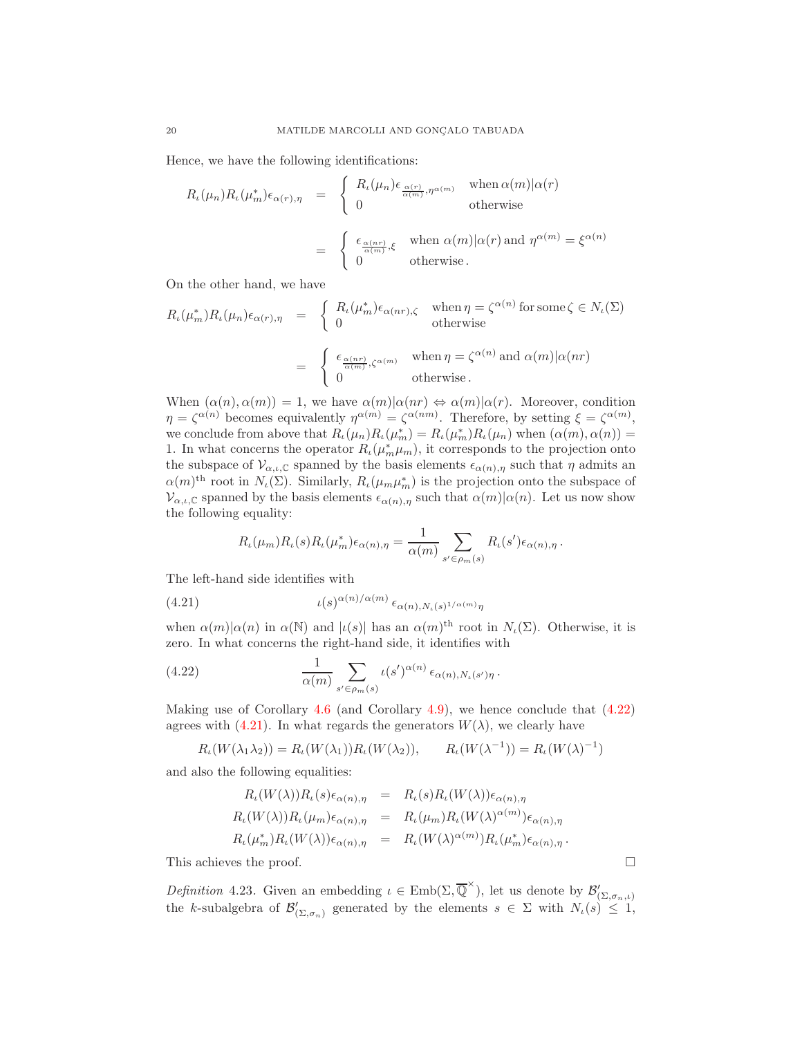Hence, we have the following identifications:

$$
\begin{aligned}
R_\iota(\mu_n)R_\iota(\mu_m^*)\epsilon_{\alpha(r),\eta} &= \begin{cases} R_\iota(\mu_n)\epsilon_{\frac{\alpha(r)}{\alpha(m)},\eta^{\alpha(m)}} & \text{when } \alpha(m)|\alpha(r) \\ 0 & \text{otherwise} \end{cases} \\
&= \begin{cases} \epsilon_{\frac{\alpha(nr)}{\alpha(m)},\xi} & \text{when } \alpha(m)|\alpha(r) \text{ and } \eta^{\alpha(m)} = \xi^{\alpha(n)} \\ 0 & \text{otherwise}. \end{cases}
\end{aligned}
$$

On the other hand, we have

$$
\begin{aligned}
R_\iota(\mu_m^*)R_\iota(\mu_n)\epsilon_{\alpha(r),\eta} &= \begin{cases} R_\iota(\mu_m^*)\epsilon_{\alpha(nr),\zeta} & \text{when } \eta = \zeta^{\alpha(n)} \text{ for some } \zeta \in N_\iota(\Sigma) \\ 0 & \text{otherwise} \end{cases} \\
&= \begin{cases} \epsilon_{\frac{\alpha(nr)}{\alpha(m)},\zeta^{\alpha(m)}} & \text{when } \eta = \zeta^{\alpha(n)} \text{ and } \alpha(m)|\alpha(nr) \\ 0 & \text{otherwise}. \end{cases}
\end{aligned}
$$

When $(\alpha(n),\alpha(m)) = 1$, we have $\alpha(m)|\alpha(nr) \Leftrightarrow \alpha(m)|\alpha(r)$. Moreover, condition $\eta = \zeta^{\alpha(n)}$ becomes equivalently $\eta^{\alpha(m)} = \zeta^{\alpha(nm)}$. Therefore, by setting $\xi = \zeta^{\alpha(m)}$, we conclude from above that $R_\iota(\mu_n)R_\iota(\mu_m^*) = R_\iota(\mu_m^*)R_\iota(\mu_n)$ when $(\alpha(m),\alpha(n)) = 1$. In what concerns the operator $R_\iota(\mu_m^*\mu_m)$, it corresponds to the projection onto the subspace of $\mathcal{V}_{\alpha,\iota,\mathbb{C}}$ spanned by the basis elements $\epsilon_{\alpha(n),\eta}$ such that $\eta$ admits an $\alpha(m)^{\text{th}}$ root in $N_\iota(\Sigma)$. Similarly, $R_\iota(\mu_m\mu_m^*)$ is the projection onto the subspace of $\mathcal{V}_{\alpha,\iota,\mathbb{C}}$ spanned by the basis elements $\epsilon_{\alpha(n),\eta}$ such that $\alpha(m)|\alpha(n)$. Let us now show the following equality:

$$
R_\iota(\mu_m)R_\iota(s)R_\iota(\mu_m^*)\epsilon_{\alpha(n),\eta} = \frac{1}{\alpha(m)}\sum_{s'\in\rho_m(s)} R_\iota(s')\epsilon_{\alpha(n),\eta}\,.
$$

The left-hand side identifies with

$$
\iota(s)^{\alpha(n)/\alpha(m)}\,\epsilon_{\alpha(n),N_\iota(s)^{1/\alpha(m)}\eta} \tag{4.21}
$$

when $\alpha(m)|\alpha(n)$ in $\alpha(\mathbb{N})$ and $|\iota(s)|$ has an $\alpha(m)^{\text{th}}$ root in $N_\iota(\Sigma)$. Otherwise, it is zero. In what concerns the right-hand side, it identifies with

$$
\frac{1}{\alpha(m)}\sum_{s'\in\rho_m(s)} \iota(s')^{\alpha(n)}\,\epsilon_{\alpha(n),N_\iota(s')\eta}\,. \tag{4.22}
$$

Making use of Corollary 4.6 (and Corollary 4.9), we hence conclude that (4.22) agrees with (4.21). In what regards the generators $W(\lambda)$, we clearly have

$$
R_\iota(W(\lambda_1\lambda_2)) = R_\iota(W(\lambda_1))R_\iota(W(\lambda_2)), \qquad R_\iota(W(\lambda^{-1})) = R_\iota(W(\lambda)^{-1})
$$

and also the following equalities:

$$
\begin{aligned}
R_\iota(W(\lambda))R_\iota(s)\epsilon_{\alpha(n),\eta} &= R_\iota(s)R_\iota(W(\lambda))\epsilon_{\alpha(n),\eta} \\
R_\iota(W(\lambda))R_\iota(\mu_m)\epsilon_{\alpha(n),\eta} &= R_\iota(\mu_m)R_\iota(W(\lambda)^{\alpha(m)})\epsilon_{\alpha(n),\eta} \\
R_\iota(\mu_m^*)R_\iota(W(\lambda))\epsilon_{\alpha(n),\eta} &= R_\iota(W(\lambda)^{\alpha(m)})R_\iota(\mu_m^*)\epsilon_{\alpha(n),\eta}\,.
\end{aligned}
$$

This achieves the proof. □

*Definition* 4.23. Given an embedding $\iota \in \mathrm{Emb}(\Sigma, \overline{\mathbb{Q}}^\times)$, let us denote by $\mathcal{B}'_{(\Sigma,\sigma_n,\iota)}$ the $k$-subalgebra of $\mathcal{B}'_{(\Sigma,\sigma_n)}$ generated by the elements $s \in \Sigma$ with $N_\iota(s) \leq 1$,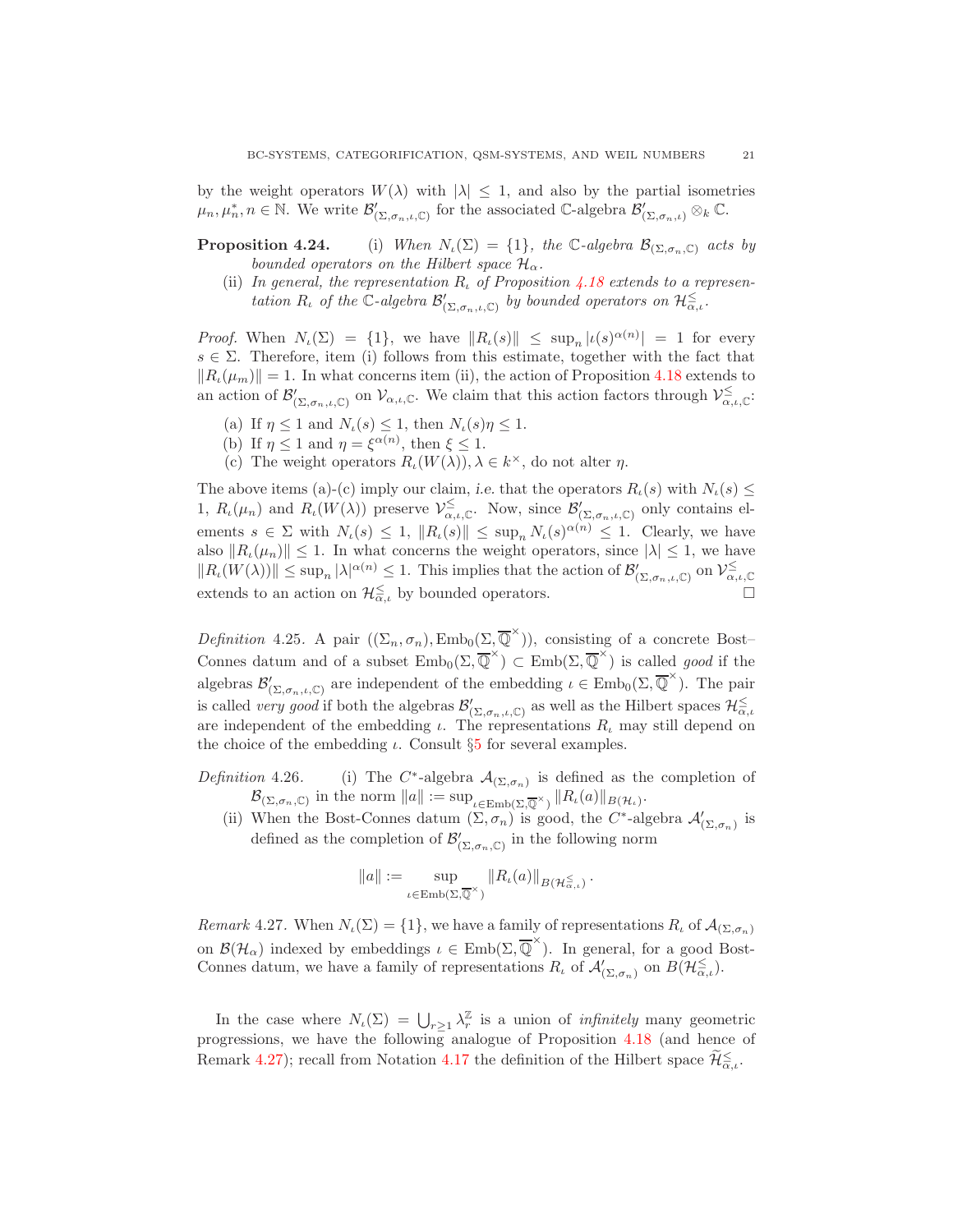by the weight operators $W(\lambda)$ with $|\lambda| \leq 1$, and also by the partial isometries $\mu_n, \mu_n^*, n \in \mathbb{N}$. We write $\mathcal{B}'_{(\Sigma,\sigma_n,\iota,\mathbb{C})}$ for the associated $\mathbb{C}$-algebra $\mathcal{B}'_{(\Sigma,\sigma_n,\iota)} \otimes_k \mathbb{C}$.

**Proposition 4.24.** (i) *When $N_\iota(\Sigma) = \{1\}$, the $\mathbb{C}$-algebra $\mathcal{B}_{(\Sigma,\sigma_n,\mathbb{C})}$ acts by bounded operators on the Hilbert space $\mathcal{H}_\alpha$.*

(ii) *In general, the representation $R_\iota$ of Proposition 4.18 extends to a representation $R_\iota$ of the $\mathbb{C}$-algebra $\mathcal{B}'_{(\Sigma,\sigma_n,\iota,\mathbb{C})}$ by bounded operators on $\mathcal{H}^{\leq}_{\alpha,\iota}$.*

*Proof.* When $N_\iota(\Sigma) = \{1\}$, we have $\|R_\iota(s)\| \leq \sup_n |\iota(s)^{\alpha(n)}| = 1$ for every $s \in \Sigma$. Therefore, item (i) follows from this estimate, together with the fact that $\|R_\iota(\mu_m)\| = 1$. In what concerns item (ii), the action of Proposition 4.18 extends to an action of $\mathcal{B}'_{(\Sigma,\sigma_n,\iota,\mathbb{C})}$ on $\mathcal{V}_{\alpha,\iota,\mathbb{C}}$. We claim that this action factors through $\mathcal{V}^{\leq}_{\alpha,\iota,\mathbb{C}}$:

(a) If $\eta \leq 1$ and $N_\iota(s) \leq 1$, then $N_\iota(s)\eta \leq 1$.
(b) If $\eta \leq 1$ and $\eta = \xi^{\alpha(n)}$, then $\xi \leq 1$.
(c) The weight operators $R_\iota(W(\lambda)), \lambda \in k^\times$, do not alter $\eta$.

The above items (a)-(c) imply our claim, *i.e.* that the operators $R_\iota(s)$ with $N_\iota(s) \leq 1$, $R_\iota(\mu_n)$ and $R_\iota(W(\lambda))$ preserve $\mathcal{V}^{\leq}_{\alpha,\iota,\mathbb{C}}$. Now, since $\mathcal{B}'_{(\Sigma,\sigma_n,\iota,\mathbb{C})}$ only contains elements $s \in \Sigma$ with $N_\iota(s) \leq 1$, $\|R_\iota(s)\| \leq \sup_n N_\iota(s)^{\alpha(n)} \leq 1$. Clearly, we have also $\|R_\iota(\mu_n)\| \leq 1$. In what concerns the weight operators, since $|\lambda| \leq 1$, we have $\|R_\iota(W(\lambda))\| \leq \sup_n |\lambda|^{\alpha(n)} \leq 1$. This implies that the action of $\mathcal{B}'_{(\Sigma,\sigma_n,\iota,\mathbb{C})}$ on $\mathcal{V}^{\leq}_{\alpha,\iota,\mathbb{C}}$ extends to an action on $\mathcal{H}^{\leq}_{\alpha,\iota}$ by bounded operators. $\square$

*Definition* 4.25. A pair $((\Sigma_n,\sigma_n), \mathrm{Emb}_0(\Sigma, \overline{\mathbb{Q}}^\times))$, consisting of a concrete Bost–Connes datum and of a subset $\mathrm{Emb}_0(\Sigma, \overline{\mathbb{Q}}^\times) \subset \mathrm{Emb}(\Sigma, \overline{\mathbb{Q}}^\times)$ is called *good* if the algebras $\mathcal{B}'_{(\Sigma,\sigma_n,\iota,\mathbb{C})}$ are independent of the embedding $\iota \in \mathrm{Emb}_0(\Sigma, \overline{\mathbb{Q}}^\times)$. The pair is called *very good* if both the algebras $\mathcal{B}'_{(\Sigma,\sigma_n,\iota,\mathbb{C})}$ as well as the Hilbert spaces $\mathcal{H}^{\leq}_{\alpha,\iota}$ are independent of the embedding $\iota$. The representations $R_\iota$ may still depend on the choice of the embedding $\iota$. Consult §5 for several examples.

*Definition* 4.26. (i) The $C^*$-algebra $\mathcal{A}_{(\Sigma,\sigma_n)}$ is defined as the completion of $\mathcal{B}_{(\Sigma,\sigma_n,\mathbb{C})}$ in the norm $\|a\| := \sup_{\iota \in \mathrm{Emb}(\Sigma,\overline{\mathbb{Q}}^\times)} \|R_\iota(a)\|_{B(\mathcal{H}_\iota)}$.

(ii) When the Bost-Connes datum $(\Sigma,\sigma_n)$ is good, the $C^*$-algebra $\mathcal{A}'_{(\Sigma,\sigma_n)}$ is defined as the completion of $\mathcal{B}'_{(\Sigma,\sigma_n,\mathbb{C})}$ in the following norm

$$\|a\| := \sup_{\iota \in \mathrm{Emb}(\Sigma,\overline{\mathbb{Q}}^\times)} \|R_\iota(a)\|_{B(\mathcal{H}^{\leq}_{\alpha,\iota})}.$$

*Remark* 4.27. When $N_\iota(\Sigma) = \{1\}$, we have a family of representations $R_\iota$ of $\mathcal{A}_{(\Sigma,\sigma_n)}$ on $\mathcal{B}(\mathcal{H}_\alpha)$ indexed by embeddings $\iota \in \mathrm{Emb}(\Sigma, \overline{\mathbb{Q}}^\times)$. In general, for a good Bost-Connes datum, we have a family of representations $R_\iota$ of $\mathcal{A}'_{(\Sigma,\sigma_n)}$ on $B(\mathcal{H}^{\leq}_{\alpha,\iota})$.

In the case where $N_\iota(\Sigma) = \bigcup_{r \geq 1} \lambda_r^{\mathbb{Z}}$ is a union of *infinitely* many geometric progressions, we have the following analogue of Proposition 4.18 (and hence of Remark 4.27); recall from Notation 4.17 the definition of the Hilbert space $\widetilde{\mathcal{H}}^{\leq}_{\alpha,\iota}$.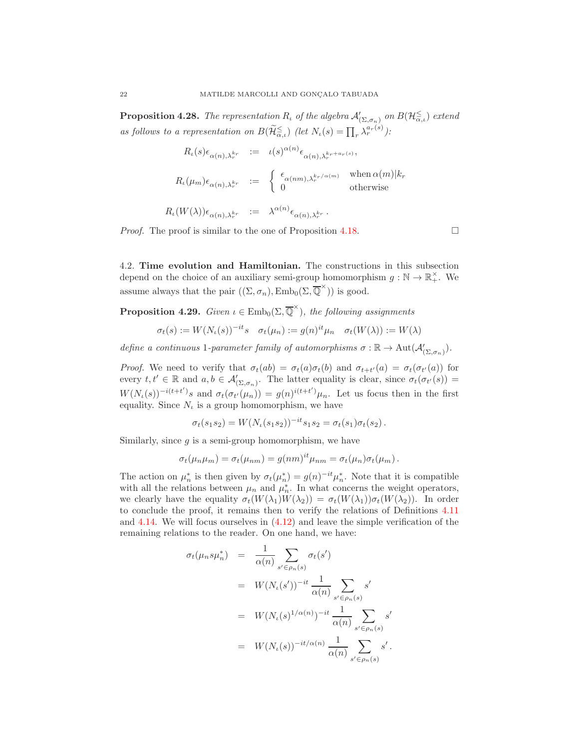**Proposition 4.28.** *The representation $R_\iota$ of the algebra $\mathcal{A}'_{(\Sigma,\sigma_n)}$ on $B(\mathcal{H}^{\leq}_{\alpha,\iota})$ extend as follows to a representation on $B(\widetilde{\mathcal{H}}^{\leq}_{\alpha,\iota})$ (let $N_\iota(s) = \prod_r \lambda_r^{a_r(s)}$):*

$$
\begin{aligned}
R_\iota(s)\epsilon_{\alpha(n),\lambda_r^{k_r}} &:= \iota(s)^{\alpha(n)}\epsilon_{\alpha(n),\lambda_r^{k_r+a_r(s)}}, \\
R_\iota(\mu_m)\epsilon_{\alpha(n),\lambda_r^{k_r}} &:= \begin{cases} \epsilon_{\alpha(nm),\lambda_r^{k_r/\alpha(m)}} & \text{when } \alpha(m)|k_r \\ 0 & \text{otherwise} \end{cases} \\
R_\iota(W(\lambda))\epsilon_{\alpha(n),\lambda_r^{k_r}} &:= \lambda^{\alpha(n)}\epsilon_{\alpha(n),\lambda_r^{k_r}}\,.
\end{aligned}
$$

*Proof.* The proof is similar to the one of Proposition 4.18. $\square$

## 4.2. Time evolution and Hamiltonian.

The constructions in this subsection depend on the choice of an auxiliary semi-group homomorphism $g : \mathbb{N} \to \mathbb{R}^\times_+$. We assume always that the pair $((\Sigma,\sigma_n), \mathrm{Emb}_0(\Sigma,\overline{\mathbb{Q}}^\times))$ is good.

**Proposition 4.29.** *Given $\iota \in \mathrm{Emb}_0(\Sigma,\overline{\mathbb{Q}}^\times)$, the following assignments*

$$
\sigma_t(s) := W(N_\iota(s))^{-it}s \quad \sigma_t(\mu_n) := g(n)^{it}\mu_n \quad \sigma_t(W(\lambda)) := W(\lambda)
$$

*define a continuous 1-parameter family of automorphisms $\sigma : \mathbb{R} \to \mathrm{Aut}(\mathcal{A}'_{(\Sigma,\sigma_n)})$.*

*Proof.* We need to verify that $\sigma_t(ab) = \sigma_t(a)\sigma_t(b)$ and $\sigma_{t+t'}(a) = \sigma_t(\sigma_{t'}(a))$ for every $t, t' \in \mathbb{R}$ and $a, b \in \mathcal{A}'_{(\Sigma,\sigma_n)}$. The latter equality is clear, since $\sigma_t(\sigma_{t'}(s)) = W(N_\iota(s))^{-i(t+t')}s$ and $\sigma_t(\sigma_{t'}(\mu_n)) = g(n)^{i(t+t')}\mu_n$. Let us focus then in the first equality. Since $N_\iota$ is a group homomorphism, we have

$$
\sigma_t(s_1s_2) = W(N_\iota(s_1s_2))^{-it}s_1s_2 = \sigma_t(s_1)\sigma_t(s_2)\,.
$$

Similarly, since $g$ is a semi-group homomorphism, we have

$$
\sigma_t(\mu_n\mu_m) = \sigma_t(\mu_{nm}) = g(nm)^{it}\mu_{nm} = \sigma_t(\mu_n)\sigma_t(\mu_m)\,.
$$

The action on $\mu_n^*$ is then given by $\sigma_t(\mu_n^*) = g(n)^{-it}\mu_n^*$. Note that it is compatible with all the relations between $\mu_n$ and $\mu_n^*$. In what concerns the weight operators, we clearly have the equality $\sigma_t(W(\lambda_1)W(\lambda_2)) = \sigma_t(W(\lambda_1))\sigma_t(W(\lambda_2))$. In order to conclude the proof, it remains then to verify the relations of Definitions 4.11 and 4.14. We will focus ourselves in (4.12) and leave the simple verification of the remaining relations to the reader. On one hand, we have:

$$
\begin{aligned}
\sigma_t(\mu_n s \mu_n^*) &= \frac{1}{\alpha(n)} \sum_{s' \in \rho_n(s)} \sigma_t(s') \\
&= W(N_\iota(s'))^{-it}\,\frac{1}{\alpha(n)} \sum_{s' \in \rho_n(s)} s' \\
&= W(N_\iota(s)^{1/\alpha(n)})^{-it}\,\frac{1}{\alpha(n)} \sum_{s' \in \rho_n(s)} s' \\
&= W(N_\iota(s))^{-it/\alpha(n)}\,\frac{1}{\alpha(n)} \sum_{s' \in \rho_n(s)} s'\,.
\end{aligned}
$$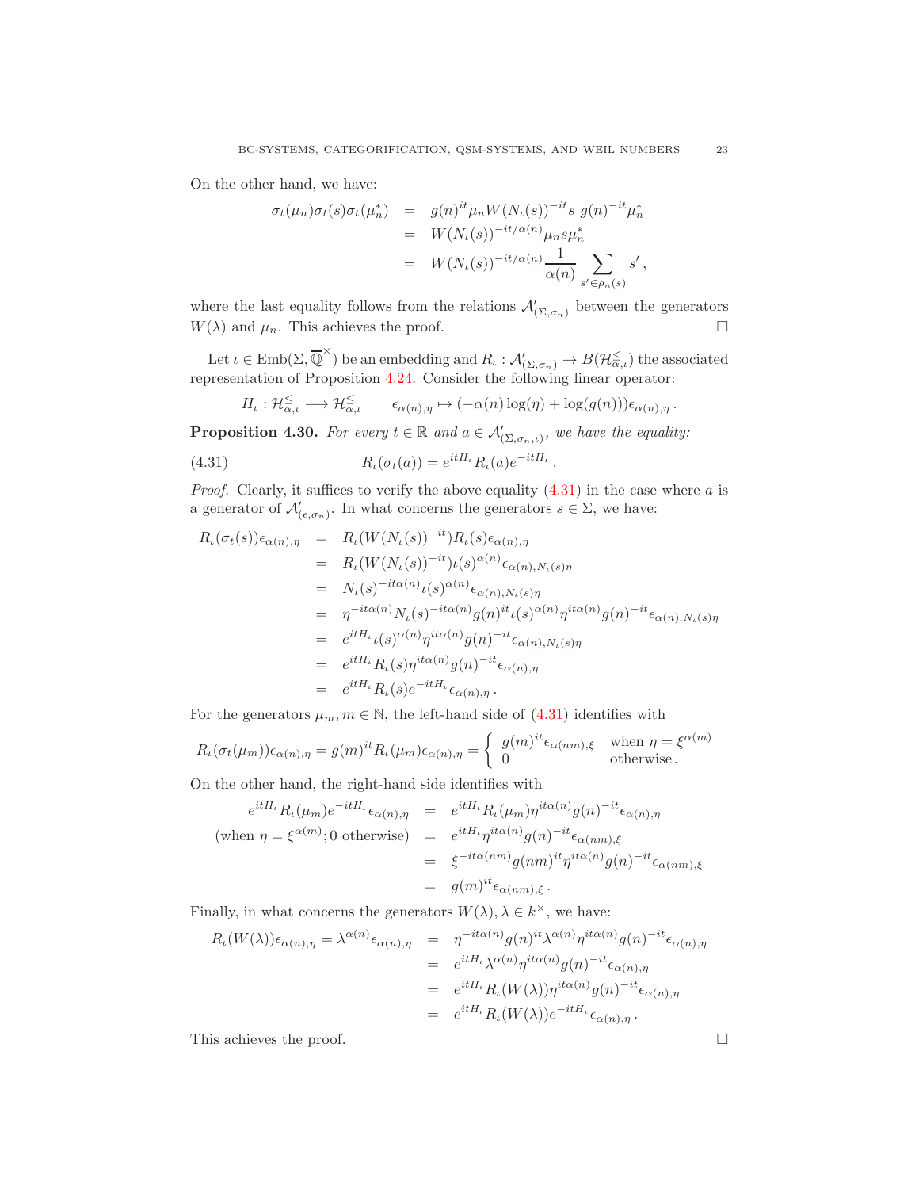On the other hand, we have:

$$
\begin{aligned}
\sigma_t(\mu_n)\sigma_t(s)\sigma_t(\mu_n^*) &= g(n)^{it}\mu_n W(N_\iota(s))^{-it} s\; g(n)^{-it}\mu_n^* \\
&= W(N_\iota(s))^{-it/\alpha(n)}\mu_n s \mu_n^* \\
&= W(N_\iota(s))^{-it/\alpha(n)} \frac{1}{\alpha(n)} \sum_{s' \in \rho_n(s)} s'\,,
\end{aligned}
$$

where the last equality follows from the relations $\mathcal{A}'_{(\Sigma,\sigma_n)}$ between the generators $W(\lambda)$ and $\mu_n$. This achieves the proof. □

Let $\iota \in \mathrm{Emb}(\Sigma, \overline{\mathbb{Q}}^\times)$ be an embedding and $R_\iota : \mathcal{A}'_{(\Sigma,\sigma_n)} \to B(\mathcal{H}^{\leq}_{\alpha,\iota})$ the associated representation of Proposition 4.24. Consider the following linear operator:

$$
H_\iota : \mathcal{H}^{\leq}_{\alpha,\iota} \longrightarrow \mathcal{H}^{\leq}_{\alpha,\iota} \qquad \epsilon_{\alpha(n),\eta} \mapsto (-\alpha(n)\log(\eta) + \log(g(n)))\epsilon_{\alpha(n),\eta}\,.
$$

**Proposition 4.30.** *For every $t \in \mathbb{R}$ and $a \in \mathcal{A}'_{(\Sigma,\sigma_n,\iota)}$, we have the equality:*

$$
R_\iota(\sigma_t(a)) = e^{itH_\iota} R_\iota(a) e^{-itH_\iota}\,. \tag{4.31}
$$

*Proof.* Clearly, it suffices to verify the above equality (4.31) in the case where $a$ is a generator of $\mathcal{A}'_{(\epsilon,\sigma_n)}$. In what concerns the generators $s \in \Sigma$, we have:

$$
\begin{aligned}
R_\iota(\sigma_t(s))\epsilon_{\alpha(n),\eta} &= R_\iota(W(N_\iota(s))^{-it}) R_\iota(s)\epsilon_{\alpha(n),\eta} \\
&= R_\iota(W(N_\iota(s))^{-it})\iota(s)^{\alpha(n)}\epsilon_{\alpha(n),N_\iota(s)\eta} \\
&= N_\iota(s)^{-it\alpha(n)}\iota(s)^{\alpha(n)}\epsilon_{\alpha(n),N_\iota(s)\eta} \\
&= \eta^{-it\alpha(n)} N_\iota(s)^{-it\alpha(n)} g(n)^{it}\iota(s)^{\alpha(n)}\eta^{it\alpha(n)} g(n)^{-it}\epsilon_{\alpha(n),N_\iota(s)\eta} \\
&= e^{itH_\iota}\iota(s)^{\alpha(n)}\eta^{it\alpha(n)} g(n)^{-it}\epsilon_{\alpha(n),N_\iota(s)\eta} \\
&= e^{itH_\iota} R_\iota(s)\eta^{it\alpha(n)} g(n)^{-it}\epsilon_{\alpha(n),\eta} \\
&= e^{itH_\iota} R_\iota(s) e^{-itH_\iota}\epsilon_{\alpha(n),\eta}\,.
\end{aligned}
$$

For the generators $\mu_m, m \in \mathbb{N}$, the left-hand side of (4.31) identifies with

$$
R_\iota(\sigma_t(\mu_m))\epsilon_{\alpha(n),\eta} = g(m)^{it} R_\iota(\mu_m)\epsilon_{\alpha(n),\eta} = \begin{cases} g(m)^{it}\epsilon_{\alpha(nm),\xi} & \text{when } \eta = \xi^{\alpha(m)} \\ 0 & \text{otherwise}\,. \end{cases}
$$

On the other hand, the right-hand side identifies with

$$
\begin{aligned}
e^{itH_\iota} R_\iota(\mu_m) e^{-itH_\iota}\epsilon_{\alpha(n),\eta} &= e^{itH_\iota} R_\iota(\mu_m)\eta^{it\alpha(n)} g(n)^{-it}\epsilon_{\alpha(n),\eta} \\
(\text{when } \eta = \xi^{\alpha(m)}; 0 \text{ otherwise}) &= e^{itH_\iota}\eta^{it\alpha(n)} g(n)^{-it}\epsilon_{\alpha(nm),\xi} \\
&= \xi^{-it\alpha(nm)} g(nm)^{it}\eta^{it\alpha(n)} g(n)^{-it}\epsilon_{\alpha(nm),\xi} \\
&= g(m)^{it}\epsilon_{\alpha(nm),\xi}\,.
\end{aligned}
$$

Finally, in what concerns the generators $W(\lambda), \lambda \in k^\times$, we have:

$$
\begin{aligned}
R_\iota(W(\lambda))\epsilon_{\alpha(n),\eta} = \lambda^{\alpha(n)}\epsilon_{\alpha(n),\eta} &= \eta^{-it\alpha(n)} g(n)^{it}\lambda^{\alpha(n)}\eta^{it\alpha(n)} g(n)^{-it}\epsilon_{\alpha(n),\eta} \\
&= e^{itH_\iota}\lambda^{\alpha(n)}\eta^{it\alpha(n)} g(n)^{-it}\epsilon_{\alpha(n),\eta} \\
&= e^{itH_\iota} R_\iota(W(\lambda))\eta^{it\alpha(n)} g(n)^{-it}\epsilon_{\alpha(n),\eta} \\
&= e^{itH_\iota} R_\iota(W(\lambda)) e^{-itH_\iota}\epsilon_{\alpha(n),\eta}\,.
\end{aligned}
$$

This achieves the proof. □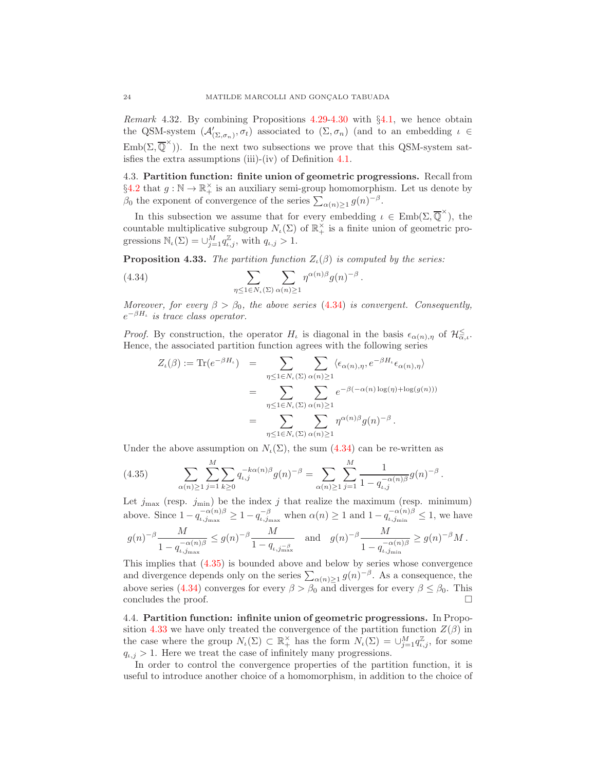*Remark* 4.32. By combining Propositions 4.29-4.30 with §4.1, we hence obtain the QSM-system $(\mathcal{A}'_{(\Sigma,\sigma_n)}, \sigma_t)$ associated to $(\Sigma, \sigma_n)$ (and to an embedding $\iota \in \mathrm{Emb}(\Sigma, \overline{\mathbb{Q}}^\times)$). In the next two subsections we prove that this QSM-system satisfies the extra assumptions (iii)-(iv) of Definition 4.1.

### 4.3. Partition function: finite union of geometric progressions.

Recall from §4.2 that $g : \mathbb{N} \to \mathbb{R}_+^\times$ is an auxiliary semi-group homomorphism. Let us denote by $\beta_0$ the exponent of convergence of the series $\sum_{\alpha(n)\geq 1} g(n)^{-\beta}$.

In this subsection we assume that for every embedding $\iota \in \mathrm{Emb}(\Sigma, \overline{\mathbb{Q}}^\times)$, the countable multiplicative subgroup $N_\iota(\Sigma)$ of $\mathbb{R}_+^\times$ is a finite union of geometric progressions $\mathbb{N}_\iota(\Sigma) = \cup_{j=1}^M q_{\iota,j}^{\mathbb{Z}}$, with $q_{\iota,j} > 1$.

**Proposition 4.33.** *The partition function $Z_\iota(\beta)$ is computed by the series:*

$$\sum_{\eta \leq 1 \in N_\iota(\Sigma)} \sum_{\alpha(n)\geq 1} \eta^{\alpha(n)\beta} g(n)^{-\beta}\,. \tag{4.34}$$

*Moreover, for every $\beta > \beta_0$, the above series (4.34) is convergent. Consequently, $e^{-\beta H_\iota}$ is trace class operator.*

*Proof.* By construction, the operator $H_\iota$ is diagonal in the basis $\epsilon_{\alpha(n),\eta}$ of $\mathcal{H}^{\leq}_{\alpha,\iota}$. Hence, the associated partition function agrees with the following series

$$\begin{aligned}
Z_\iota(\beta) := \mathrm{Tr}(e^{-\beta H_\iota}) &= \sum_{\eta \leq 1 \in N_\iota(\Sigma)} \sum_{\alpha(n)\geq 1} \langle \epsilon_{\alpha(n),\eta}, e^{-\beta H_\iota} \epsilon_{\alpha(n),\eta}\rangle \\
&= \sum_{\eta \leq 1 \in N_\iota(\Sigma)} \sum_{\alpha(n)\geq 1} e^{-\beta(-\alpha(n)\log(\eta) + \log(g(n)))} \\
&= \sum_{\eta \leq 1 \in N_\iota(\Sigma)} \sum_{\alpha(n)\geq 1} \eta^{\alpha(n)\beta} g(n)^{-\beta}\,.
\end{aligned}$$

Under the above assumption on $N_\iota(\Sigma)$, the sum (4.34) can be re-written as

$$\sum_{\alpha(n)\geq 1} \sum_{j=1}^M \sum_{k\geq 0} q_{\iota,j}^{-k\alpha(n)\beta} g(n)^{-\beta} = \sum_{\alpha(n)\geq 1} \sum_{j=1}^M \frac{1}{1 - q_{\iota,j}^{-\alpha(n)\beta}} g(n)^{-\beta}\,. \tag{4.35}$$

Let $j_{\max}$ (resp. $j_{\min}$) be the index $j$ that realize the maximum (resp. minimum) above. Since $1 - q_{\iota,j_{\max}}^{-\alpha(n)\beta} \geq 1 - q_{\iota,j_{\max}}^{-\beta}$ when $\alpha(n) \geq 1$ and $1 - q_{\iota,j_{\min}}^{-\alpha(n)\beta} \leq 1$, we have

$$g(n)^{-\beta} \frac{M}{1 - q_{\iota,j_{\max}}^{-\alpha(n)\beta}} \leq g(n)^{-\beta} \frac{M}{1 - q_{\iota,j_{\max}^{-\beta}}} \quad \text{and} \quad g(n)^{-\beta} \frac{M}{1 - q_{\iota,j_{\min}}^{-\alpha(n)\beta}} \geq g(n)^{-\beta} M\,.$$

This implies that (4.35) is bounded above and below by series whose convergence and divergence depends only on the series $\sum_{\alpha(n)\geq 1} g(n)^{-\beta}$. As a consequence, the above series (4.34) converges for every $\beta > \beta_0$ and diverges for every $\beta \leq \beta_0$. This concludes the proof. □

### 4.4. Partition function: infinite union of geometric progressions.

In Proposition 4.33 we have only treated the convergence of the partition function $Z(\beta)$ in the case where the group $N_\iota(\Sigma) \subset \mathbb{R}_+^\times$ has the form $N_\iota(\Sigma) = \cup_{j=1}^M q_{\iota,j}^{\mathbb{Z}}$, for some $q_{\iota,j} > 1$. Here we treat the case of infinitely many progressions.

In order to control the convergence properties of the partition function, it is useful to introduce another choice of a homomorphism, in addition to the choice of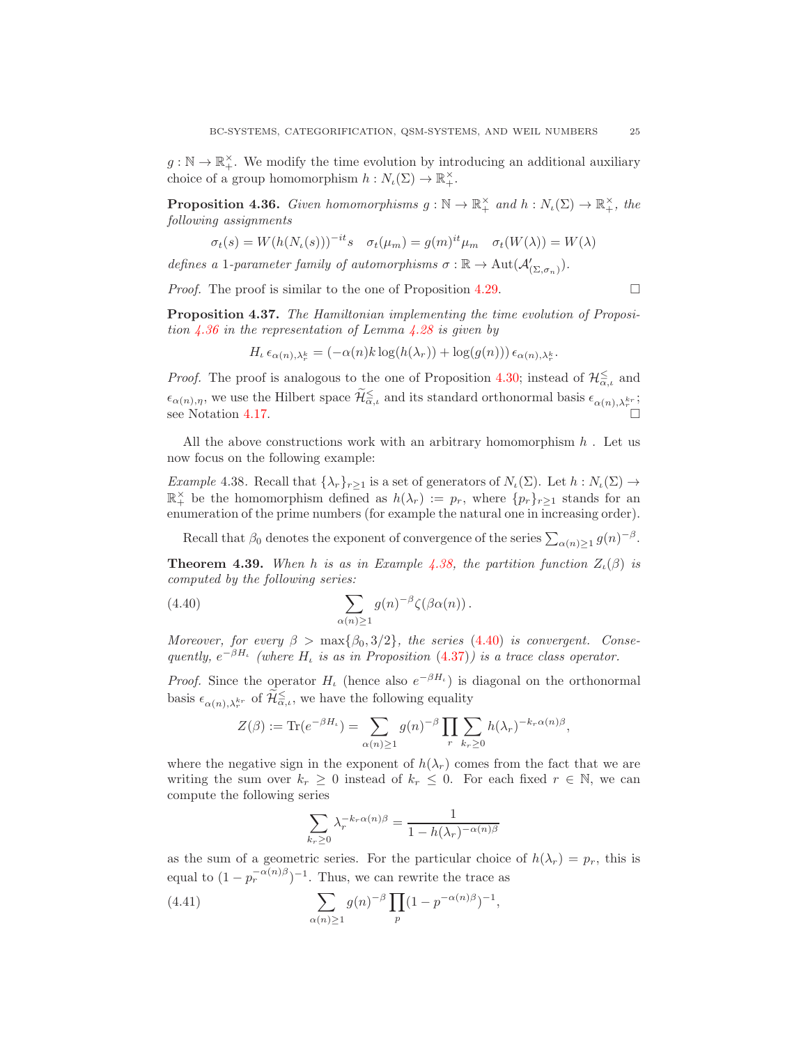$g : \mathbb{N} \to \mathbb{R}_+^\times$. We modify the time evolution by introducing an additional auxiliary choice of a group homomorphism $h : N_\iota(\Sigma) \to \mathbb{R}_+^\times$.

**Proposition 4.36.** *Given homomorphisms $g : \mathbb{N} \to \mathbb{R}_+^\times$ and $h : N_\iota(\Sigma) \to \mathbb{R}_+^\times$, the following assignments*

$$\sigma_t(s) = W(h(N_\iota(s)))^{-it} s \quad \sigma_t(\mu_m) = g(m)^{it}\mu_m \quad \sigma_t(W(\lambda)) = W(\lambda)$$

*defines a 1-parameter family of automorphisms $\sigma : \mathbb{R} \to \mathrm{Aut}(\mathcal{A}'_{(\Sigma,\sigma_n)})$.*

*Proof.* The proof is similar to the one of Proposition 4.29. $\square$

**Proposition 4.37.** *The Hamiltonian implementing the time evolution of Proposition 4.36 in the representation of Lemma 4.28 is given by*

$$H_\iota\, \epsilon_{\alpha(n),\lambda_r^k} = (-\alpha(n)k\log(h(\lambda_r)) + \log(g(n)))\, \epsilon_{\alpha(n),\lambda_r^k}.$$

*Proof.* The proof is analogous to the one of Proposition 4.30; instead of $\mathcal{H}_{\alpha,\iota}^{\leq}$ and $\epsilon_{\alpha(n),\eta}$, we use the Hilbert space $\widetilde{\mathcal{H}}_{\alpha,\iota}^{\leq}$ and its standard orthonormal basis $\epsilon_{\alpha(n),\lambda_r^{k_r}}$; see Notation 4.17. $\square$

All the above constructions work with an arbitrary homomorphism $h$ . Let us now focus on the following example:

*Example* 4.38. Recall that $\{\lambda_r\}_{r\geq 1}$ is a set of generators of $N_\iota(\Sigma)$. Let $h : N_\iota(\Sigma) \to \mathbb{R}_+^\times$ be the homomorphism defined as $h(\lambda_r) := p_r$, where $\{p_r\}_{r\geq 1}$ stands for an enumeration of the prime numbers (for example the natural one in increasing order).

Recall that $\beta_0$ denotes the exponent of convergence of the series $\sum_{\alpha(n)\geq 1} g(n)^{-\beta}$.

**Theorem 4.39.** *When $h$ is as in Example 4.38, the partition function $Z_\iota(\beta)$ is computed by the following series:*

$$\sum_{\alpha(n)\geq 1} g(n)^{-\beta}\zeta(\beta\alpha(n))\,. \tag{4.40}$$

*Moreover, for every $\beta > \max\{\beta_0, 3/2\}$, the series (4.40) is convergent. Consequently, $e^{-\beta H_\iota}$ (where $H_\iota$ is as in Proposition (4.37)) is a trace class operator.*

*Proof.* Since the operator $H_\iota$ (hence also $e^{-\beta H_\iota}$) is diagonal on the orthonormal basis $\epsilon_{\alpha(n),\lambda_r^{k_r}}$ of $\widetilde{\mathcal{H}}_{\alpha,\iota}^{\leq}$, we have the following equality

$$Z(\beta) := \mathrm{Tr}(e^{-\beta H_\iota}) = \sum_{\alpha(n)\geq 1} g(n)^{-\beta} \prod_r \sum_{k_r\geq 0} h(\lambda_r)^{-k_r\alpha(n)\beta},$$

where the negative sign in the exponent of $h(\lambda_r)$ comes from the fact that we are writing the sum over $k_r \geq 0$ instead of $k_r \leq 0$. For each fixed $r \in \mathbb{N}$, we can compute the following series

$$\sum_{k_r\geq 0} \lambda_r^{-k_r\alpha(n)\beta} = \frac{1}{1 - h(\lambda_r)^{-\alpha(n)\beta}}$$

as the sum of a geometric series. For the particular choice of $h(\lambda_r) = p_r$, this is equal to $(1 - p_r^{-\alpha(n)\beta})^{-1}$. Thus, we can rewrite the trace as

$$\sum_{\alpha(n)\geq 1} g(n)^{-\beta} \prod_p (1 - p^{-\alpha(n)\beta})^{-1}, \tag{4.41}$$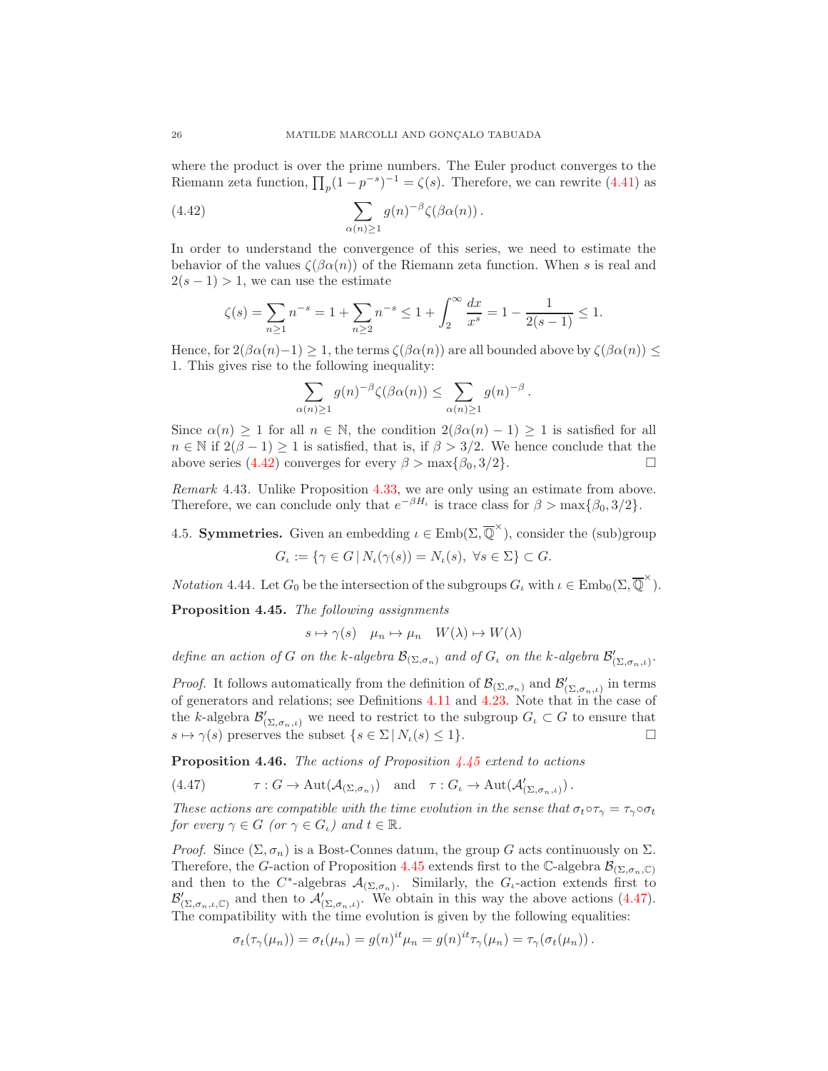where the product is over the prime numbers. The Euler product converges to the Riemann zeta function, $\prod_p (1-p^{-s})^{-1} = \zeta(s)$. Therefore, we can rewrite (4.41) as

$$\sum_{\alpha(n)\geq 1} g(n)^{-\beta}\zeta(\beta\alpha(n))\,. \tag{4.42}$$

In order to understand the convergence of this series, we need to estimate the behavior of the values $\zeta(\beta\alpha(n))$ of the Riemann zeta function. When $s$ is real and $2(s-1)>1$, we can use the estimate

$$\zeta(s) = \sum_{n\geq 1} n^{-s} = 1 + \sum_{n\geq 2} n^{-s} \leq 1 + \int_2^\infty \frac{dx}{x^s} = 1 - \frac{1}{2(s-1)} \leq 1.$$

Hence, for $2(\beta\alpha(n)-1)\geq 1$, the terms $\zeta(\beta\alpha(n))$ are all bounded above by $\zeta(\beta\alpha(n)) \leq 1$. This gives rise to the following inequality:

$$\sum_{\alpha(n)\geq 1} g(n)^{-\beta}\zeta(\beta\alpha(n)) \leq \sum_{\alpha(n)\geq 1} g(n)^{-\beta}\,.$$

Since $\alpha(n)\geq 1$ for all $n\in\mathbb{N}$, the condition $2(\beta\alpha(n)-1)\geq 1$ is satisfied for all $n\in\mathbb{N}$ if $2(\beta-1)\geq 1$ is satisfied, that is, if $\beta > 3/2$. We hence conclude that the above series (4.42) converges for every $\beta > \max\{\beta_0, 3/2\}$. □

*Remark* 4.43. Unlike Proposition 4.33, we are only using an estimate from above. Therefore, we can conclude only that $e^{-\beta H_\iota}$ is trace class for $\beta > \max\{\beta_0, 3/2\}$.

## 4.5. Symmetries.

Given an embedding $\iota \in \mathrm{Emb}(\Sigma, \overline{\mathbb{Q}}^\times)$, consider the (sub)group

$$G_\iota := \{\gamma \in G \,|\, N_\iota(\gamma(s)) = N_\iota(s),\ \forall s\in\Sigma\} \subset G.$$

*Notation* 4.44. Let $G_0$ be the intersection of the subgroups $G_\iota$ with $\iota \in \mathrm{Emb}_0(\Sigma, \overline{\mathbb{Q}}^\times)$.

**Proposition 4.45.** *The following assignments*

$$s \mapsto \gamma(s) \quad \mu_n \mapsto \mu_n \quad W(\lambda) \mapsto W(\lambda)$$

*define an action of $G$ on the $k$-algebra $\mathcal{B}_{(\Sigma,\sigma_n)}$ and of $G_\iota$ on the $k$-algebra $\mathcal{B}'_{(\Sigma,\sigma_n,\iota)}$.*

*Proof.* It follows automatically from the definition of $\mathcal{B}_{(\Sigma,\sigma_n)}$ and $\mathcal{B}'_{(\Sigma,\sigma_n,\iota)}$ in terms of generators and relations; see Definitions 4.11 and 4.23. Note that in the case of the $k$-algebra $\mathcal{B}'_{(\Sigma,\sigma_n,\iota)}$ we need to restrict to the subgroup $G_\iota \subset G$ to ensure that $s\mapsto\gamma(s)$ preserves the subset $\{s\in\Sigma \,|\, N_\iota(s)\leq 1\}$. □

**Proposition 4.46.** *The actions of Proposition 4.45 extend to actions*

$$\tau: G \to \mathrm{Aut}(\mathcal{A}_{(\Sigma,\sigma_n)}) \quad \text{and} \quad \tau: G_\iota \to \mathrm{Aut}(\mathcal{A}'_{(\Sigma,\sigma_n,\iota)})\,. \tag{4.47}$$

*These actions are compatible with the time evolution in the sense that $\sigma_t\circ\tau_\gamma = \tau_\gamma\circ\sigma_t$ for every $\gamma\in G$ (or $\gamma\in G_\iota$) and $t\in\mathbb{R}$.*

*Proof.* Since $(\Sigma,\sigma_n)$ is a Bost-Connes datum, the group $G$ acts continuously on $\Sigma$. Therefore, the $G$-action of Proposition 4.45 extends first to the $\mathbb{C}$-algebra $\mathcal{B}_{(\Sigma,\sigma_n,\mathbb{C})}$ and then to the $C^*$-algebras $\mathcal{A}_{(\Sigma,\sigma_n)}$. Similarly, the $G_\iota$-action extends first to $\mathcal{B}'_{(\Sigma,\sigma_n,\iota,\mathbb{C})}$ and then to $\mathcal{A}'_{(\Sigma,\sigma_n,\iota)}$. We obtain in this way the above actions (4.47). The compatibility with the time evolution is given by the following equalities:

$$\sigma_t(\tau_\gamma(\mu_n)) = \sigma_t(\mu_n) = g(n)^{it}\mu_n = g(n)^{it}\tau_\gamma(\mu_n) = \tau_\gamma(\sigma_t(\mu_n))\,.$$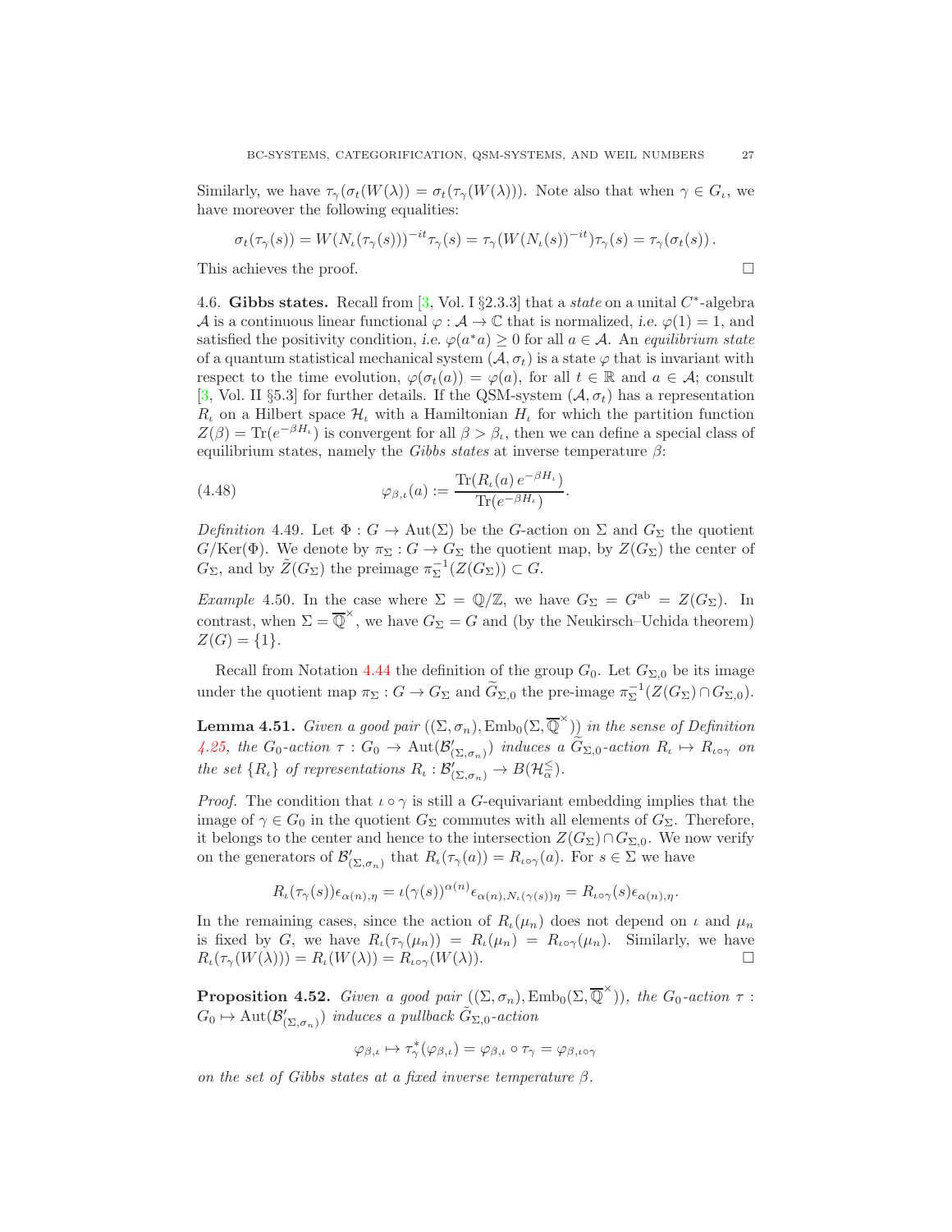Similarly, we have $\tau_\gamma(\sigma_t(W(\lambda)) = \sigma_t(\tau_\gamma(W(\lambda)))$. Note also that when $\gamma \in G_\iota$, we have moreover the following equalities:

$$\sigma_t(\tau_\gamma(s)) = W(N_\iota(\tau_\gamma(s)))^{-it}\tau_\gamma(s) = \tau_\gamma(W(N_\iota(s))^{-it})\tau_\gamma(s) = \tau_\gamma(\sigma_t(s))\,.$$

This achieves the proof. $\square$

4.6. **Gibbs states.** Recall from [3, Vol. I §2.3.3] that a *state* on a unital $C^*$-algebra $\mathcal{A}$ is a continuous linear functional $\varphi : \mathcal{A} \to \mathbb{C}$ that is normalized, *i.e.* $\varphi(1) = 1$, and satisfied the positivity condition, *i.e.* $\varphi(a^*a) \geq 0$ for all $a \in \mathcal{A}$. An *equilibrium state* of a quantum statistical mechanical system $(\mathcal{A}, \sigma_t)$ is a state $\varphi$ that is invariant with respect to the time evolution, $\varphi(\sigma_t(a)) = \varphi(a)$, for all $t \in \mathbb{R}$ and $a \in \mathcal{A}$; consult [3, Vol. II §5.3] for further details. If the QSM-system $(\mathcal{A}, \sigma_t)$ has a representation $R_\iota$ on a Hilbert space $\mathcal{H}_\iota$ with a Hamiltonian $H_\iota$ for which the partition function $Z(\beta) = \mathrm{Tr}(e^{-\beta H_\iota})$ is convergent for all $\beta > \beta_\iota$, then we can define a special class of equilibrium states, namely the *Gibbs states* at inverse temperature $\beta$:

$$\varphi_{\beta,\iota}(a) := \frac{\mathrm{Tr}(R_\iota(a)\, e^{-\beta H_\iota})}{\mathrm{Tr}(e^{-\beta H_\iota})}. \tag{4.48}$$

*Definition* 4.49. Let $\Phi : G \to \mathrm{Aut}(\Sigma)$ be the $G$-action on $\Sigma$ and $G_\Sigma$ the quotient $G/\mathrm{Ker}(\Phi)$. We denote by $\pi_\Sigma : G \to G_\Sigma$ the quotient map, by $Z(G_\Sigma)$ the center of $G_\Sigma$, and by $\tilde{Z}(G_\Sigma)$ the preimage $\pi_\Sigma^{-1}(Z(G_\Sigma)) \subset G$.

*Example* 4.50. In the case where $\Sigma = \mathbb{Q}/\mathbb{Z}$, we have $G_\Sigma = G^{\mathrm{ab}} = Z(G_\Sigma)$. In contrast, when $\Sigma = \overline{\mathbb{Q}}^\times$, we have $G_\Sigma = G$ and (by the Neukirsch–Uchida theorem) $Z(G) = \{1\}$.

Recall from Notation 4.44 the definition of the group $G_0$. Let $G_{\Sigma,0}$ be its image under the quotient map $\pi_\Sigma : G \to G_\Sigma$ and $\widetilde{G}_{\Sigma,0}$ the pre-image $\pi_\Sigma^{-1}(Z(G_\Sigma) \cap G_{\Sigma,0})$.

**Lemma 4.51.** *Given a good pair $((\Sigma, \sigma_n), \mathrm{Emb}_0(\Sigma, \overline{\mathbb{Q}}^\times))$ in the sense of Definition 4.25, the $G_0$-action $\tau : G_0 \to \mathrm{Aut}(\mathcal{B}'_{(\Sigma,\sigma_n)})$ induces a $\widetilde{G}_{\Sigma,0}$-action $R_\iota \mapsto R_{\iota\circ\gamma}$ on the set $\{R_\iota\}$ of representations $R_\iota : \mathcal{B}'_{(\Sigma,\sigma_n)} \to B(\mathcal{H}_\alpha^{\leq})$.*

*Proof.* The condition that $\iota \circ \gamma$ is still a $G$-equivariant embedding implies that the image of $\gamma \in G_0$ in the quotient $G_\Sigma$ commutes with all elements of $G_\Sigma$. Therefore, it belongs to the center and hence to the intersection $Z(G_\Sigma) \cap G_{\Sigma,0}$. We now verify on the generators of $\mathcal{B}'_{(\Sigma,\sigma_n)}$ that $R_\iota(\tau_\gamma(a)) = R_{\iota\circ\gamma}(a)$. For $s \in \Sigma$ we have

$$R_\iota(\tau_\gamma(s))\epsilon_{\alpha(n),\eta} = \iota(\gamma(s))^{\alpha(n)}\epsilon_{\alpha(n),N_\iota(\gamma(s))\eta} = R_{\iota\circ\gamma}(s)\epsilon_{\alpha(n),\eta}.$$

In the remaining cases, since the action of $R_\iota(\mu_n)$ does not depend on $\iota$ and $\mu_n$ is fixed by $G$, we have $R_\iota(\tau_\gamma(\mu_n)) = R_\iota(\mu_n) = R_{\iota\circ\gamma}(\mu_n)$. Similarly, we have $R_\iota(\tau_\gamma(W(\lambda))) = R_\iota(W(\lambda)) = R_{\iota\circ\gamma}(W(\lambda))$. $\square$

**Proposition 4.52.** *Given a good pair $((\Sigma, \sigma_n), \mathrm{Emb}_0(\Sigma, \overline{\mathbb{Q}}^\times))$, the $G_0$-action $\tau : G_0 \mapsto \mathrm{Aut}(\mathcal{B}'_{(\Sigma,\sigma_n)})$ induces a pullback $\tilde{G}_{\Sigma,0}$-action*

$$\varphi_{\beta,\iota} \mapsto \tau_\gamma^*(\varphi_{\beta,\iota}) = \varphi_{\beta,\iota} \circ \tau_\gamma = \varphi_{\beta,\iota\circ\gamma}$$

*on the set of Gibbs states at a fixed inverse temperature $\beta$.*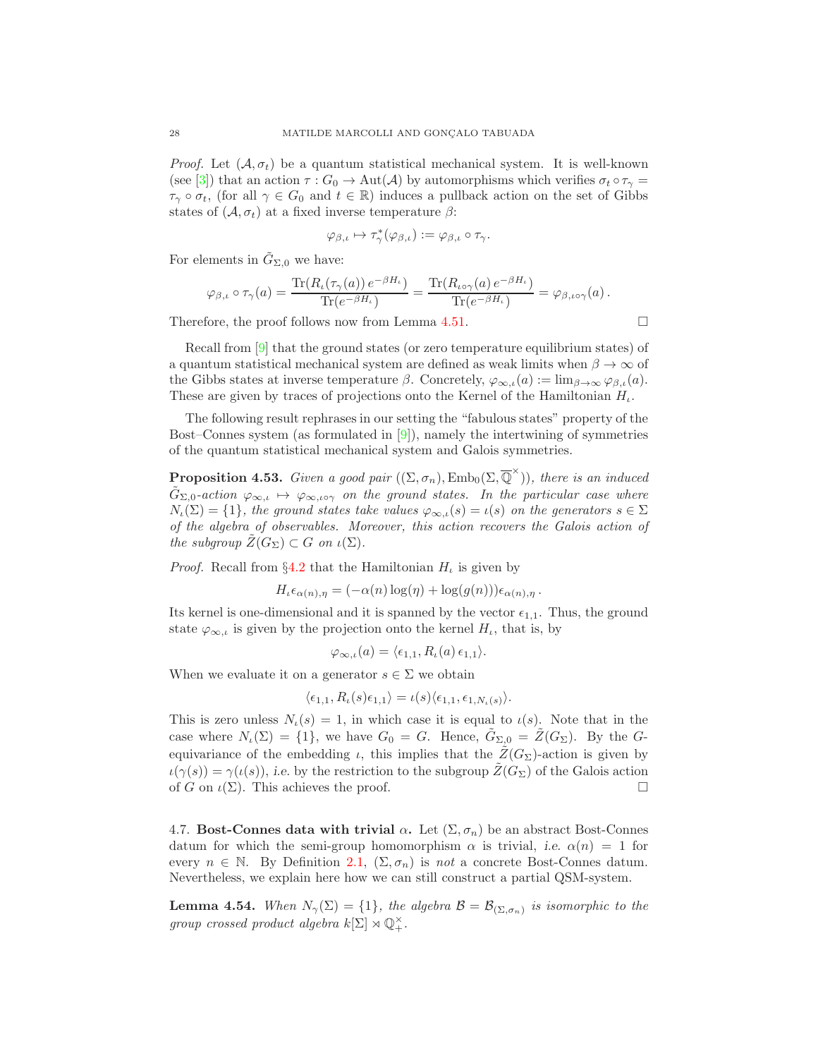*Proof.* Let $(\mathcal{A}, \sigma_t)$ be a quantum statistical mechanical system. It is well-known (see [3]) that an action $\tau : G_0 \to \mathrm{Aut}(\mathcal{A})$ by automorphisms which verifies $\sigma_t \circ \tau_\gamma = \tau_\gamma \circ \sigma_t$, (for all $\gamma \in G_0$ and $t \in \mathbb{R}$) induces a pullback action on the set of Gibbs states of $(\mathcal{A}, \sigma_t)$ at a fixed inverse temperature $\beta$:

$$\varphi_{\beta,\iota} \mapsto \tau_\gamma^*(\varphi_{\beta,\iota}) := \varphi_{\beta,\iota} \circ \tau_\gamma.$$

For elements in $\tilde{G}_{\Sigma,0}$ we have:

$$\varphi_{\beta,\iota} \circ \tau_\gamma(a) = \frac{\mathrm{Tr}(R_\iota(\tau_\gamma(a))\, e^{-\beta H_\iota})}{\mathrm{Tr}(e^{-\beta H_\iota})} = \frac{\mathrm{Tr}(R_{\iota\circ\gamma}(a)\, e^{-\beta H_\iota})}{\mathrm{Tr}(e^{-\beta H_\iota})} = \varphi_{\beta,\iota\circ\gamma}(a)\,.$$

Therefore, the proof follows now from Lemma 4.51. $\square$

Recall from [9] that the ground states (or zero temperature equilibrium states) of a quantum statistical mechanical system are defined as weak limits when $\beta \to \infty$ of the Gibbs states at inverse temperature $\beta$. Concretely, $\varphi_{\infty,\iota}(a) := \lim_{\beta\to\infty} \varphi_{\beta,\iota}(a)$. These are given by traces of projections onto the Kernel of the Hamiltonian $H_\iota$.

The following result rephrases in our setting the "fabulous states" property of the Bost–Connes system (as formulated in [9]), namely the intertwining of symmetries of the quantum statistical mechanical system and Galois symmetries.

**Proposition 4.53.** *Given a good pair $((\Sigma, \sigma_n), \mathrm{Emb}_0(\Sigma, \overline{\mathbb{Q}}^\times))$, there is an induced $\tilde{G}_{\Sigma,0}$-action $\varphi_{\infty,\iota} \mapsto \varphi_{\infty,\iota\circ\gamma}$ on the ground states. In the particular case where $N_\iota(\Sigma) = \{1\}$, the ground states take values $\varphi_{\infty,\iota}(s) = \iota(s)$ on the generators $s \in \Sigma$ of the algebra of observables. Moreover, this action recovers the Galois action of the subgroup $\tilde{Z}(G_\Sigma) \subset G$ on $\iota(\Sigma)$.*

*Proof.* Recall from §4.2 that the Hamiltonian $H_\iota$ is given by

$$H_\iota \epsilon_{\alpha(n),\eta} = (-\alpha(n)\log(\eta) + \log(g(n)))\epsilon_{\alpha(n),\eta}\,.$$

Its kernel is one-dimensional and it is spanned by the vector $\epsilon_{1,1}$. Thus, the ground state $\varphi_{\infty,\iota}$ is given by the projection onto the kernel $H_\iota$, that is, by

$$\varphi_{\infty,\iota}(a) = \langle \epsilon_{1,1}, R_\iota(a)\, \epsilon_{1,1}\rangle.$$

When we evaluate it on a generator $s \in \Sigma$ we obtain

$$\langle \epsilon_{1,1}, R_\iota(s)\epsilon_{1,1}\rangle = \iota(s)\langle \epsilon_{1,1}, \epsilon_{1,N_\iota(s)}\rangle.$$

This is zero unless $N_\iota(s) = 1$, in which case it is equal to $\iota(s)$. Note that in the case where $N_\iota(\Sigma) = \{1\}$, we have $G_0 = G$. Hence, $\tilde{G}_{\Sigma,0} = \tilde{Z}(G_\Sigma)$. By the $G$-equivariance of the embedding $\iota$, this implies that the $\tilde{Z}(G_\Sigma)$-action is given by $\iota(\gamma(s)) = \gamma(\iota(s))$, *i.e.* by the restriction to the subgroup $\tilde{Z}(G_\Sigma)$ of the Galois action of $G$ on $\iota(\Sigma)$. This achieves the proof. $\square$

## 4.7. Bost-Connes data with trivial $\alpha$.

Let $(\Sigma, \sigma_n)$ be an abstract Bost-Connes datum for which the semi-group homomorphism $\alpha$ is trivial, *i.e.* $\alpha(n) = 1$ for every $n \in \mathbb{N}$. By Definition 2.1, $(\Sigma, \sigma_n)$ is *not* a concrete Bost-Connes datum. Nevertheless, we explain here how we can still construct a partial QSM-system.

**Lemma 4.54.** *When $N_\gamma(\Sigma) = \{1\}$, the algebra $\mathcal{B} = \mathcal{B}_{(\Sigma,\sigma_n)}$ is isomorphic to the group crossed product algebra $k[\Sigma] \rtimes \mathbb{Q}_+^\times$.*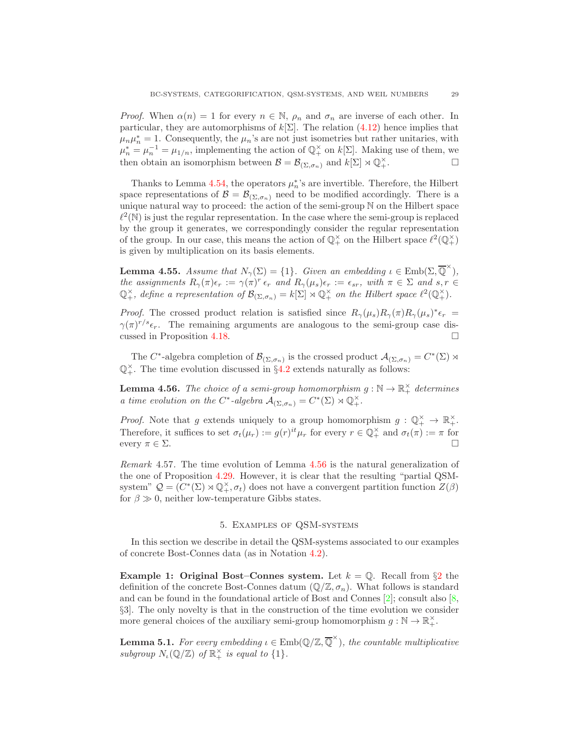*Proof.* When $\alpha(n) = 1$ for every $n \in \mathbb{N}$, $\rho_n$ and $\sigma_n$ are inverse of each other. In particular, they are automorphisms of $k[\Sigma]$. The relation (4.12) hence implies that $\mu_n \mu_n^* = 1$. Consequently, the $\mu_n$'s are not just isometries but rather unitaries, with $\mu_n^* = \mu_n^{-1} = \mu_{1/n}$, implementing the action of $\mathbb{Q}_+^\times$ on $k[\Sigma]$. Making use of them, we then obtain an isomorphism between $\mathcal{B} = \mathcal{B}_{(\Sigma,\sigma_n)}$ and $k[\Sigma] \rtimes \mathbb{Q}_+^\times$. □

Thanks to Lemma 4.54, the operators $\mu_n^*$'s are invertible. Therefore, the Hilbert space representations of $\mathcal{B} = \mathcal{B}_{(\Sigma,\sigma_n)}$ need to be modified accordingly. There is a unique natural way to proceed: the action of the semi-group $\mathbb{N}$ on the Hilbert space $\ell^2(\mathbb{N})$ is just the regular representation. In the case where the semi-group is replaced by the group it generates, we correspondingly consider the regular representation of the group. In our case, this means the action of $\mathbb{Q}_+^\times$ on the Hilbert space $\ell^2(\mathbb{Q}_+^\times)$ is given by multiplication on its basis elements.

**Lemma 4.55.** *Assume that $N_\gamma(\Sigma) = \{1\}$. Given an embedding $\iota \in \mathrm{Emb}(\Sigma, \overline{\mathbb{Q}}^\times)$, the assignments $R_\gamma(\pi)\epsilon_r := \gamma(\pi)^r\, \epsilon_r$ and $R_\gamma(\mu_s)\epsilon_r := \epsilon_{sr}$, with $\pi \in \Sigma$ and $s, r \in \mathbb{Q}_+^\times$, define a representation of $\mathcal{B}_{(\Sigma,\sigma_n)} = k[\Sigma] \rtimes \mathbb{Q}_+^\times$ on the Hilbert space $\ell^2(\mathbb{Q}_+^\times)$.*

*Proof.* The crossed product relation is satisfied since $R_\gamma(\mu_s)R_\gamma(\pi)R_\gamma(\mu_s)^*\epsilon_r = \gamma(\pi)^{r/s}\epsilon_r$. The remaining arguments are analogous to the semi-group case discussed in Proposition 4.18. □

The $C^*$-algebra completion of $\mathcal{B}_{(\Sigma,\sigma_n)}$ is the crossed product $\mathcal{A}_{(\Sigma,\sigma_n)} = C^*(\Sigma) \rtimes \mathbb{Q}_+^\times$. The time evolution discussed in §4.2 extends naturally as follows:

**Lemma 4.56.** *The choice of a semi-group homomorphism $g : \mathbb{N} \to \mathbb{R}_+^\times$ determines a time evolution on the $C^*$-algebra $\mathcal{A}_{(\Sigma,\sigma_n)} = C^*(\Sigma) \rtimes \mathbb{Q}_+^\times$.*

*Proof.* Note that $g$ extends uniquely to a group homomorphism $g : \mathbb{Q}_+^\times \to \mathbb{R}_+^\times$. Therefore, it suffices to set $\sigma_t(\mu_r) := g(r)^{it}\mu_r$ for every $r \in \mathbb{Q}_+^\times$ and $\sigma_t(\pi) := \pi$ for every $\pi \in \Sigma$. □

*Remark* 4.57. The time evolution of Lemma 4.56 is the natural generalization of the one of Proposition 4.29. However, it is clear that the resulting "partial QSM-system" $\mathcal{Q} = (C^*(\Sigma) \rtimes \mathbb{Q}_+^\times, \sigma_t)$ does not have a convergent partition function $Z(\beta)$ for $\beta \gg 0$, neither low-temperature Gibbs states.

## 5. Examples of QSM-systems

In this section we describe in detail the QSM-systems associated to our examples of concrete Bost-Connes data (as in Notation 4.2).

**Example 1: Original Bost–Connes system.** Let $k = \mathbb{Q}$. Recall from §2 the definition of the concrete Bost-Connes datum $(\mathbb{Q}/\mathbb{Z}, \sigma_n)$. What follows is standard and can be found in the foundational article of Bost and Connes [2]; consult also [8, §3]. The only novelty is that in the construction of the time evolution we consider more general choices of the auxiliary semi-group homomorphism $g : \mathbb{N} \to \mathbb{R}_+^\times$.

**Lemma 5.1.** *For every embedding $\iota \in \mathrm{Emb}(\mathbb{Q}/\mathbb{Z}, \overline{\mathbb{Q}}^\times)$, the countable multiplicative subgroup $N_\iota(\mathbb{Q}/\mathbb{Z})$ of $\mathbb{R}_+^\times$ is equal to $\{1\}$.*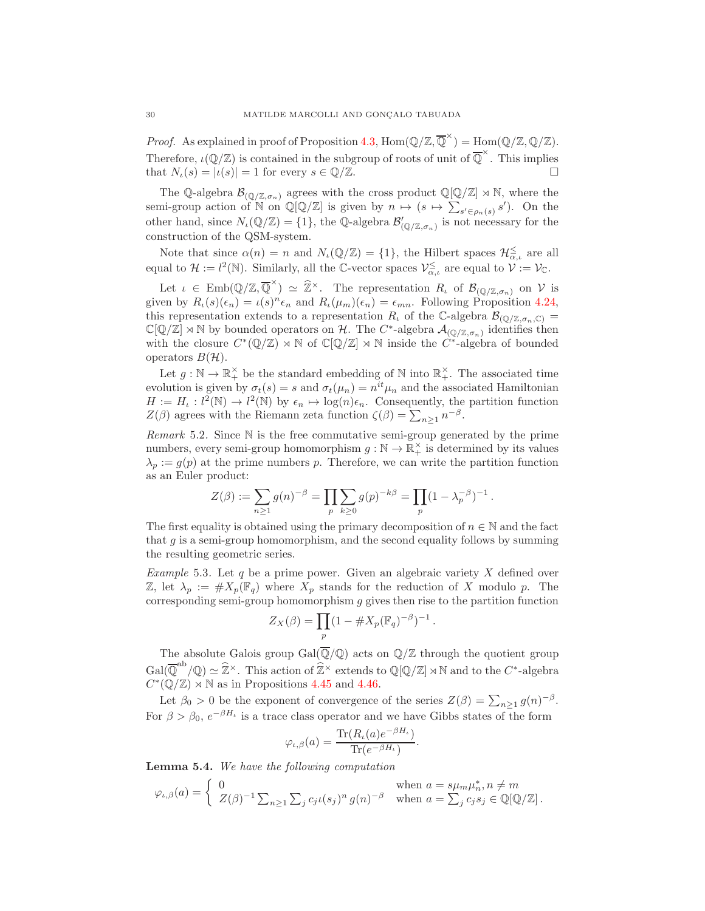*Proof.* As explained in proof of Proposition 4.3, $\mathrm{Hom}(\mathbb{Q}/\mathbb{Z}, \overline{\mathbb{Q}}^{\times}) = \mathrm{Hom}(\mathbb{Q}/\mathbb{Z}, \mathbb{Q}/\mathbb{Z})$. Therefore, $\iota(\mathbb{Q}/\mathbb{Z})$ is contained in the subgroup of roots of unit of $\overline{\mathbb{Q}}^{\times}$. This implies that $N_\iota(s) = |\iota(s)| = 1$ for every $s \in \mathbb{Q}/\mathbb{Z}$. □

The $\mathbb{Q}$-algebra $\mathcal{B}_{(\mathbb{Q}/\mathbb{Z}, \sigma_n)}$ agrees with the cross product $\mathbb{Q}[\mathbb{Q}/\mathbb{Z}] \rtimes \mathbb{N}$, where the semi-group action of $\mathbb{N}$ on $\mathbb{Q}[\mathbb{Q}/\mathbb{Z}]$ is given by $n \mapsto (s \mapsto \sum_{s' \in \rho_n(s)} s')$. On the other hand, since $N_\iota(\mathbb{Q}/\mathbb{Z}) = \{1\}$, the $\mathbb{Q}$-algebra $\mathcal{B}'_{(\mathbb{Q}/\mathbb{Z}, \sigma_n)}$ is not necessary for the construction of the QSM-system.

Note that since $\alpha(n) = n$ and $N_\iota(\mathbb{Q}/\mathbb{Z}) = \{1\}$, the Hilbert spaces $\mathcal{H}^{\leq}_{\alpha,\iota}$ are all equal to $\mathcal{H} := l^2(\mathbb{N})$. Similarly, all the $\mathbb{C}$-vector spaces $\mathcal{V}^{\leq}_{\alpha,\iota}$ are equal to $\mathcal{V} := \mathcal{V}_{\mathbb{C}}$.

Let $\iota \in \mathrm{Emb}(\mathbb{Q}/\mathbb{Z}, \overline{\mathbb{Q}}^{\times}) \simeq \widehat{\mathbb{Z}}^{\times}$. The representation $R_\iota$ of $\mathcal{B}_{(\mathbb{Q}/\mathbb{Z}, \sigma_n)}$ on $\mathcal{V}$ is given by $R_\iota(s)(\epsilon_n) = \iota(s)^n \epsilon_n$ and $R_\iota(\mu_m)(\epsilon_n) = \epsilon_{mn}$. Following Proposition 4.24, this representation extends to a representation $R_\iota$ of the $\mathbb{C}$-algebra $\mathcal{B}_{(\mathbb{Q}/\mathbb{Z}, \sigma_n, \mathbb{C})} = \mathbb{C}[\mathbb{Q}/\mathbb{Z}] \rtimes \mathbb{N}$ by bounded operators on $\mathcal{H}$. The $C^*$-algebra $\mathcal{A}_{(\mathbb{Q}/\mathbb{Z}, \sigma_n)}$ identifies then with the closure $C^*(\mathbb{Q}/\mathbb{Z}) \rtimes \mathbb{N}$ of $\mathbb{C}[\mathbb{Q}/\mathbb{Z}] \rtimes \mathbb{N}$ inside the $C^*$-algebra of bounded operators $B(\mathcal{H})$.

Let $g : \mathbb{N} \to \mathbb{R}^{\times}_{+}$ be the standard embedding of $\mathbb{N}$ into $\mathbb{R}^{\times}_{+}$. The associated time evolution is given by $\sigma_t(s) = s$ and $\sigma_t(\mu_n) = n^{it}\mu_n$ and the associated Hamiltonian $H := H_\iota : l^2(\mathbb{N}) \to l^2(\mathbb{N})$ by $\epsilon_n \mapsto \log(n)\epsilon_n$. Consequently, the partition function $Z(\beta)$ agrees with the Riemann zeta function $\zeta(\beta) = \sum_{n \geq 1} n^{-\beta}$.

*Remark* 5.2. Since $\mathbb{N}$ is the free commutative semi-group generated by the prime numbers, every semi-group homomorphism $g : \mathbb{N} \to \mathbb{R}^{\times}_{+}$ is determined by its values $\lambda_p := g(p)$ at the prime numbers $p$. Therefore, we can write the partition function as an Euler product:

$$Z(\beta) := \sum_{n \geq 1} g(n)^{-\beta} = \prod_p \sum_{k \geq 0} g(p)^{-k\beta} = \prod_p (1 - \lambda_p^{-\beta})^{-1}\,.$$

The first equality is obtained using the primary decomposition of $n \in \mathbb{N}$ and the fact that $g$ is a semi-group homomorphism, and the second equality follows by summing the resulting geometric series.

*Example* 5.3. Let $q$ be a prime power. Given an algebraic variety $X$ defined over $\mathbb{Z}$, let $\lambda_p := \# X_p(\mathbb{F}_q)$ where $X_p$ stands for the reduction of $X$ modulo $p$. The corresponding semi-group homomorphism $g$ gives then rise to the partition function

$$Z_X(\beta) = \prod_p (1 - \# X_p(\mathbb{F}_q)^{-\beta})^{-1}\,.$$

The absolute Galois group $\mathrm{Gal}(\overline{\mathbb{Q}}/\mathbb{Q})$ acts on $\mathbb{Q}/\mathbb{Z}$ through the quotient group $\mathrm{Gal}(\overline{\mathbb{Q}}^{\mathrm{ab}}/\mathbb{Q}) \simeq \widehat{\mathbb{Z}}^{\times}$. This action of $\widehat{\mathbb{Z}}^{\times}$ extends to $\mathbb{Q}[\mathbb{Q}/\mathbb{Z}] \rtimes \mathbb{N}$ and to the $C^*$-algebra $C^*(\mathbb{Q}/\mathbb{Z}) \rtimes \mathbb{N}$ as in Propositions 4.45 and 4.46.

Let $\beta_0 > 0$ be the exponent of convergence of the series $Z(\beta) = \sum_{n \geq 1} g(n)^{-\beta}$. For $\beta > \beta_0$, $e^{-\beta H_\iota}$ is a trace class operator and we have Gibbs states of the form

$$\varphi_{\iota,\beta}(a) = \frac{\mathrm{Tr}(R_\iota(a) e^{-\beta H_\iota})}{\mathrm{Tr}(e^{-\beta H_\iota})}.$$

**Lemma 5.4.** *We have the following computation*

$$\varphi_{\iota,\beta}(a) = \begin{cases} 0 & \text{when } a = s\mu_m\mu_n^*, n \neq m \\ Z(\beta)^{-1} \sum_{n \geq 1} \sum_j c_j \iota(s_j)^n \, g(n)^{-\beta} & \text{when } a = \sum_j c_j s_j \in \mathbb{Q}[\mathbb{Q}/\mathbb{Z}]\,. \end{cases}$$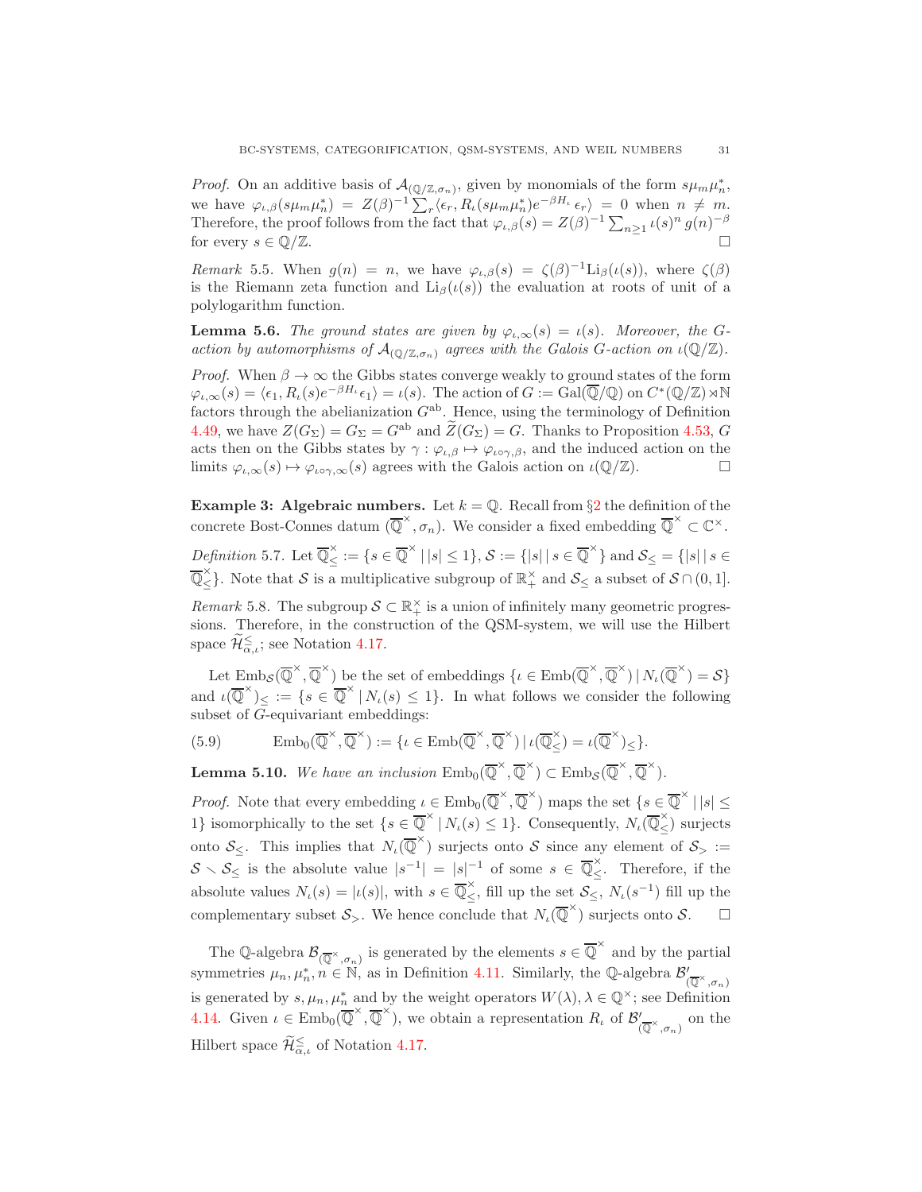*Proof.* On an additive basis of $\mathcal{A}_{(\mathbb{Q}/\mathbb{Z},\sigma_n)}$, given by monomials of the form $s\mu_m\mu_n^*$, we have $\varphi_{\iota,\beta}(s\mu_m\mu_n^*) = Z(\beta)^{-1}\sum_r \langle\epsilon_r, R_\iota(s\mu_m\mu_n^*)e^{-\beta H_\iota}\,\epsilon_r\rangle = 0$ when $n \neq m$. Therefore, the proof follows from the fact that $\varphi_{\iota,\beta}(s) = Z(\beta)^{-1}\sum_{n\geq 1}\iota(s)^n\, g(n)^{-\beta}$ for every $s \in \mathbb{Q}/\mathbb{Z}$. □

*Remark* 5.5. When $g(n) = n$, we have $\varphi_{\iota,\beta}(s) = \zeta(\beta)^{-1}\mathrm{Li}_\beta(\iota(s))$, where $\zeta(\beta)$ is the Riemann zeta function and $\mathrm{Li}_\beta(\iota(s))$ the evaluation at roots of unit of a polylogarithm function.

**Lemma 5.6.** *The ground states are given by $\varphi_{\iota,\infty}(s) = \iota(s)$. Moreover, the $G$-action by automorphisms of $\mathcal{A}_{(\mathbb{Q}/\mathbb{Z},\sigma_n)}$ agrees with the Galois $G$-action on $\iota(\mathbb{Q}/\mathbb{Z})$.*

*Proof.* When $\beta \to \infty$ the Gibbs states converge weakly to ground states of the form $\varphi_{\iota,\infty}(s) = \langle\epsilon_1, R_\iota(s)e^{-\beta H_\iota}\epsilon_1\rangle = \iota(s)$. The action of $G := \mathrm{Gal}(\overline{\mathbb{Q}}/\mathbb{Q})$ on $C^*(\mathbb{Q}/\mathbb{Z})\rtimes\mathbb{N}$ factors through the abelianization $G^{\mathrm{ab}}$. Hence, using the terminology of Definition 4.49, we have $Z(G_\Sigma) = G_\Sigma = G^{\mathrm{ab}}$ and $\widetilde{Z}(G_\Sigma) = G$. Thanks to Proposition 4.53, $G$ acts then on the Gibbs states by $\gamma : \varphi_{\iota,\beta} \mapsto \varphi_{\iota\circ\gamma,\beta}$, and the induced action on the limits $\varphi_{\iota,\infty}(s) \mapsto \varphi_{\iota\circ\gamma,\infty}(s)$ agrees with the Galois action on $\iota(\mathbb{Q}/\mathbb{Z})$. □

**Example 3: Algebraic numbers.** Let $k = \mathbb{Q}$. Recall from §2 the definition of the concrete Bost-Connes datum $(\overline{\mathbb{Q}}^\times, \sigma_n)$. We consider a fixed embedding $\overline{\mathbb{Q}}^\times \subset \mathbb{C}^\times$.

*Definition* 5.7. Let $\overline{\mathbb{Q}}^\times_\leq := \{s \in \overline{\mathbb{Q}}^\times \,|\, |s| \leq 1\}$, $\mathcal{S} := \{|s| \,|\, s \in \overline{\mathbb{Q}}^\times\}$ and $\mathcal{S}_\leq = \{|s| \,|\, s \in \overline{\mathbb{Q}}^\times_\leq\}$. Note that $\mathcal{S}$ is a multiplicative subgroup of $\mathbb{R}^\times_+$ and $\mathcal{S}_\leq$ a subset of $\mathcal{S} \cap (0,1]$.

*Remark* 5.8. The subgroup $\mathcal{S} \subset \mathbb{R}^\times_+$ is a union of infinitely many geometric progressions. Therefore, in the construction of the QSM-system, we will use the Hilbert space $\widetilde{\mathcal{H}}^\leq_{\alpha,\iota}$; see Notation 4.17.

Let $\mathrm{Emb}_\mathcal{S}(\overline{\mathbb{Q}}^\times, \overline{\mathbb{Q}}^\times)$ be the set of embeddings $\{\iota \in \mathrm{Emb}(\overline{\mathbb{Q}}^\times, \overline{\mathbb{Q}}^\times) \,|\, N_\iota(\overline{\mathbb{Q}}^\times) = \mathcal{S}\}$ and $\iota(\overline{\mathbb{Q}}^\times)_\leq := \{s \in \overline{\mathbb{Q}}^\times \,|\, N_\iota(s) \leq 1\}$. In what follows we consider the following subset of $G$-equivariant embeddings:

$$\mathrm{Emb}_0(\overline{\mathbb{Q}}^\times, \overline{\mathbb{Q}}^\times) := \{\iota \in \mathrm{Emb}(\overline{\mathbb{Q}}^\times, \overline{\mathbb{Q}}^\times) \,|\, \iota(\overline{\mathbb{Q}}^\times_\leq) = \iota(\overline{\mathbb{Q}}^\times)_\leq\}. \tag{5.9}$$

**Lemma 5.10.** *We have an inclusion $\mathrm{Emb}_0(\overline{\mathbb{Q}}^\times, \overline{\mathbb{Q}}^\times) \subset \mathrm{Emb}_\mathcal{S}(\overline{\mathbb{Q}}^\times, \overline{\mathbb{Q}}^\times)$.*

*Proof.* Note that every embedding $\iota \in \mathrm{Emb}_0(\overline{\mathbb{Q}}^\times, \overline{\mathbb{Q}}^\times)$ maps the set $\{s \in \overline{\mathbb{Q}}^\times \,|\, |s| \leq 1\}$ isomorphically to the set $\{s \in \overline{\mathbb{Q}}^\times \,|\, N_\iota(s) \leq 1\}$. Consequently, $N_\iota(\overline{\mathbb{Q}}^\times_\leq)$ surjects onto $\mathcal{S}_\leq$. This implies that $N_\iota(\overline{\mathbb{Q}}^\times)$ surjects onto $\mathcal{S}$ since any element of $\mathcal{S}_> := \mathcal{S} \smallsetminus \mathcal{S}_\leq$ is the absolute value $|s^{-1}| = |s|^{-1}$ of some $s \in \overline{\mathbb{Q}}^\times_\leq$. Therefore, if the absolute values $N_\iota(s) = |\iota(s)|$, with $s \in \overline{\mathbb{Q}}^\times_\leq$, fill up the set $\mathcal{S}_\leq$, $N_\iota(s^{-1})$ fill up the complementary subset $\mathcal{S}_>$. We hence conclude that $N_\iota(\overline{\mathbb{Q}}^\times)$ surjects onto $\mathcal{S}$. □

The $\mathbb{Q}$-algebra $\mathcal{B}_{(\overline{\mathbb{Q}}^\times,\sigma_n)}$ is generated by the elements $s \in \overline{\mathbb{Q}}^\times$ and by the partial symmetries $\mu_n, \mu_n^*, n \in \mathbb{N}$, as in Definition 4.11. Similarly, the $\mathbb{Q}$-algebra $\mathcal{B}'_{(\overline{\mathbb{Q}}^\times,\sigma_n)}$ is generated by $s, \mu_n, \mu_n^*$ and by the weight operators $W(\lambda), \lambda \in \mathbb{Q}^\times$; see Definition 4.14. Given $\iota \in \mathrm{Emb}_0(\overline{\mathbb{Q}}^\times, \overline{\mathbb{Q}}^\times)$, we obtain a representation $R_\iota$ of $\mathcal{B}'_{(\overline{\mathbb{Q}}^\times,\sigma_n)}$ on the Hilbert space $\widetilde{\mathcal{H}}^\leq_{\alpha,\iota}$ of Notation 4.17.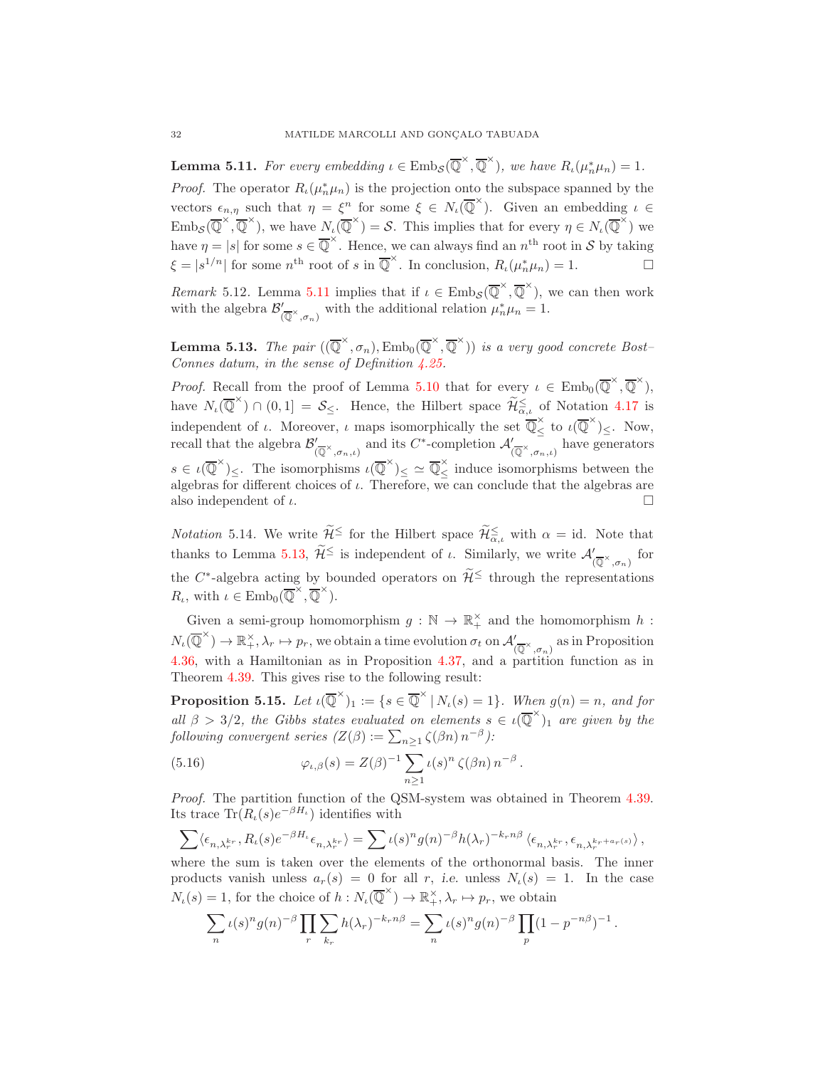**Lemma 5.11.** *For every embedding $\iota \in \mathrm{Emb}_{\mathcal{S}}(\overline{\mathbb{Q}}^{\times}, \overline{\mathbb{Q}}^{\times})$, we have $R_\iota(\mu_n^* \mu_n) = 1$.*

*Proof.* The operator $R_\iota(\mu_n^*\mu_n)$ is the projection onto the subspace spanned by the vectors $\epsilon_{n,\eta}$ such that $\eta = \xi^n$ for some $\xi \in N_\iota(\overline{\mathbb{Q}}^{\times})$. Given an embedding $\iota \in \mathrm{Emb}_{\mathcal{S}}(\overline{\mathbb{Q}}^{\times}, \overline{\mathbb{Q}}^{\times})$, we have $N_\iota(\overline{\mathbb{Q}}^{\times}) = \mathcal{S}$. This implies that for every $\eta \in N_\iota(\overline{\mathbb{Q}}^{\times})$ we have $\eta = |s|$ for some $s \in \overline{\mathbb{Q}}^{\times}$. Hence, we can always find an $n^{\text{th}}$ root in $\mathcal{S}$ by taking $\xi = |s^{1/n}|$ for some $n^{\text{th}}$ root of $s$ in $\overline{\mathbb{Q}}^{\times}$. In conclusion, $R_\iota(\mu_n^*\mu_n) = 1$. □

*Remark* 5.12. Lemma 5.11 implies that if $\iota \in \mathrm{Emb}_{\mathcal{S}}(\overline{\mathbb{Q}}^{\times}, \overline{\mathbb{Q}}^{\times})$, we can then work with the algebra $\mathcal{B}'_{(\overline{\mathbb{Q}}^{\times},\sigma_n)}$ with the additional relation $\mu_n^*\mu_n = 1$.

**Lemma 5.13.** *The pair $((\overline{\mathbb{Q}}^{\times}, \sigma_n), \mathrm{Emb}_0(\overline{\mathbb{Q}}^{\times}, \overline{\mathbb{Q}}^{\times}))$ is a very good concrete Bost–Connes datum, in the sense of Definition 4.25.*

*Proof.* Recall from the proof of Lemma 5.10 that for every $\iota \in \mathrm{Emb}_0(\overline{\mathbb{Q}}^{\times}, \overline{\mathbb{Q}}^{\times})$, have $N_\iota(\overline{\mathbb{Q}}^{\times}) \cap (0,1] = \mathcal{S}_{\leq}$. Hence, the Hilbert space $\widetilde{\mathcal{H}}^{\leq}_{\alpha,\iota}$ of Notation 4.17 is independent of $\iota$. Moreover, $\iota$ maps isomorphically the set $\overline{\mathbb{Q}}^{\times}_{\leq}$ to $\iota(\overline{\mathbb{Q}}^{\times})_{\leq}$. Now, recall that the algebra $\mathcal{B}'_{(\overline{\mathbb{Q}}^{\times},\sigma_n,\iota)}$ and its $C^*$-completion $\mathcal{A}'_{(\overline{\mathbb{Q}}^{\times},\sigma_n,\iota)}$ have generators $s \in \iota(\overline{\mathbb{Q}}^{\times})_{\leq}$. The isomorphisms $\iota(\overline{\mathbb{Q}}^{\times})_{\leq} \simeq \overline{\mathbb{Q}}^{\times}_{\leq}$ induce isomorphisms between the algebras for different choices of $\iota$. Therefore, we can conclude that the algebras are also independent of $\iota$. □

*Notation* 5.14. We write $\widetilde{\mathcal{H}}^{\leq}$ for the Hilbert space $\widetilde{\mathcal{H}}^{\leq}_{\alpha,\iota}$ with $\alpha = \mathrm{id}$. Note that thanks to Lemma 5.13, $\widetilde{\mathcal{H}}^{\leq}$ is independent of $\iota$. Similarly, we write $\mathcal{A}'_{(\overline{\mathbb{Q}}^{\times},\sigma_n)}$ for the $C^*$-algebra acting by bounded operators on $\widetilde{\mathcal{H}}^{\leq}$ through the representations $R_\iota$, with $\iota \in \mathrm{Emb}_0(\overline{\mathbb{Q}}^{\times}, \overline{\mathbb{Q}}^{\times})$.

Given a semi-group homomorphism $g : \mathbb{N} \to \mathbb{R}^{\times}_{+}$ and the homomorphism $h : N_\iota(\overline{\mathbb{Q}}^{\times}) \to \mathbb{R}^{\times}_{+}, \lambda_r \mapsto p_r$, we obtain a time evolution $\sigma_t$ on $\mathcal{A}'_{(\overline{\mathbb{Q}}^{\times},\sigma_n)}$ as in Proposition 4.36, with a Hamiltonian as in Proposition 4.37, and a partition function as in Theorem 4.39. This gives rise to the following result:

**Proposition 5.15.** *Let $\iota(\overline{\mathbb{Q}}^{\times})_1 := \{s \in \overline{\mathbb{Q}}^{\times} \mid N_\iota(s) = 1\}$. When $g(n) = n$, and for all $\beta > 3/2$, the Gibbs states evaluated on elements $s \in \iota(\overline{\mathbb{Q}}^{\times})_1$ are given by the following convergent series ($Z(\beta) := \sum_{n\geq 1} \zeta(\beta n)\, n^{-\beta}$):*

$$\varphi_{\iota,\beta}(s) = Z(\beta)^{-1} \sum_{n\geq 1} \iota(s)^n\, \zeta(\beta n)\, n^{-\beta}\,. \tag{5.16}$$

*Proof.* The partition function of the QSM-system was obtained in Theorem 4.39. Its trace $\mathrm{Tr}(R_\iota(s)e^{-\beta H_\iota})$ identifies with

$$\sum \langle \epsilon_{n,\lambda_r^{k_r}}, R_\iota(s)e^{-\beta H_\iota}\epsilon_{n,\lambda_r^{k_r}}\rangle = \sum \iota(s)^n g(n)^{-\beta} h(\lambda_r)^{-k_r n\beta}\, \langle \epsilon_{n,\lambda_r^{k_r}}, \epsilon_{n,\lambda_r^{k_r+a_r(s)}}\rangle\,,$$

where the sum is taken over the elements of the orthonormal basis. The inner products vanish unless $a_r(s) = 0$ for all $r$, *i.e.* unless $N_\iota(s) = 1$. In the case $N_\iota(s) = 1$, for the choice of $h : N_\iota(\overline{\mathbb{Q}}^{\times}) \to \mathbb{R}^{\times}_{+}, \lambda_r \mapsto p_r$, we obtain

$$\sum_n \iota(s)^n g(n)^{-\beta} \prod_r \sum_{k_r} h(\lambda_r)^{-k_r n\beta} = \sum_n \iota(s)^n g(n)^{-\beta} \prod_p (1 - p^{-n\beta})^{-1}\,.$$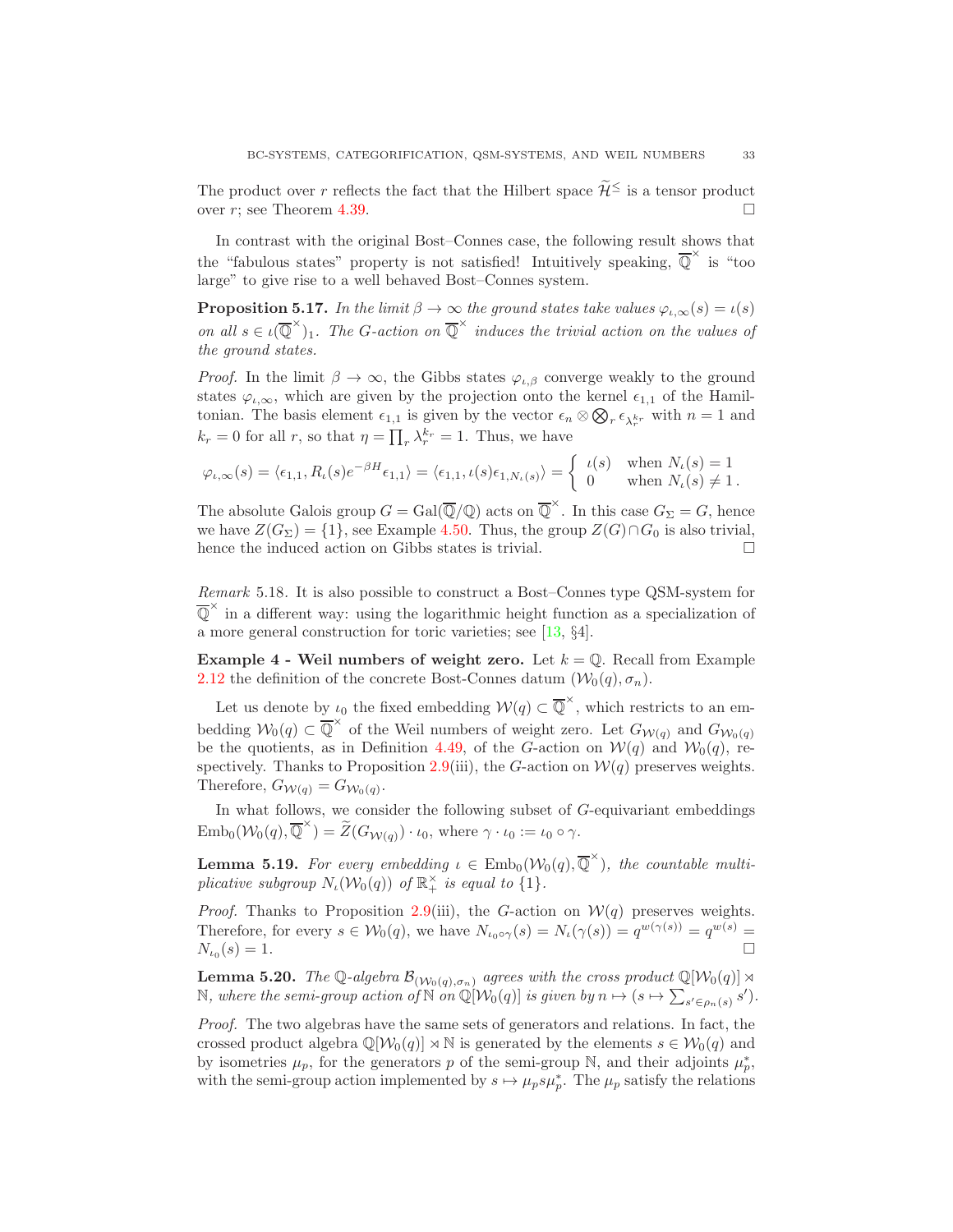The product over $r$ reflects the fact that the Hilbert space $\widetilde{\mathcal{H}}^{\leq}$ is a tensor product over $r$; see Theorem 4.39. $\square$

In contrast with the original Bost–Connes case, the following result shows that the "fabulous states" property is not satisfied! Intuitively speaking, $\overline{\mathbb{Q}}^{\times}$ is "too large" to give rise to a well behaved Bost–Connes system.

**Proposition 5.17.** *In the limit $\beta \to \infty$ the ground states take values $\varphi_{\iota,\infty}(s) = \iota(s)$ on all $s \in \iota(\overline{\mathbb{Q}}^{\times})_1$. The $G$-action on $\overline{\mathbb{Q}}^{\times}$ induces the trivial action on the values of the ground states.*

*Proof.* In the limit $\beta \to \infty$, the Gibbs states $\varphi_{\iota,\beta}$ converge weakly to the ground states $\varphi_{\iota,\infty}$, which are given by the projection onto the kernel $\epsilon_{1,1}$ of the Hamiltonian. The basis element $\epsilon_{1,1}$ is given by the vector $\epsilon_n \otimes \bigotimes_r \epsilon_{\lambda_r^{k_r}}$ with $n = 1$ and $k_r = 0$ for all $r$, so that $\eta = \prod_r \lambda_r^{k_r} = 1$. Thus, we have

$$\varphi_{\iota,\infty}(s) = \langle \epsilon_{1,1}, R_\iota(s) e^{-\beta H} \epsilon_{1,1} \rangle = \langle \epsilon_{1,1}, \iota(s) \epsilon_{1,N_\iota(s)} \rangle = \begin{cases} \iota(s) & \text{when } N_\iota(s) = 1 \\ 0 & \text{when } N_\iota(s) \neq 1 \,. \end{cases}$$

The absolute Galois group $G = \mathrm{Gal}(\overline{\mathbb{Q}}/\mathbb{Q})$ acts on $\overline{\mathbb{Q}}^{\times}$. In this case $G_\Sigma = G$, hence we have $Z(G_\Sigma) = \{1\}$, see Example 4.50. Thus, the group $Z(G) \cap G_0$ is also trivial, hence the induced action on Gibbs states is trivial. $\square$

*Remark* 5.18. It is also possible to construct a Bost–Connes type QSM-system for $\overline{\mathbb{Q}}^{\times}$ in a different way: using the logarithmic height function as a specialization of a more general construction for toric varieties; see [13, §4].

**Example 4 - Weil numbers of weight zero.** Let $k = \mathbb{Q}$. Recall from Example 2.12 the definition of the concrete Bost-Connes datum $(\mathcal{W}_0(q), \sigma_n)$.

Let us denote by $\iota_0$ the fixed embedding $\mathcal{W}(q) \subset \overline{\mathbb{Q}}^{\times}$, which restricts to an embedding $\mathcal{W}_0(q) \subset \overline{\mathbb{Q}}^{\times}$ of the Weil numbers of weight zero. Let $G_{\mathcal{W}(q)}$ and $G_{\mathcal{W}_0(q)}$ be the quotients, as in Definition 4.49, of the $G$-action on $\mathcal{W}(q)$ and $\mathcal{W}_0(q)$, respectively. Thanks to Proposition 2.9(iii), the $G$-action on $\mathcal{W}(q)$ preserves weights. Therefore, $G_{\mathcal{W}(q)} = G_{\mathcal{W}_0(q)}$.

In what follows, we consider the following subset of $G$-equivariant embeddings $\mathrm{Emb}_0(\mathcal{W}_0(q), \overline{\mathbb{Q}}^{\times}) = \widetilde{Z}(G_{\mathcal{W}(q)}) \cdot \iota_0$, where $\gamma \cdot \iota_0 := \iota_0 \circ \gamma$.

**Lemma 5.19.** *For every embedding $\iota \in \mathrm{Emb}_0(\mathcal{W}_0(q), \overline{\mathbb{Q}}^{\times})$, the countable multiplicative subgroup $N_\iota(\mathcal{W}_0(q))$ of $\mathbb{R}_+^{\times}$ is equal to $\{1\}$.*

*Proof.* Thanks to Proposition 2.9(iii), the $G$-action on $\mathcal{W}(q)$ preserves weights. Therefore, for every $s \in \mathcal{W}_0(q)$, we have $N_{\iota_0 \circ \gamma}(s) = N_\iota(\gamma(s)) = q^{w(\gamma(s))} = q^{w(s)} = N_{\iota_0}(s) = 1$. $\square$

**Lemma 5.20.** *The $\mathbb{Q}$-algebra $\mathcal{B}_{(\mathcal{W}_0(q),\sigma_n)}$ agrees with the cross product $\mathbb{Q}[\mathcal{W}_0(q)] \rtimes \mathbb{N}$, where the semi-group action of $\mathbb{N}$ on $\mathbb{Q}[\mathcal{W}_0(q)]$ is given by $n \mapsto (s \mapsto \sum_{s' \in \rho_n(s)} s')$.*

*Proof.* The two algebras have the same sets of generators and relations. In fact, the crossed product algebra $\mathbb{Q}[\mathcal{W}_0(q)] \rtimes \mathbb{N}$ is generated by the elements $s \in \mathcal{W}_0(q)$ and by isometries $\mu_p$, for the generators $p$ of the semi-group $\mathbb{N}$, and their adjoints $\mu_p^*$, with the semi-group action implemented by $s \mapsto \mu_p s \mu_p^*$. The $\mu_p$ satisfy the relations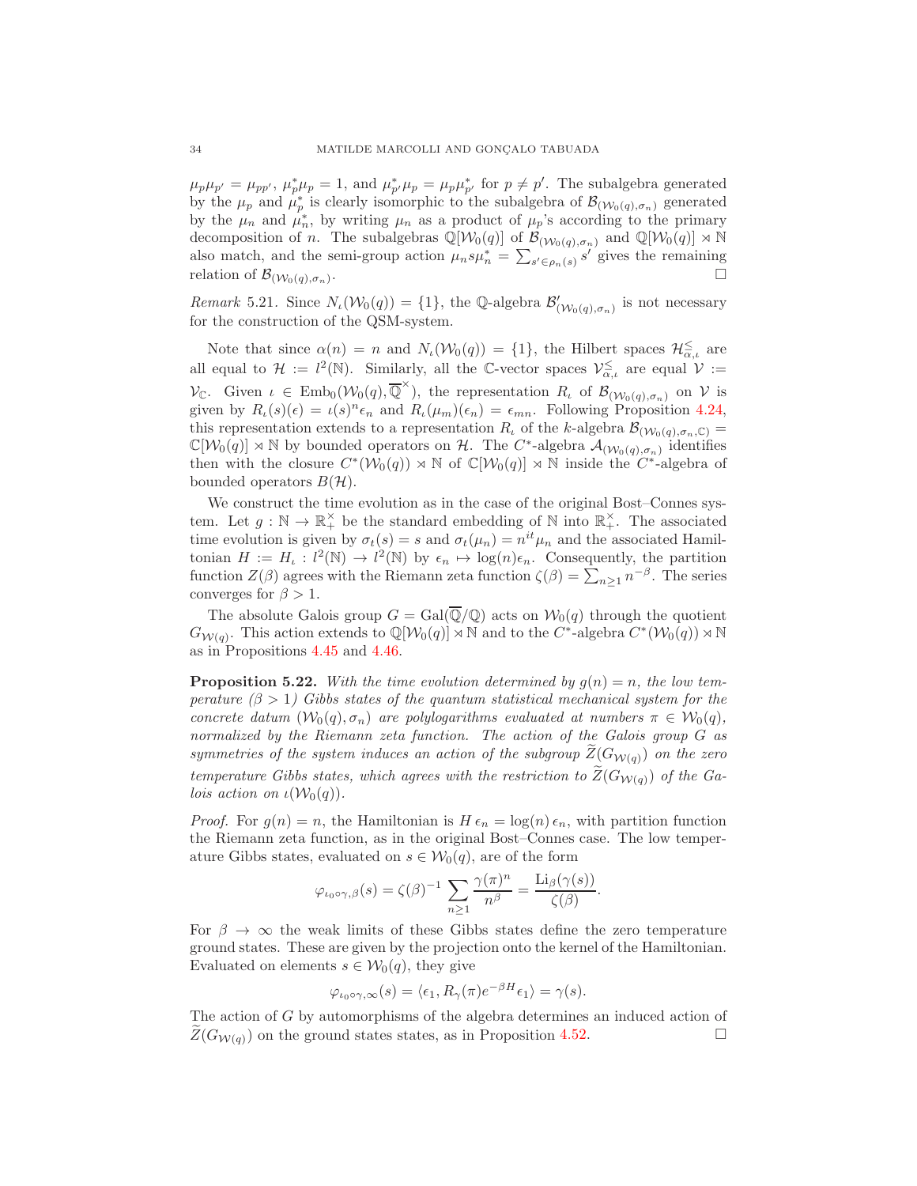$\mu_p \mu_{p'} = \mu_{pp'}$, $\mu_p^* \mu_p = 1$, and $\mu_{p'}^* \mu_p = \mu_p \mu_{p'}^*$ for $p \neq p'$. The subalgebra generated by the $\mu_p$ and $\mu_p^*$ is clearly isomorphic to the subalgebra of $\mathcal{B}_{(\mathcal{W}_0(q),\sigma_n)}$ generated by the $\mu_n$ and $\mu_n^*$, by writing $\mu_n$ as a product of $\mu_p$'s according to the primary decomposition of $n$. The subalgebras $\mathbb{Q}[\mathcal{W}_0(q)]$ of $\mathcal{B}_{(\mathcal{W}_0(q),\sigma_n)}$ and $\mathbb{Q}[\mathcal{W}_0(q)] \rtimes \mathbb{N}$ also match, and the semi-group action $\mu_n s \mu_n^* = \sum_{s' \in \rho_n(s)} s'$ gives the remaining relation of $\mathcal{B}_{(\mathcal{W}_0(q),\sigma_n)}$. □

*Remark* 5.21. Since $N_\iota(\mathcal{W}_0(q)) = \{1\}$, the $\mathbb{Q}$-algebra $\mathcal{B}'_{(\mathcal{W}_0(q),\sigma_n)}$ is not necessary for the construction of the QSM-system.

Note that since $\alpha(n) = n$ and $N_\iota(\mathcal{W}_0(q)) = \{1\}$, the Hilbert spaces $\mathcal{H}^{\leq}_{\alpha,\iota}$ are all equal to $\mathcal{H} := l^2(\mathbb{N})$. Similarly, all the $\mathbb{C}$-vector spaces $\mathcal{V}^{\leq}_{\alpha,\iota}$ are equal $\mathcal{V} := \mathcal{V}_{\mathbb{C}}$. Given $\iota \in \mathrm{Emb}_0(\mathcal{W}_0(q), \overline{\mathbb{Q}}^\times)$, the representation $R_\iota$ of $\mathcal{B}_{(\mathcal{W}_0(q),\sigma_n)}$ on $\mathcal{V}$ is given by $R_\iota(s)(\epsilon) = \iota(s)^n \epsilon_n$ and $R_\iota(\mu_m)(\epsilon_n) = \epsilon_{mn}$. Following Proposition 4.24, this representation extends to a representation $R_\iota$ of the $k$-algebra $\mathcal{B}_{(\mathcal{W}_0(q),\sigma_n,\mathbb{C})} = \mathbb{C}[\mathcal{W}_0(q)] \rtimes \mathbb{N}$ by bounded operators on $\mathcal{H}$. The $C^*$-algebra $\mathcal{A}_{(\mathcal{W}_0(q),\sigma_n)}$ identifies then with the closure $C^*(\mathcal{W}_0(q)) \rtimes \mathbb{N}$ of $\mathbb{C}[\mathcal{W}_0(q)] \rtimes \mathbb{N}$ inside the $C^*$-algebra of bounded operators $B(\mathcal{H})$.

We construct the time evolution as in the case of the original Bost–Connes system. Let $g : \mathbb{N} \to \mathbb{R}_+^\times$ be the standard embedding of $\mathbb{N}$ into $\mathbb{R}_+^\times$. The associated time evolution is given by $\sigma_t(s) = s$ and $\sigma_t(\mu_n) = n^{it}\mu_n$ and the associated Hamiltonian $H := H_\iota : l^2(\mathbb{N}) \to l^2(\mathbb{N})$ by $\epsilon_n \mapsto \log(n)\epsilon_n$. Consequently, the partition function $Z(\beta)$ agrees with the Riemann zeta function $\zeta(\beta) = \sum_{n\geq 1} n^{-\beta}$. The series converges for $\beta > 1$.

The absolute Galois group $G = \mathrm{Gal}(\overline{\mathbb{Q}}/\mathbb{Q})$ acts on $\mathcal{W}_0(q)$ through the quotient $G_{\mathcal{W}(q)}$. This action extends to $\mathbb{Q}[\mathcal{W}_0(q)] \rtimes \mathbb{N}$ and to the $C^*$-algebra $C^*(\mathcal{W}_0(q)) \rtimes \mathbb{N}$ as in Propositions 4.45 and 4.46.

**Proposition 5.22.** *With the time evolution determined by $g(n) = n$, the low temperature ($\beta > 1$) Gibbs states of the quantum statistical mechanical system for the concrete datum $(\mathcal{W}_0(q), \sigma_n)$ are polylogarithms evaluated at numbers $\pi \in \mathcal{W}_0(q)$, normalized by the Riemann zeta function. The action of the Galois group $G$ as symmetries of the system induces an action of the subgroup $\widetilde{Z}(G_{\mathcal{W}(q)})$ on the zero temperature Gibbs states, which agrees with the restriction to $\widetilde{Z}(G_{\mathcal{W}(q)})$ of the Galois action on $\iota(\mathcal{W}_0(q))$.*

*Proof.* For $g(n) = n$, the Hamiltonian is $H\,\epsilon_n = \log(n)\,\epsilon_n$, with partition function the Riemann zeta function, as in the original Bost–Connes case. The low temperature Gibbs states, evaluated on $s \in \mathcal{W}_0(q)$, are of the form

$$\varphi_{\iota_0\circ\gamma,\beta}(s) = \zeta(\beta)^{-1} \sum_{n\geq 1} \frac{\gamma(\pi)^n}{n^\beta} = \frac{\mathrm{Li}_\beta(\gamma(s))}{\zeta(\beta)}.$$

For $\beta \to \infty$ the weak limits of these Gibbs states define the zero temperature ground states. These are given by the projection onto the kernel of the Hamiltonian. Evaluated on elements $s \in \mathcal{W}_0(q)$, they give

$$\varphi_{\iota_0\circ\gamma,\infty}(s) = \langle \epsilon_1, R_\gamma(\pi) e^{-\beta H} \epsilon_1 \rangle = \gamma(s).$$

The action of $G$ by automorphisms of the algebra determines an induced action of $\widetilde{Z}(G_{\mathcal{W}(q)})$ on the ground states states, as in Proposition 4.52. □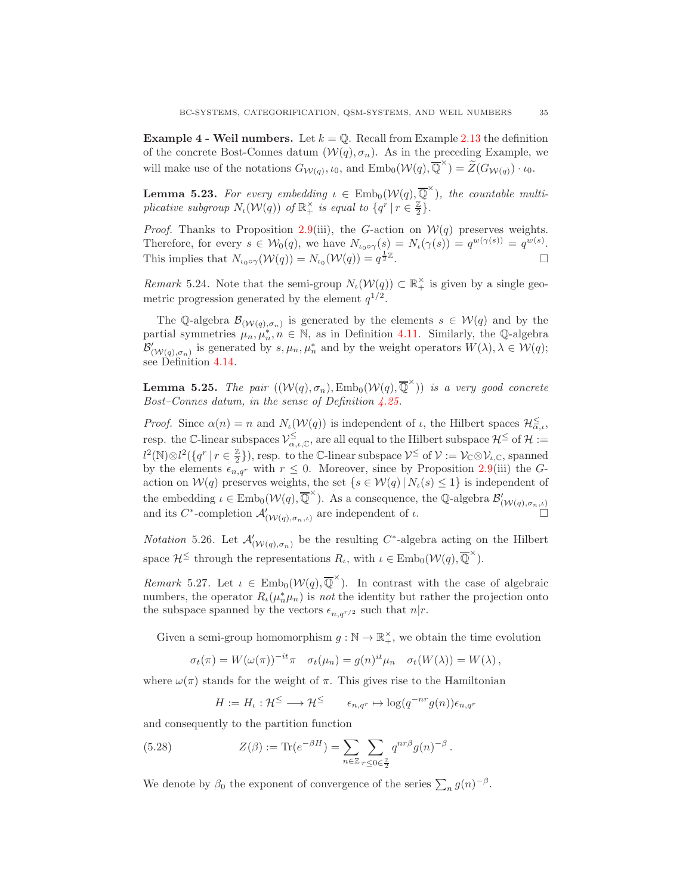**Example 4 - Weil numbers.** Let $k = \mathbb{Q}$. Recall from Example 2.13 the definition of the concrete Bost-Connes datum $(\mathcal{W}(q), \sigma_n)$. As in the preceding Example, we will make use of the notations $G_{\mathcal{W}(q)}$, $\iota_0$, and $\mathrm{Emb}_0(\mathcal{W}(q), \overline{\mathbb{Q}}^\times) = \widetilde{Z}(G_{\mathcal{W}(q)}) \cdot \iota_0$.

**Lemma 5.23.** *For every embedding $\iota \in \mathrm{Emb}_0(\mathcal{W}(q), \overline{\mathbb{Q}}^\times)$, the countable multiplicative subgroup $N_\iota(\mathcal{W}(q))$ of $\mathbb{R}_+^\times$ is equal to $\{q^r \,|\, r \in \frac{\mathbb{Z}}{2}\}$.*

*Proof.* Thanks to Proposition 2.9(iii), the $G$-action on $\mathcal{W}(q)$ preserves weights. Therefore, for every $s \in \mathcal{W}_0(q)$, we have $N_{\iota_0 \circ \gamma}(s) = N_\iota(\gamma(s)) = q^{w(\gamma(s))} = q^{w(s)}$. This implies that $N_{\iota_0 \circ \gamma}(\mathcal{W}(q)) = N_{\iota_0}(\mathcal{W}(q)) = q^{\frac{1}{2}\mathbb{Z}}$. □

*Remark* 5.24. Note that the semi-group $N_\iota(\mathcal{W}(q)) \subset \mathbb{R}_+^\times$ is given by a single geometric progression generated by the element $q^{1/2}$.

The $\mathbb{Q}$-algebra $\mathcal{B}_{(\mathcal{W}(q),\sigma_n)}$ is generated by the elements $s \in \mathcal{W}(q)$ and by the partial symmetries $\mu_n, \mu_n^*, n \in \mathbb{N}$, as in Definition 4.11. Similarly, the $\mathbb{Q}$-algebra $\mathcal{B}'_{(\mathcal{W}(q),\sigma_n)}$ is generated by $s, \mu_n, \mu_n^*$ and by the weight operators $W(\lambda), \lambda \in \mathcal{W}(q)$; see Definition 4.14.

**Lemma 5.25.** *The pair $((\mathcal{W}(q), \sigma_n), \mathrm{Emb}_0(\mathcal{W}(q), \overline{\mathbb{Q}}^\times))$ is a very good concrete Bost–Connes datum, in the sense of Definition 4.25.*

*Proof.* Since $\alpha(n) = n$ and $N_\iota(\mathcal{W}(q))$ is independent of $\iota$, the Hilbert spaces $\mathcal{H}^{\leq}_{\alpha,\iota}$, resp. the $\mathbb{C}$-linear subspaces $\mathcal{V}^{\leq}_{\alpha,\iota,\mathbb{C}}$, are all equal to the Hilbert subspace $\mathcal{H}^{\leq}$ of $\mathcal{H} := l^2(\mathbb{N}) \otimes l^2(\{q^r \,|\, r \in \frac{\mathbb{Z}}{2}\})$, resp. to the $\mathbb{C}$-linear subspace $\mathcal{V}^{\leq}$ of $\mathcal{V} := \mathcal{V}_\mathbb{C} \otimes \mathcal{V}_{\iota,\mathbb{C}}$, spanned by the elements $\epsilon_{n,q^r}$ with $r \leq 0$. Moreover, since by Proposition 2.9(iii) the $G$-action on $\mathcal{W}(q)$ preserves weights, the set $\{s \in \mathcal{W}(q) \,|\, N_\iota(s) \leq 1\}$ is independent of the embedding $\iota \in \mathrm{Emb}_0(\mathcal{W}(q), \overline{\mathbb{Q}}^\times)$. As a consequence, the $\mathbb{Q}$-algebra $\mathcal{B}'_{(\mathcal{W}(q),\sigma_n,\iota)}$ and its $C^*$-completion $\mathcal{A}'_{(\mathcal{W}(q),\sigma_n,\iota)}$ are independent of $\iota$. □

*Notation* 5.26. Let $\mathcal{A}'_{(\mathcal{W}(q),\sigma_n)}$ be the resulting $C^*$-algebra acting on the Hilbert space $\mathcal{H}^{\leq}$ through the representations $R_\iota$, with $\iota \in \mathrm{Emb}_0(\mathcal{W}(q), \overline{\mathbb{Q}}^\times)$.

*Remark* 5.27. Let $\iota \in \mathrm{Emb}_0(\mathcal{W}(q), \overline{\mathbb{Q}}^\times)$. In contrast with the case of algebraic numbers, the operator $R_\iota(\mu_n^* \mu_n)$ is *not* the identity but rather the projection onto the subspace spanned by the vectors $\epsilon_{n,q^{r/2}}$ such that $n|r$.

Given a semi-group homomorphism $g : \mathbb{N} \to \mathbb{R}_+^\times$, we obtain the time evolution

$$\sigma_t(\pi) = W(\omega(\pi))^{-it}\pi \quad \sigma_t(\mu_n) = g(n)^{it}\mu_n \quad \sigma_t(W(\lambda)) = W(\lambda)\,,$$

where $\omega(\pi)$ stands for the weight of $\pi$. This gives rise to the Hamiltonian

$$H := H_\iota : \mathcal{H}^{\leq} \longrightarrow \mathcal{H}^{\leq} \qquad \epsilon_{n,q^r} \mapsto \log(q^{-nr} g(n))\epsilon_{n,q^r}$$

and consequently to the partition function

$$Z(\beta) := \mathrm{Tr}(e^{-\beta H}) = \sum_{n \in \mathbb{Z}} \sum_{r \leq 0 \in \frac{\mathbb{Z}}{2}} q^{nr\beta} g(n)^{-\beta}\,. \tag{5.28}$$

We denote by $\beta_0$ the exponent of convergence of the series $\sum_n g(n)^{-\beta}$.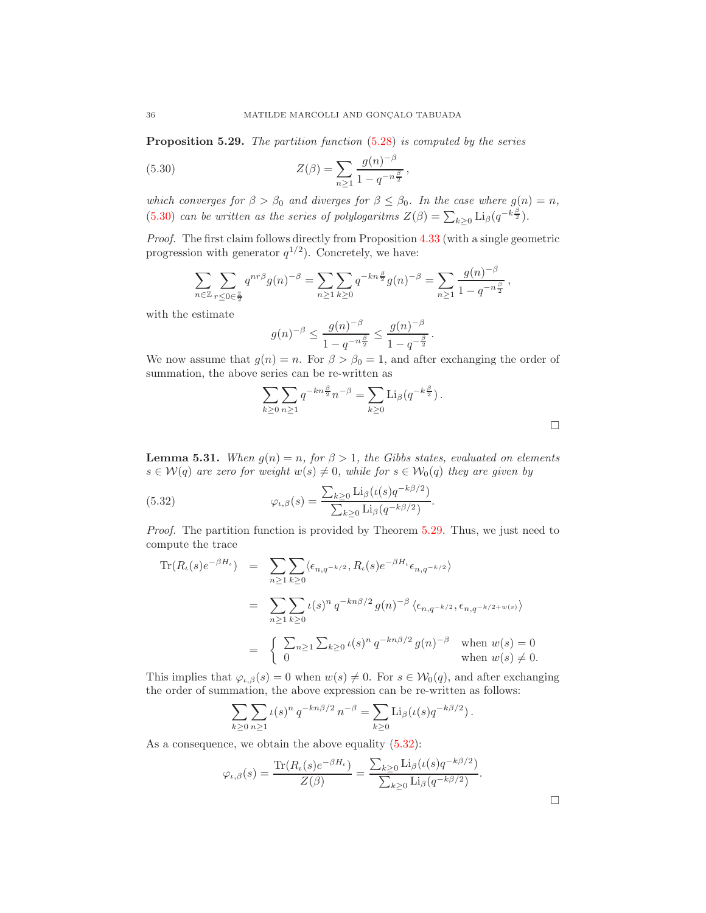**Proposition 5.29.** *The partition function* (5.28) *is computed by the series*

$$Z(\beta) = \sum_{n\geq 1} \frac{g(n)^{-\beta}}{1-q^{-n\frac{\beta}{2}}}\,, \tag{5.30}$$

*which converges for $\beta > \beta_0$ and diverges for $\beta \leq \beta_0$. In the case where $g(n) = n$,* (5.30) *can be written as the series of polylogarithms $Z(\beta) = \sum_{k\geq 0} \mathrm{Li}_\beta(q^{-k\frac{\beta}{2}})$.*

*Proof.* The first claim follows directly from Proposition 4.33 (with a single geometric progression with generator $q^{1/2}$). Concretely, we have:

$$\sum_{n\in\mathbb{Z}} \sum_{r\leq 0 \in \frac{\mathbb{Z}}{2}} q^{nr\beta} g(n)^{-\beta} = \sum_{n\geq 1}\sum_{k\geq 0} q^{-kn\frac{\beta}{2}} g(n)^{-\beta} = \sum_{n\geq 1} \frac{g(n)^{-\beta}}{1-q^{-n\frac{\beta}{2}}}\,,$$

with the estimate

$$g(n)^{-\beta} \leq \frac{g(n)^{-\beta}}{1-q^{-n\frac{\beta}{2}}} \leq \frac{g(n)^{-\beta}}{1-q^{-\frac{\beta}{2}}}\,.$$

We now assume that $g(n) = n$. For $\beta > \beta_0 = 1$, and after exchanging the order of summation, the above series can be re-written as

$$\sum_{k\geq 0}\sum_{n\geq 1} q^{-kn\frac{\beta}{2}} n^{-\beta} = \sum_{k\geq 0} \mathrm{Li}_\beta(q^{-k\frac{\beta}{2}})\,.$$

□

**Lemma 5.31.** *When $g(n) = n$, for $\beta > 1$, the Gibbs states, evaluated on elements $s \in \mathcal{W}(q)$ are zero for weight $w(s) \neq 0$, while for $s \in \mathcal{W}_0(q)$ they are given by*

$$\varphi_{\iota,\beta}(s) = \frac{\sum_{k\geq 0} \mathrm{Li}_\beta(\iota(s) q^{-k\beta/2})}{\sum_{k\geq 0} \mathrm{Li}_\beta(q^{-k\beta/2})}. \tag{5.32}$$

*Proof.* The partition function is provided by Theorem 5.29. Thus, we just need to compute the trace

$$\begin{aligned}
\mathrm{Tr}(R_\iota(s)e^{-\beta H_\iota}) &= \sum_{n\geq 1}\sum_{k\geq 0} \langle \epsilon_{n,q^{-k/2}}, R_\iota(s) e^{-\beta H_\iota} \epsilon_{n,q^{-k/2}}\rangle \\
&= \sum_{n\geq 1}\sum_{k\geq 0} \iota(s)^n\, q^{-kn\beta/2}\, g(n)^{-\beta}\, \langle \epsilon_{n,q^{-k/2}}, \epsilon_{n,q^{-k/2+w(s)}}\rangle \\
&= \begin{cases} \sum_{n\geq 1}\sum_{k\geq 0} \iota(s)^n\, q^{-kn\beta/2}\, g(n)^{-\beta} & \text{when } w(s) = 0 \\ 0 & \text{when } w(s) \neq 0. \end{cases}
\end{aligned}$$

This implies that $\varphi_{\iota,\beta}(s) = 0$ when $w(s) \neq 0$. For $s \in \mathcal{W}_0(q)$, and after exchanging the order of summation, the above expression can be re-written as follows:

$$\sum_{k\geq 0}\sum_{n\geq 1} \iota(s)^n\, q^{-kn\beta/2}\, n^{-\beta} = \sum_{k\geq 0} \mathrm{Li}_\beta(\iota(s) q^{-k\beta/2})\,.$$

As a consequence, we obtain the above equality (5.32):

$$\varphi_{\iota,\beta}(s) = \frac{\mathrm{Tr}(R_\iota(s)e^{-\beta H_\iota})}{Z(\beta)} = \frac{\sum_{k\geq 0} \mathrm{Li}_\beta(\iota(s) q^{-k\beta/2})}{\sum_{k\geq 0} \mathrm{Li}_\beta(q^{-k\beta/2})}.$$

□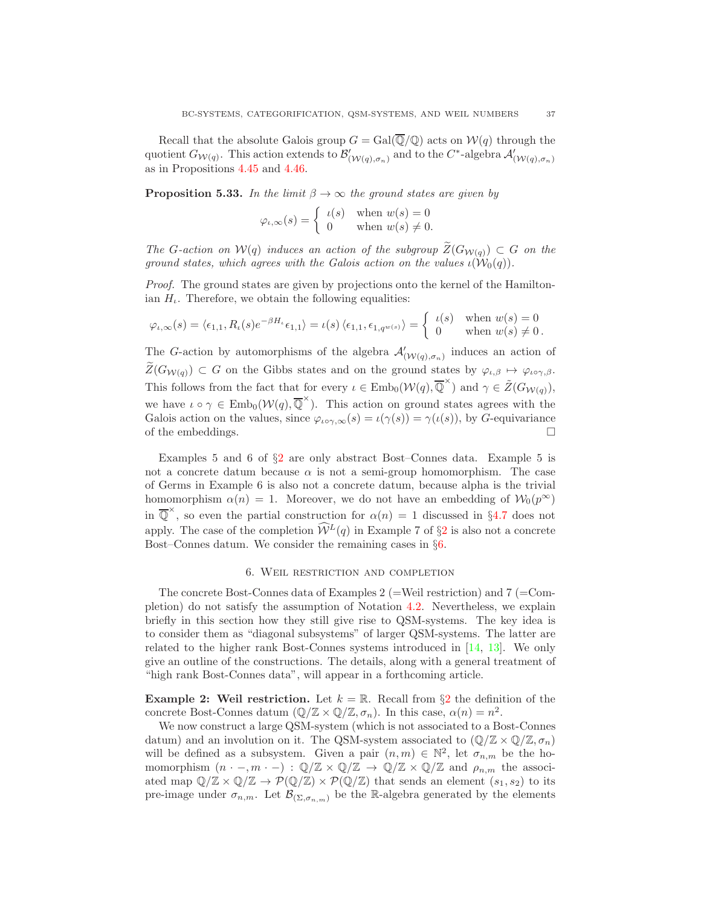Recall that the absolute Galois group $G = \mathrm{Gal}(\overline{\mathbb{Q}}/\mathbb{Q})$ acts on $\mathcal{W}(q)$ through the quotient $G_{\mathcal{W}(q)}$. This action extends to $\mathcal{B}'_{(\mathcal{W}(q),\sigma_n)}$ and to the $C^*$-algebra $\mathcal{A}'_{(\mathcal{W}(q),\sigma_n)}$ as in Propositions 4.45 and 4.46.

**Proposition 5.33.** *In the limit $\beta \to \infty$ the ground states are given by*

$$\varphi_{\iota,\infty}(s) = \begin{cases} \iota(s) & \text{when } w(s) = 0 \\ 0 & \text{when } w(s) \neq 0. \end{cases}$$

*The $G$-action on $\mathcal{W}(q)$ induces an action of the subgroup $\widetilde{Z}(G_{\mathcal{W}(q)}) \subset G$ on the ground states, which agrees with the Galois action on the values $\iota(\mathcal{W}_0(q))$.*

*Proof.* The ground states are given by projections onto the kernel of the Hamiltonian $H_\iota$. Therefore, we obtain the following equalities:

$$\varphi_{\iota,\infty}(s) = \langle \epsilon_{1,1}, R_\iota(s) e^{-\beta H_\iota} \epsilon_{1,1} \rangle = \iota(s) \langle \epsilon_{1,1}, \epsilon_{1,q^{w(s)}} \rangle = \begin{cases} \iota(s) & \text{when } w(s) = 0 \\ 0 & \text{when } w(s) \neq 0\,. \end{cases}$$

The $G$-action by automorphisms of the algebra $\mathcal{A}'_{(\mathcal{W}(q),\sigma_n)}$ induces an action of $\widetilde{Z}(G_{\mathcal{W}(q)}) \subset G$ on the Gibbs states and on the ground states by $\varphi_{\iota,\beta} \mapsto \varphi_{\iota\circ\gamma,\beta}$. This follows from the fact that for every $\iota \in \mathrm{Emb}_0(\mathcal{W}(q), \overline{\mathbb{Q}}^\times)$ and $\gamma \in \tilde{Z}(G_{\mathcal{W}(q)})$, we have $\iota \circ \gamma \in \mathrm{Emb}_0(\mathcal{W}(q), \overline{\mathbb{Q}}^\times)$. This action on ground states agrees with the Galois action on the values, since $\varphi_{\iota\circ\gamma,\infty}(s) = \iota(\gamma(s)) = \gamma(\iota(s))$, by $G$-equivariance of the embeddings. $\square$

Examples 5 and 6 of §2 are only abstract Bost–Connes data. Example 5 is not a concrete datum because $\alpha$ is not a semi-group homomorphism. The case of Germs in Example 6 is also not a concrete datum, because alpha is the trivial homomorphism $\alpha(n) = 1$. Moreover, we do not have an embedding of $\mathcal{W}_0(p^\infty)$ in $\overline{\mathbb{Q}}^\times$, so even the partial construction for $\alpha(n) = 1$ discussed in §4.7 does not apply. The case of the completion $\widehat{\mathcal{W}}^L(q)$ in Example 7 of §2 is also not a concrete Bost–Connes datum. We consider the remaining cases in §6.

## 6. Weil restriction and completion

The concrete Bost-Connes data of Examples 2 (=Weil restriction) and 7 (=Completion) do not satisfy the assumption of Notation 4.2. Nevertheless, we explain briefly in this section how they still give rise to QSM-systems. The key idea is to consider them as "diagonal subsystems" of larger QSM-systems. The latter are related to the higher rank Bost-Connes systems introduced in [14, 13]. We only give an outline of the constructions. The details, along with a general treatment of "high rank Bost-Connes data", will appear in a forthcoming article.

**Example 2: Weil restriction.** Let $k = \mathbb{R}$. Recall from §2 the definition of the concrete Bost-Connes datum $(\mathbb{Q}/\mathbb{Z} \times \mathbb{Q}/\mathbb{Z}, \sigma_n)$. In this case, $\alpha(n) = n^2$.

We now construct a large QSM-system (which is not associated to a Bost-Connes datum) and an involution on it. The QSM-system associated to $(\mathbb{Q}/\mathbb{Z} \times \mathbb{Q}/\mathbb{Z}, \sigma_n)$ will be defined as a subsystem. Given a pair $(n, m) \in \mathbb{N}^2$, let $\sigma_{n,m}$ be the homomorphism $(n \cdot -, m \cdot -) : \mathbb{Q}/\mathbb{Z} \times \mathbb{Q}/\mathbb{Z} \to \mathbb{Q}/\mathbb{Z} \times \mathbb{Q}/\mathbb{Z}$ and $\rho_{n,m}$ the associated map $\mathbb{Q}/\mathbb{Z} \times \mathbb{Q}/\mathbb{Z} \to \mathcal{P}(\mathbb{Q}/\mathbb{Z}) \times \mathcal{P}(\mathbb{Q}/\mathbb{Z})$ that sends an element $(s_1, s_2)$ to its pre-image under $\sigma_{n,m}$. Let $\mathcal{B}_{(\Sigma,\sigma_{n,m})}$ be the $\mathbb{R}$-algebra generated by the elements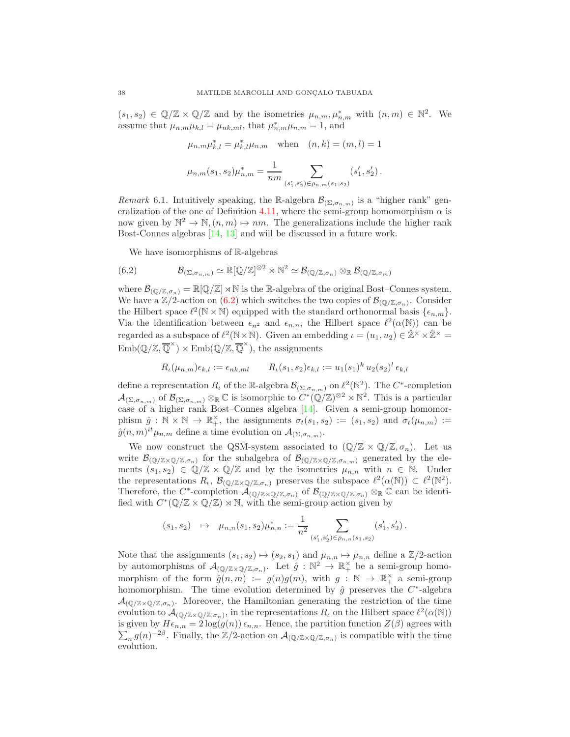$(s_1, s_2) \in \mathbb{Q}/\mathbb{Z} \times \mathbb{Q}/\mathbb{Z}$ and by the isometries $\mu_{n,m}, \mu^*_{n,m}$ with $(n,m) \in \mathbb{N}^2$. We assume that $\mu_{n,m}\mu_{k,l} = \mu_{nk,ml}$, that $\mu^*_{n,m}\mu_{n,m} = 1$, and

$$\mu_{n,m}\mu^*_{k,l} = \mu^*_{k,l}\mu_{n,m} \quad \text{when} \quad (n,k) = (m,l) = 1$$

$$\mu_{n,m}(s_1, s_2)\mu^*_{n,m} = \frac{1}{nm} \sum_{(s'_1, s'_2) \in \rho_{n,m}(s_1,s_2)} (s'_1, s'_2)\,.$$

*Remark* 6.1. Intuitively speaking, the $\mathbb{R}$-algebra $\mathcal{B}_{(\Sigma,\sigma_{n,m})}$ is a "higher rank" generalization of the one of Definition 4.11, where the semi-group homomorphism $\alpha$ is now given by $\mathbb{N}^2 \to \mathbb{N}, (n,m) \mapsto nm$. The generalizations include the higher rank Bost-Connes algebras [14, 13] and will be discussed in a future work.

We have isomorphisms of $\mathbb{R}$-algebras

$$\mathcal{B}_{(\Sigma,\sigma_{n,m})} \simeq \mathbb{R}[\mathbb{Q}/\mathbb{Z}]^{\otimes 2} \rtimes \mathbb{N}^2 \simeq \mathcal{B}_{(\mathbb{Q}/\mathbb{Z},\sigma_n)} \otimes_{\mathbb{R}} \mathcal{B}_{(\mathbb{Q}/\mathbb{Z},\sigma_m)} \tag{6.2}$$

where $\mathcal{B}_{(\mathbb{Q}/\mathbb{Z},\sigma_n)} = \mathbb{R}[\mathbb{Q}/\mathbb{Z}] \rtimes \mathbb{N}$ is the $\mathbb{R}$-algebra of the original Bost–Connes system. We have a $\mathbb{Z}/2$-action on (6.2) which switches the two copies of $\mathcal{B}_{(\mathbb{Q}/\mathbb{Z},\sigma_n)}$. Consider the Hilbert space $\ell^2(\mathbb{N} \times \mathbb{N})$ equipped with the standard orthonormal basis $\{\epsilon_{n,m}\}$. Via the identification between $\epsilon_{n^2}$ and $\epsilon_{n,n}$, the Hilbert space $\ell^2(\alpha(\mathbb{N}))$ can be regarded as a subspace of $\ell^2(\mathbb{N}\times\mathbb{N})$. Given an embedding $\iota = (u_1, u_2) \in \hat{\mathbb{Z}}^\times \times \hat{\mathbb{Z}}^\times = \mathrm{Emb}(\mathbb{Q}/\mathbb{Z}, \overline{\mathbb{Q}}^\times) \times \mathrm{Emb}(\mathbb{Q}/\mathbb{Z}, \overline{\mathbb{Q}}^\times)$, the assignments

$$R_\iota(\mu_{n,m})\epsilon_{k,l} := \epsilon_{nk,ml} \qquad R_\iota(s_1, s_2)\epsilon_{k,l} := u_1(s_1)^k\, u_2(s_2)^l\, \epsilon_{k,l}$$

define a representation $R_\iota$ of the $\mathbb{R}$-algebra $\mathcal{B}_{(\Sigma,\sigma_{n,m})}$ on $\ell^2(\mathbb{N}^2)$. The $C^*$-completion $\mathcal{A}_{(\Sigma,\sigma_{n,m})}$ of $\mathcal{B}_{(\Sigma,\sigma_{n,m})} \otimes_{\mathbb{R}} \mathbb{C}$ is isomorphic to $C^*(\mathbb{Q}/\mathbb{Z})^{\otimes 2} \rtimes \mathbb{N}^2$. This is a particular case of a higher rank Bost–Connes algebra [14]. Given a semi-group homomorphism $\hat{g} : \mathbb{N} \times \mathbb{N} \to \mathbb{R}^\times_+$, the assignments $\sigma_t(s_1, s_2) := (s_1, s_2)$ and $\sigma_t(\mu_{n,m}) := \hat{g}(n,m)^{it}\mu_{n,m}$ define a time evolution on $\mathcal{A}_{(\Sigma,\sigma_{n,m})}$.

We now construct the QSM-system associated to $(\mathbb{Q}/\mathbb{Z} \times \mathbb{Q}/\mathbb{Z}, \sigma_n)$. Let us write $\mathcal{B}_{(\mathbb{Q}/\mathbb{Z}\times\mathbb{Q}/\mathbb{Z},\sigma_n)}$ for the subalgebra of $\mathcal{B}_{(\mathbb{Q}/\mathbb{Z}\times\mathbb{Q}/\mathbb{Z},\sigma_{n,m})}$ generated by the elements $(s_1, s_2) \in \mathbb{Q}/\mathbb{Z} \times \mathbb{Q}/\mathbb{Z}$ and by the isometries $\mu_{n,n}$ with $n \in \mathbb{N}$. Under the representations $R_\iota$, $\mathcal{B}_{(\mathbb{Q}/\mathbb{Z}\times\mathbb{Q}/\mathbb{Z},\sigma_n)}$ preserves the subspace $\ell^2(\alpha(\mathbb{N})) \subset \ell^2(\mathbb{N}^2)$. Therefore, the $C^*$-completion $\mathcal{A}_{(\mathbb{Q}/\mathbb{Z}\times\mathbb{Q}/\mathbb{Z},\sigma_n)}$ of $\mathcal{B}_{(\mathbb{Q}/\mathbb{Z}\times\mathbb{Q}/\mathbb{Z},\sigma_n)} \otimes_{\mathbb{R}} \mathbb{C}$ can be identified with $C^*(\mathbb{Q}/\mathbb{Z} \times \mathbb{Q}/\mathbb{Z}) \rtimes \mathbb{N}$, with the semi-group action given by

$$(s_1, s_2) \quad \mapsto \quad \mu_{n,n}(s_1, s_2)\mu^*_{n,n} := \frac{1}{n^2} \sum_{(s'_1, s'_2) \in \rho_{n,n}(s_1,s_2)} (s'_1, s'_2)\,.$$

Note that the assignments $(s_1, s_2) \mapsto (s_2, s_1)$ and $\mu_{n,n} \mapsto \mu_{n,n}$ define a $\mathbb{Z}/2$-action by automorphisms of $\mathcal{A}_{(\mathbb{Q}/\mathbb{Z}\times\mathbb{Q}/\mathbb{Z},\sigma_n)}$. Let $\hat{g} : \mathbb{N}^2 \to \mathbb{R}^\times_+$ be a semi-group homomorphism of the form $\hat{g}(n,m) := g(n)g(m)$, with $g : \mathbb{N} \to \mathbb{R}^\times_+$ a semi-group homomorphism. The time evolution determined by $\hat{g}$ preserves the $C^*$-algebra $\mathcal{A}_{(\mathbb{Q}/\mathbb{Z}\times\mathbb{Q}/\mathbb{Z},\sigma_n)}$. Moreover, the Hamiltonian generating the restriction of the time evolution to $\mathcal{A}_{(\mathbb{Q}/\mathbb{Z}\times\mathbb{Q}/\mathbb{Z},\sigma_n)}$, in the representations $R_\iota$ on the Hilbert space $\ell^2(\alpha(\mathbb{N}))$ is given by $H\epsilon_{n,n} = 2\log(g(n))\,\epsilon_{n,n}$. Hence, the partition function $Z(\beta)$ agrees with $\sum_n g(n)^{-2\beta}$. Finally, the $\mathbb{Z}/2$-action on $\mathcal{A}_{(\mathbb{Q}/\mathbb{Z}\times\mathbb{Q}/\mathbb{Z},\sigma_n)}$ is compatible with the time evolution.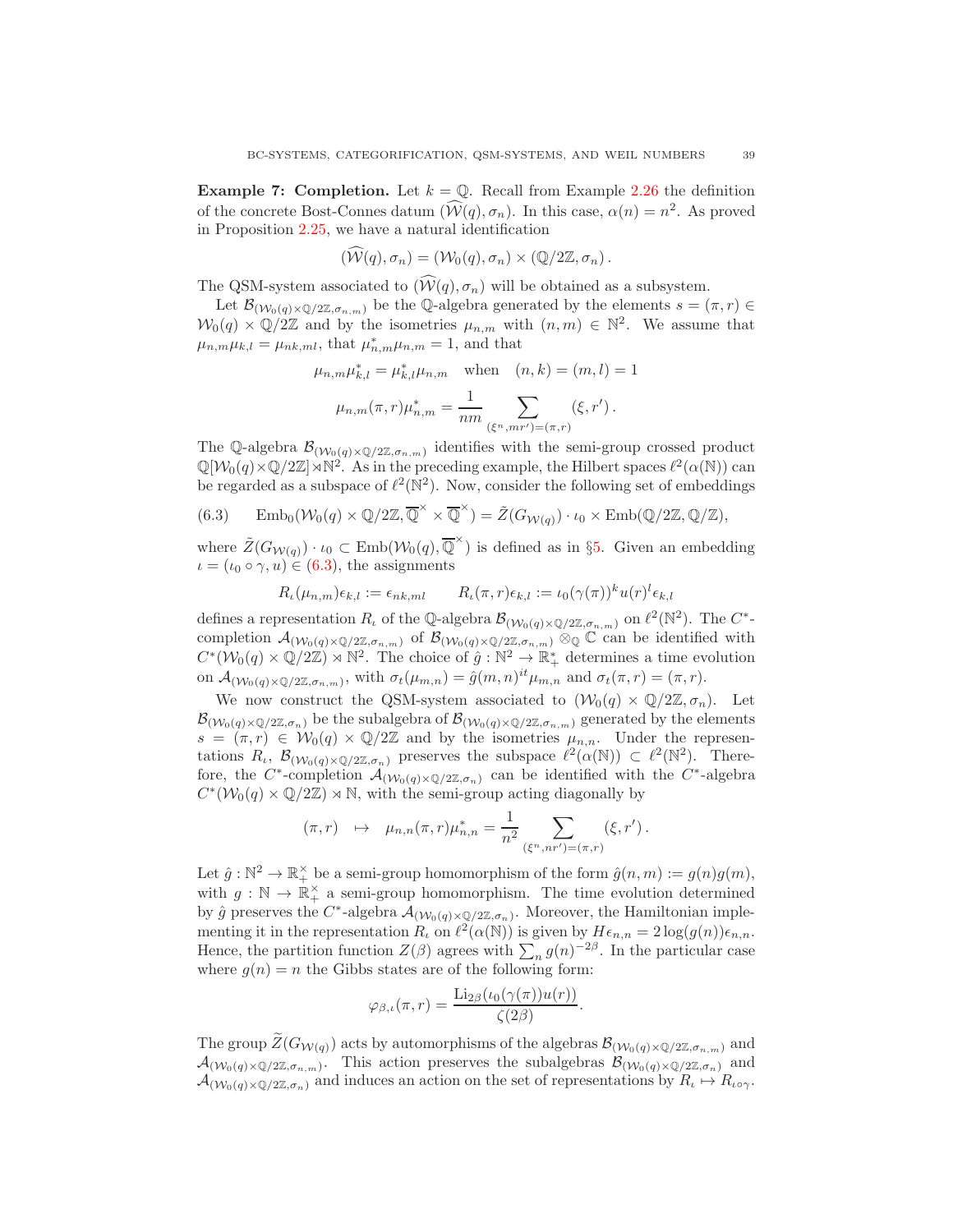**Example 7: Completion.** Let $k = \mathbb{Q}$. Recall from Example 2.26 the definition of the concrete Bost-Connes datum $(\widehat{\mathcal{W}}(q), \sigma_n)$. In this case, $\alpha(n) = n^2$. As proved in Proposition 2.25, we have a natural identification

$$(\widehat{\mathcal{W}}(q), \sigma_n) = (\mathcal{W}_0(q), \sigma_n) \times (\mathbb{Q}/2\mathbb{Z}, \sigma_n)\,.$$

The QSM-system associated to $(\widehat{\mathcal{W}}(q), \sigma_n)$ will be obtained as a subsystem.

Let $\mathcal{B}_{(\mathcal{W}_0(q)\times\mathbb{Q}/2\mathbb{Z},\sigma_{n,m})}$ be the $\mathbb{Q}$-algebra generated by the elements $s = (\pi, r) \in \mathcal{W}_0(q) \times \mathbb{Q}/2\mathbb{Z}$ and by the isometries $\mu_{n,m}$ with $(n,m) \in \mathbb{N}^2$. We assume that $\mu_{n,m}\mu_{k,l} = \mu_{nk,ml}$, that $\mu^*_{n,m}\mu_{n,m} = 1$, and that

$$\mu_{n,m}\mu^*_{k,l} = \mu^*_{k,l}\mu_{n,m} \quad \text{when} \quad (n,k) = (m,l) = 1$$

$$\mu_{n,m}(\pi,r)\mu^*_{n,m} = \frac{1}{nm}\sum_{(\xi^n, mr') = (\pi,r)} (\xi, r')\,.$$

The $\mathbb{Q}$-algebra $\mathcal{B}_{(\mathcal{W}_0(q)\times\mathbb{Q}/2\mathbb{Z},\sigma_{n,m})}$ identifies with the semi-group crossed product $\mathbb{Q}[\mathcal{W}_0(q)\times\mathbb{Q}/2\mathbb{Z}]\rtimes\mathbb{N}^2$. As in the preceding example, the Hilbert spaces $\ell^2(\alpha(\mathbb{N}))$ can be regarded as a subspace of $\ell^2(\mathbb{N}^2)$. Now, consider the following set of embeddings

$$\text{(6.3)} \qquad \mathrm{Emb}_0(\mathcal{W}_0(q) \times \mathbb{Q}/2\mathbb{Z}, \overline{\mathbb{Q}}^\times \times \overline{\mathbb{Q}}^\times) = \tilde{Z}(G_{\mathcal{W}(q)}) \cdot \iota_0 \times \mathrm{Emb}(\mathbb{Q}/2\mathbb{Z}, \mathbb{Q}/\mathbb{Z}),$$

where $\tilde{Z}(G_{\mathcal{W}(q)}) \cdot \iota_0 \subset \mathrm{Emb}(\mathcal{W}_0(q), \overline{\mathbb{Q}}^\times)$ is defined as in §5. Given an embedding $\iota = (\iota_0 \circ \gamma, u) \in$ (6.3), the assignments

$$R_\iota(\mu_{n,m})\epsilon_{k,l} := \epsilon_{nk,ml} \qquad R_\iota(\pi,r)\epsilon_{k,l} := \iota_0(\gamma(\pi))^k u(r)^l \epsilon_{k,l}$$

defines a representation $R_\iota$ of the $\mathbb{Q}$-algebra $\mathcal{B}_{(\mathcal{W}_0(q)\times\mathbb{Q}/2\mathbb{Z},\sigma_{n,m})}$ on $\ell^2(\mathbb{N}^2)$. The $C^*$-completion $\mathcal{A}_{(\mathcal{W}_0(q)\times\mathbb{Q}/2\mathbb{Z},\sigma_{n,m})}$ of $\mathcal{B}_{(\mathcal{W}_0(q)\times\mathbb{Q}/2\mathbb{Z},\sigma_{n,m})} \otimes_\mathbb{Q} \mathbb{C}$ can be identified with $C^*(\mathcal{W}_0(q) \times \mathbb{Q}/2\mathbb{Z}) \rtimes \mathbb{N}^2$. The choice of $\hat{g} : \mathbb{N}^2 \to \mathbb{R}^*_+$ determines a time evolution on $\mathcal{A}_{(\mathcal{W}_0(q)\times\mathbb{Q}/2\mathbb{Z},\sigma_{n,m})}$, with $\sigma_t(\mu_{m,n}) = \hat{g}(m,n)^{it}\mu_{m,n}$ and $\sigma_t(\pi,r) = (\pi,r)$.

We now construct the QSM-system associated to $(\mathcal{W}_0(q) \times \mathbb{Q}/2\mathbb{Z}, \sigma_n)$. Let $\mathcal{B}_{(\mathcal{W}_0(q)\times\mathbb{Q}/2\mathbb{Z},\sigma_n)}$ be the subalgebra of $\mathcal{B}_{(\mathcal{W}_0(q)\times\mathbb{Q}/2\mathbb{Z},\sigma_{n,m})}$ generated by the elements $s = (\pi, r) \in \mathcal{W}_0(q) \times \mathbb{Q}/2\mathbb{Z}$ and by the isometries $\mu_{n,n}$. Under the representations $R_\iota$, $\mathcal{B}_{(\mathcal{W}_0(q)\times\mathbb{Q}/2\mathbb{Z},\sigma_n)}$ preserves the subspace $\ell^2(\alpha(\mathbb{N})) \subset \ell^2(\mathbb{N}^2)$. Therefore, the $C^*$-completion $\mathcal{A}_{(\mathcal{W}_0(q)\times\mathbb{Q}/2\mathbb{Z},\sigma_n)}$ can be identified with the $C^*$-algebra $C^*(\mathcal{W}_0(q) \times \mathbb{Q}/2\mathbb{Z}) \rtimes \mathbb{N}$, with the semi-group acting diagonally by

$$(\pi, r) \quad \mapsto \quad \mu_{n,n}(\pi,r)\mu^*_{n,n} = \frac{1}{n^2}\sum_{(\xi^n, nr') = (\pi,r)} (\xi, r')\,.$$

Let $\hat{g} : \mathbb{N}^2 \to \mathbb{R}^\times_+$ be a semi-group homomorphism of the form $\hat{g}(n,m) := g(n)g(m)$, with $g : \mathbb{N} \to \mathbb{R}^\times_+$ a semi-group homomorphism. The time evolution determined by $\hat{g}$ preserves the $C^*$-algebra $\mathcal{A}_{(\mathcal{W}_0(q)\times\mathbb{Q}/2\mathbb{Z},\sigma_n)}$. Moreover, the Hamiltonian implementing it in the representation $R_\iota$ on $\ell^2(\alpha(\mathbb{N}))$ is given by $H\epsilon_{n,n} = 2\log(g(n))\epsilon_{n,n}$. Hence, the partition function $Z(\beta)$ agrees with $\sum_n g(n)^{-2\beta}$. In the particular case where $g(n) = n$ the Gibbs states are of the following form:

$$\varphi_{\beta,\iota}(\pi, r) = \frac{\mathrm{Li}_{2\beta}(\iota_0(\gamma(\pi))u(r))}{\zeta(2\beta)}.$$

The group $\widetilde{Z}(G_{\mathcal{W}(q)})$ acts by automorphisms of the algebras $\mathcal{B}_{(\mathcal{W}_0(q)\times\mathbb{Q}/2\mathbb{Z},\sigma_{n,m})}$ and $\mathcal{A}_{(\mathcal{W}_0(q)\times\mathbb{Q}/2\mathbb{Z},\sigma_{n,m})}$. This action preserves the subalgebras $\mathcal{B}_{(\mathcal{W}_0(q)\times\mathbb{Q}/2\mathbb{Z},\sigma_n)}$ and $\mathcal{A}_{(\mathcal{W}_0(q)\times\mathbb{Q}/2\mathbb{Z},\sigma_n)}$ and induces an action on the set of representations by $R_\iota \mapsto R_{\iota\circ\gamma}$.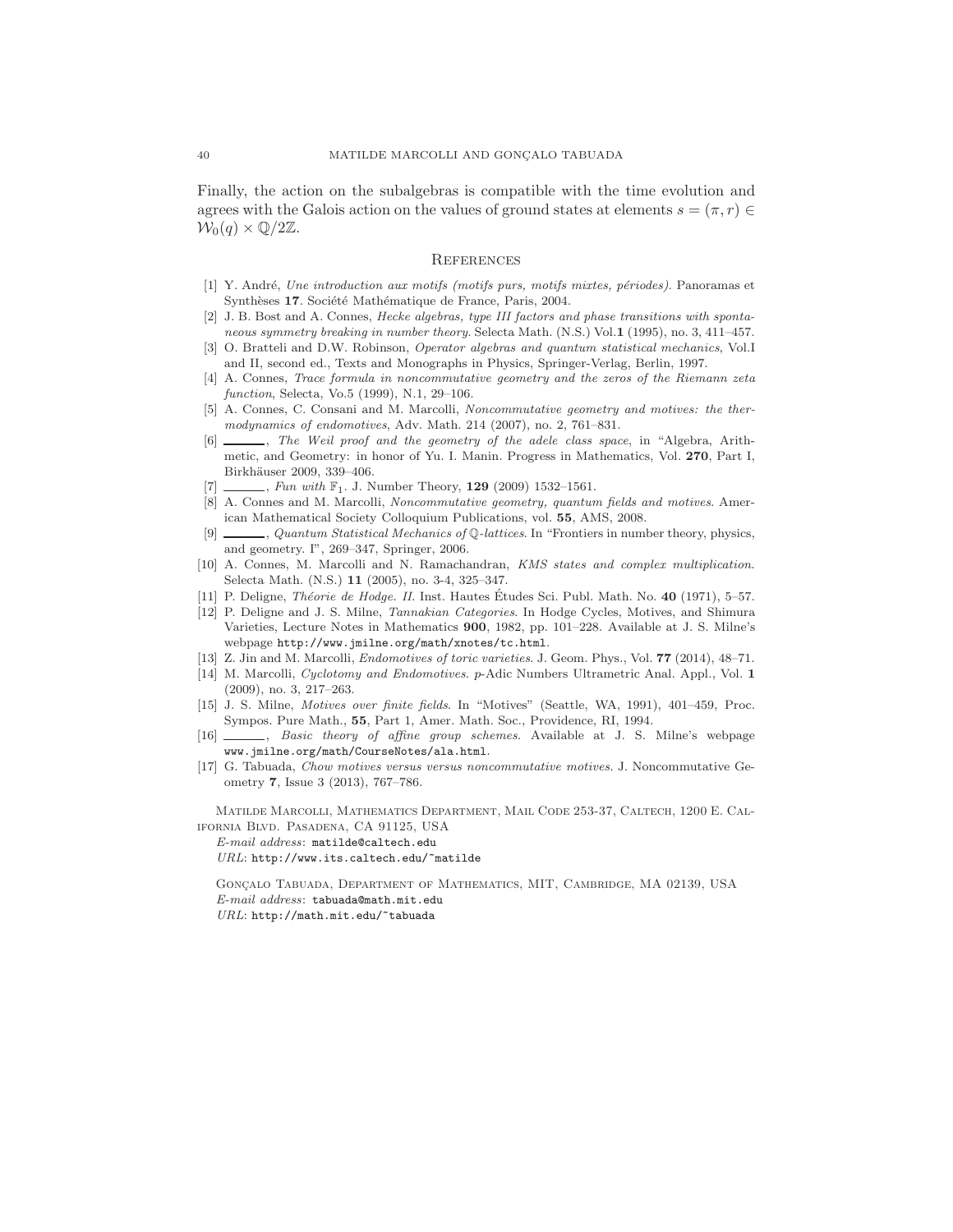Finally, the action on the subalgebras is compatible with the time evolution and agrees with the Galois action on the values of ground states at elements $s = (\pi, r) \in \mathcal{W}_0(q) \times \mathbb{Q}/2\mathbb{Z}$.

## References

[1] Y. André, *Une introduction aux motifs (motifs purs, motifs mixtes, périodes)*. Panoramas et Synthèses **17**. Société Mathématique de France, Paris, 2004.

[2] J. B. Bost and A. Connes, *Hecke algebras, type III factors and phase transitions with spontaneous symmetry breaking in number theory*. Selecta Math. (N.S.) Vol.**1** (1995), no. 3, 411–457.

[3] O. Bratteli and D.W. Robinson, *Operator algebras and quantum statistical mechanics*, Vol.I and II, second ed., Texts and Monographs in Physics, Springer-Verlag, Berlin, 1997.

[4] A. Connes, *Trace formula in noncommutative geometry and the zeros of the Riemann zeta function*, Selecta, Vo.5 (1999), N.1, 29–106.

[5] A. Connes, C. Consani and M. Marcolli, *Noncommutative geometry and motives: the thermodynamics of endomotives*, Adv. Math. 214 (2007), no. 2, 761–831.

[6] ______, *The Weil proof and the geometry of the adele class space*, in "Algebra, Arithmetic, and Geometry: in honor of Yu. I. Manin. Progress in Mathematics, Vol. **270**, Part I, Birkhäuser 2009, 339–406.

[7] ______, *Fun with* $\mathbb{F}_1$. J. Number Theory, **129** (2009) 1532–1561.

[8] A. Connes and M. Marcolli, *Noncommutative geometry, quantum fields and motives*. American Mathematical Society Colloquium Publications, vol. **55**, AMS, 2008.

[9] ______, *Quantum Statistical Mechanics of* $\mathbb{Q}$*-lattices*. In "Frontiers in number theory, physics, and geometry. I", 269–347, Springer, 2006.

[10] A. Connes, M. Marcolli and N. Ramachandran, *KMS states and complex multiplication*. Selecta Math. (N.S.) **11** (2005), no. 3-4, 325–347.

[11] P. Deligne, *Théorie de Hodge. II*. Inst. Hautes Études Sci. Publ. Math. No. **40** (1971), 5–57.

[12] P. Deligne and J. S. Milne, *Tannakian Categories*. In Hodge Cycles, Motives, and Shimura Varieties, Lecture Notes in Mathematics **900**, 1982, pp. 101–228. Available at J. S. Milne's webpage `http://www.jmilne.org/math/xnotes/tc.html`.

[13] Z. Jin and M. Marcolli, *Endomotives of toric varieties*. J. Geom. Phys., Vol. **77** (2014), 48–71.

[14] M. Marcolli, *Cyclotomy and Endomotives*. $p$-Adic Numbers Ultrametric Anal. Appl., Vol. **1** (2009), no. 3, 217–263.

[15] J. S. Milne, *Motives over finite fields*. In "Motives" (Seattle, WA, 1991), 401–459, Proc. Sympos. Pure Math., **55**, Part 1, Amer. Math. Soc., Providence, RI, 1994.

[16] ______, *Basic theory of affine group schemes*. Available at J. S. Milne's webpage `www.jmilne.org/math/CourseNotes/ala.html`.

[17] G. Tabuada, *Chow motives versus versus noncommutative motives*. J. Noncommutative Geometry **7**, Issue 3 (2013), 767–786.

Matilde Marcolli, Mathematics Department, Mail Code 253-37, Caltech, 1200 E. California Blvd. Pasadena, CA 91125, USA

*E-mail address*: `matilde@caltech.edu`

*URL*: `http://www.its.caltech.edu/~matilde`

Gonçalo Tabuada, Department of Mathematics, MIT, Cambridge, MA 02139, USA

*E-mail address*: `tabuada@math.mit.edu`

*URL*: `http://math.mit.edu/~tabuada`